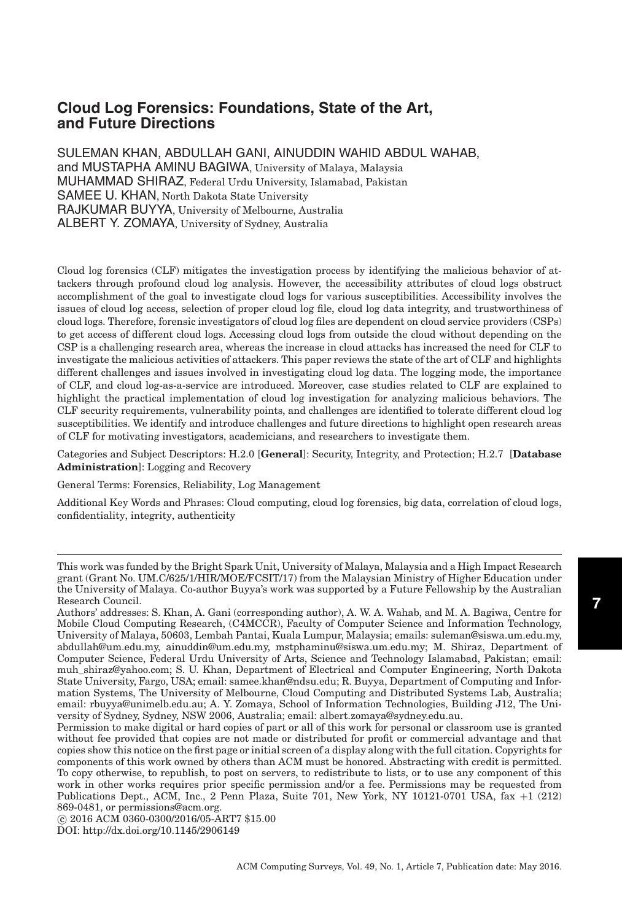# Cloud Log Forensics: Foundations, State of the Art, and Future Directions

SULEMAN KHAN, ABDULLAH GANI, AINUDDIN WAHID ABDUL WAHAB, and MUSTAPHA AMINU BAGIWA, University of Malaya, Malaysia
MUHAMMAD SHIRAZ, Federal Urdu University, Islamabad, Pakistan
SAMEE U. KHAN, North Dakota State University
RAJKUMAR BUYYA, University of Melbourne, Australia
ALBERT Y. ZOMAYA, University of Sydney, Australia

Cloud log forensics (CLF) mitigates the investigation process by identifying the malicious behavior of attackers through profound cloud log analysis. However, the accessibility attributes of cloud logs obstruct accomplishment of the goal to investigate cloud logs for various susceptibilities. Accessibility involves the issues of cloud log access, selection of proper cloud log file, cloud log data integrity, and trustworthiness of cloud logs. Therefore, forensic investigators of cloud log files are dependent on cloud service providers (CSPs) to get access of different cloud logs. Accessing cloud logs from outside the cloud without depending on the CSP is a challenging research area, whereas the increase in cloud attacks has increased the need for CLF to investigate the malicious activities of attackers. This paper reviews the state of the art of CLF and highlights different challenges and issues involved in investigating cloud log data. The logging mode, the importance of CLF, and cloud log-as-a-service are introduced. Moreover, case studies related to CLF are explained to highlight the practical implementation of cloud log investigation for analyzing malicious behaviors. The CLF security requirements, vulnerability points, and challenges are identified to tolerate different cloud log susceptibilities. We identify and introduce challenges and future directions to highlight open research areas of CLF for motivating investigators, academicians, and researchers to investigate them.

Categories and Subject Descriptors: H.2.0 [**General**]: Security, Integrity, and Protection; H.2.7 [**Database Administration**]: Logging and Recovery

General Terms: Forensics, Reliability, Log Management

Additional Key Words and Phrases: Cloud computing, cloud log forensics, big data, correlation of cloud logs, confidentiality, integrity, authenticity

---

This work was funded by the Bright Spark Unit, University of Malaya, Malaysia and a High Impact Research grant (Grant No. UM.C/625/1/HIR/MOE/FCSIT/17) from the Malaysian Ministry of Higher Education under the University of Malaya. Co-author Buyya's work was supported by a Future Fellowship by the Australian Research Council.

Authors' addresses: S. Khan, A. Gani (corresponding author), A. W. A. Wahab, and M. A. Bagiwa, Centre for Mobile Cloud Computing Research, (C4MCCR), Faculty of Computer Science and Information Technology, University of Malaya, 50603, Lembah Pantai, Kuala Lumpur, Malaysia; emails: suleman@siswa.um.edu.my, abdullah@um.edu.my, ainuddin@um.edu.my, mstphaminu@siswa.um.edu.my; M. Shiraz, Department of Computer Science, Federal Urdu University of Arts, Science and Technology Islamabad, Pakistan; email: muh_shiraz@yahoo.com; S. U. Khan, Department of Electrical and Computer Engineering, North Dakota State University, Fargo, USA; email: samee.khan@ndsu.edu; R. Buyya, Department of Computing and Information Systems, The University of Melbourne, Cloud Computing and Distributed Systems Lab, Australia; email: rbuyya@unimelb.edu.au; A. Y. Zomaya, School of Information Technologies, Building J12, The University of Sydney, Sydney, NSW 2006, Australia; email: albert.zomaya@sydney.edu.au.

Permission to make digital or hard copies of part or all of this work for personal or classroom use is granted without fee provided that copies are not made or distributed for profit or commercial advantage and that copies show this notice on the first page or initial screen of a display along with the full citation. Copyrights for components of this work owned by others than ACM must be honored. Abstracting with credit is permitted. To copy otherwise, to republish, to post on servers, to redistribute to lists, or to use any component of this work in other works requires prior specific permission and/or a fee. Permissions may be requested from Publications Dept., ACM, Inc., 2 Penn Plaza, Suite 701, New York, NY 10121-0701 USA, fax +1 (212) 869-0481, or permissions@acm.org.

© 2016 ACM 0360-0300/2016/05-ART7 $15.00

DOI: http://dx.doi.org/10.1145/2906149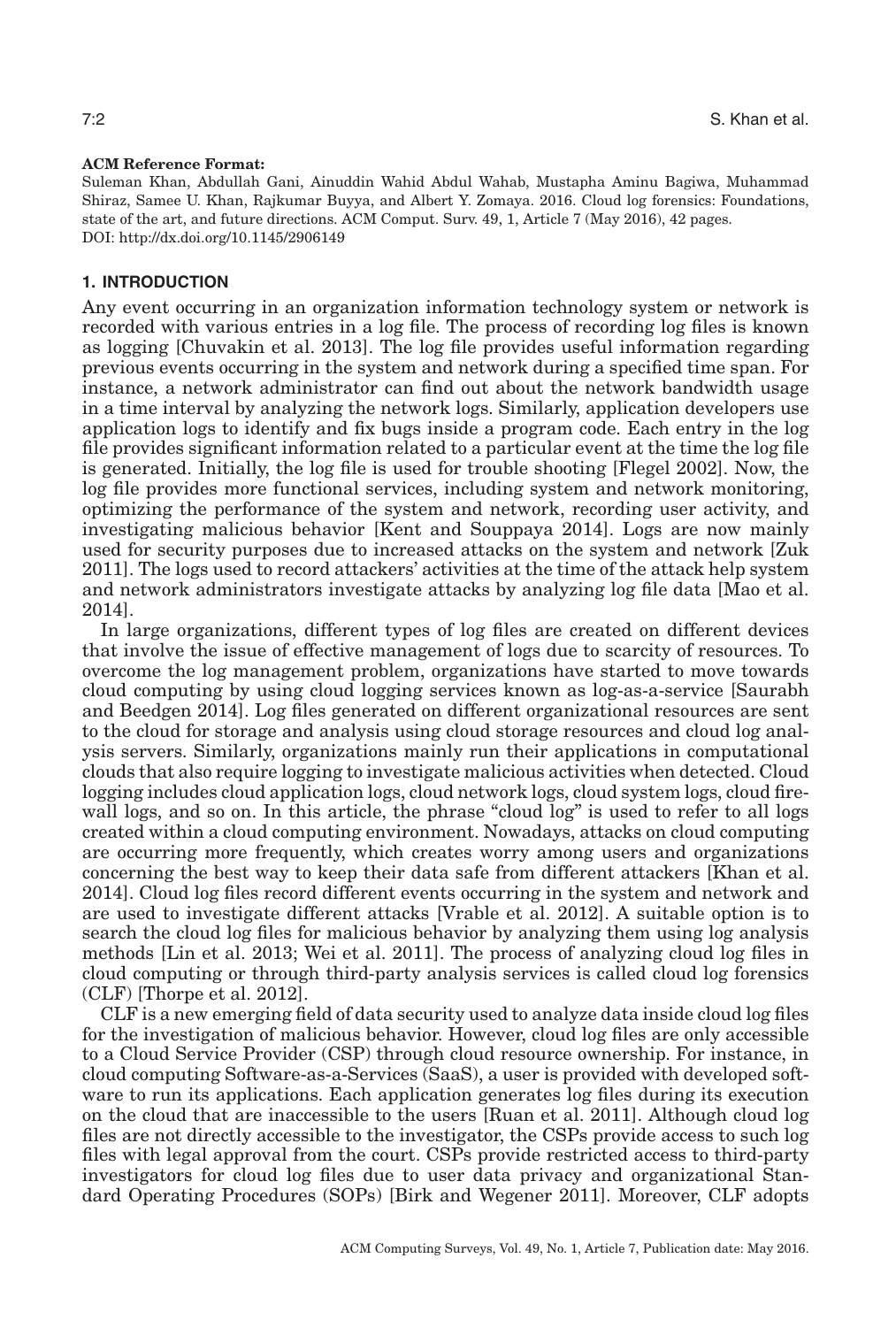**ACM Reference Format:**

Suleman Khan, Abdullah Gani, Ainuddin Wahid Abdul Wahab, Mustapha Aminu Bagiwa, Muhammad Shiraz, Samee U. Khan, Rajkumar Buyya, and Albert Y. Zomaya. 2016. Cloud log forensics: Foundations, state of the art, and future directions. ACM Comput. Surv. 49, 1, Article 7 (May 2016), 42 pages. DOI: http://dx.doi.org/10.1145/2906149

## 1. INTRODUCTION

Any event occurring in an organization information technology system or network is recorded with various entries in a log file. The process of recording log files is known as logging [Chuvakin et al. 2013]. The log file provides useful information regarding previous events occurring in the system and network during a specified time span. For instance, a network administrator can find out about the network bandwidth usage in a time interval by analyzing the network logs. Similarly, application developers use application logs to identify and fix bugs inside a program code. Each entry in the log file provides significant information related to a particular event at the time the log file is generated. Initially, the log file is used for trouble shooting [Flegel 2002]. Now, the log file provides more functional services, including system and network monitoring, optimizing the performance of the system and network, recording user activity, and investigating malicious behavior [Kent and Souppaya 2014]. Logs are now mainly used for security purposes due to increased attacks on the system and network [Zuk 2011]. The logs used to record attackers' activities at the time of the attack help system and network administrators investigate attacks by analyzing log file data [Mao et al. 2014].

In large organizations, different types of log files are created on different devices that involve the issue of effective management of logs due to scarcity of resources. To overcome the log management problem, organizations have started to move towards cloud computing by using cloud logging services known as log-as-a-service [Saurabh and Beedgen 2014]. Log files generated on different organizational resources are sent to the cloud for storage and analysis using cloud storage resources and cloud log analysis servers. Similarly, organizations mainly run their applications in computational clouds that also require logging to investigate malicious activities when detected. Cloud logging includes cloud application logs, cloud network logs, cloud system logs, cloud firewall logs, and so on. In this article, the phrase "cloud log" is used to refer to all logs created within a cloud computing environment. Nowadays, attacks on cloud computing are occurring more frequently, which creates worry among users and organizations concerning the best way to keep their data safe from different attackers [Khan et al. 2014]. Cloud log files record different events occurring in the system and network and are used to investigate different attacks [Vrable et al. 2012]. A suitable option is to search the cloud log files for malicious behavior by analyzing them using log analysis methods [Lin et al. 2013; Wei et al. 2011]. The process of analyzing cloud log files in cloud computing or through third-party analysis services is called cloud log forensics (CLF) [Thorpe et al. 2012].

CLF is a new emerging field of data security used to analyze data inside cloud log files for the investigation of malicious behavior. However, cloud log files are only accessible to a Cloud Service Provider (CSP) through cloud resource ownership. For instance, in cloud computing Software-as-a-Services (SaaS), a user is provided with developed software to run its applications. Each application generates log files during its execution on the cloud that are inaccessible to the users [Ruan et al. 2011]. Although cloud log files are not directly accessible to the investigator, the CSPs provide access to such log files with legal approval from the court. CSPs provide restricted access to third-party investigators for cloud log files due to user data privacy and organizational Standard Operating Procedures (SOPs) [Birk and Wegener 2011]. Moreover, CLF adopts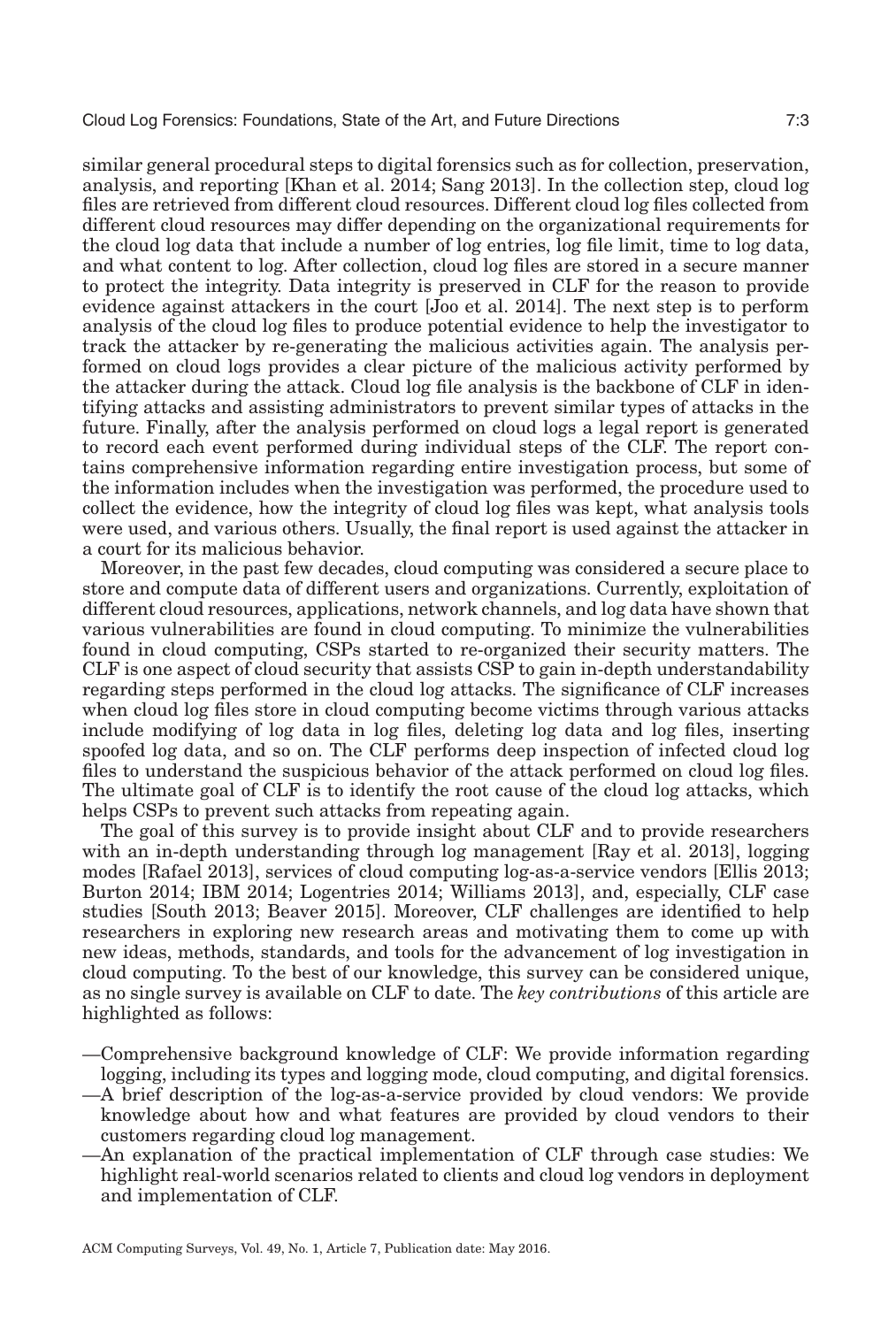similar general procedural steps to digital forensics such as for collection, preservation, analysis, and reporting [Khan et al. 2014; Sang 2013]. In the collection step, cloud log files are retrieved from different cloud resources. Different cloud log files collected from different cloud resources may differ depending on the organizational requirements for the cloud log data that include a number of log entries, log file limit, time to log data, and what content to log. After collection, cloud log files are stored in a secure manner to protect the integrity. Data integrity is preserved in CLF for the reason to provide evidence against attackers in the court [Joo et al. 2014]. The next step is to perform analysis of the cloud log files to produce potential evidence to help the investigator to track the attacker by re-generating the malicious activities again. The analysis performed on cloud logs provides a clear picture of the malicious activity performed by the attacker during the attack. Cloud log file analysis is the backbone of CLF in identifying attacks and assisting administrators to prevent similar types of attacks in the future. Finally, after the analysis performed on cloud logs a legal report is generated to record each event performed during individual steps of the CLF. The report contains comprehensive information regarding entire investigation process, but some of the information includes when the investigation was performed, the procedure used to collect the evidence, how the integrity of cloud log files was kept, what analysis tools were used, and various others. Usually, the final report is used against the attacker in a court for its malicious behavior.

Moreover, in the past few decades, cloud computing was considered a secure place to store and compute data of different users and organizations. Currently, exploitation of different cloud resources, applications, network channels, and log data have shown that various vulnerabilities are found in cloud computing. To minimize the vulnerabilities found in cloud computing, CSPs started to re-organized their security matters. The CLF is one aspect of cloud security that assists CSP to gain in-depth understandability regarding steps performed in the cloud log attacks. The significance of CLF increases when cloud log files store in cloud computing become victims through various attacks include modifying of log data in log files, deleting log data and log files, inserting spoofed log data, and so on. The CLF performs deep inspection of infected cloud log files to understand the suspicious behavior of the attack performed on cloud log files. The ultimate goal of CLF is to identify the root cause of the cloud log attacks, which helps CSPs to prevent such attacks from repeating again.

The goal of this survey is to provide insight about CLF and to provide researchers with an in-depth understanding through log management [Ray et al. 2013], logging modes [Rafael 2013], services of cloud computing log-as-a-service vendors [Ellis 2013; Burton 2014; IBM 2014; Logentries 2014; Williams 2013], and, especially, CLF case studies [South 2013; Beaver 2015]. Moreover, CLF challenges are identified to help researchers in exploring new research areas and motivating them to come up with new ideas, methods, standards, and tools for the advancement of log investigation in cloud computing. To the best of our knowledge, this survey can be considered unique, as no single survey is available on CLF to date. The *key contributions* of this article are highlighted as follows:

—Comprehensive background knowledge of CLF: We provide information regarding logging, including its types and logging mode, cloud computing, and digital forensics.

—A brief description of the log-as-a-service provided by cloud vendors: We provide knowledge about how and what features are provided by cloud vendors to their customers regarding cloud log management.

—An explanation of the practical implementation of CLF through case studies: We highlight real-world scenarios related to clients and cloud log vendors in deployment and implementation of CLF.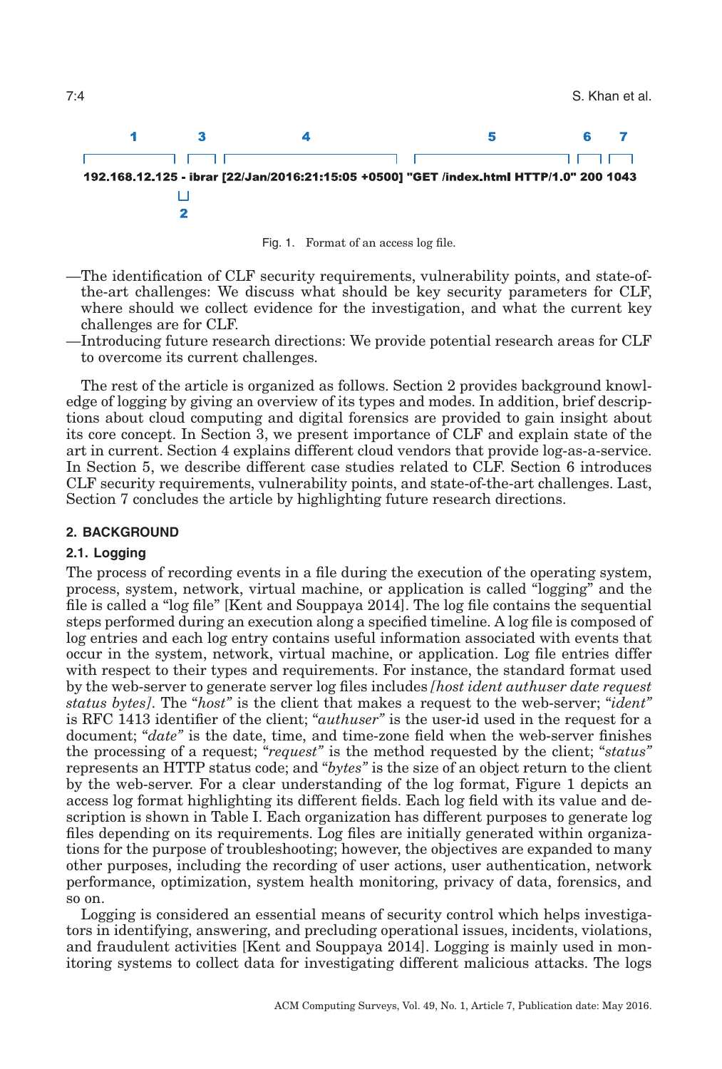```
     1          3              4                          5                   6     7
 ┌────────┐ ┌──┐ ┌──────────────────────────┐ ┌────────────────────────┐ ┌──┐ ┌───┐
192.168.12.125 - ibrar [22/Jan/2016:21:15:05 +0500] "GET /index.html HTTP/1.0" 200 1043
              └┘
              2
```

Fig. 1. Format of an access log file.

—The identification of CLF security requirements, vulnerability points, and state-of-the-art challenges: We discuss what should be key security parameters for CLF, where should we collect evidence for the investigation, and what the current key challenges are for CLF.

—Introducing future research directions: We provide potential research areas for CLF to overcome its current challenges.

The rest of the article is organized as follows. Section 2 provides background knowledge of logging by giving an overview of its types and modes. In addition, brief descriptions about cloud computing and digital forensics are provided to gain insight about its core concept. In Section 3, we present importance of CLF and explain state of the art in current. Section 4 explains different cloud vendors that provide log-as-a-service. In Section 5, we describe different case studies related to CLF. Section 6 introduces CLF security requirements, vulnerability points, and state-of-the-art challenges. Last, Section 7 concludes the article by highlighting future research directions.

## 2. BACKGROUND

### 2.1. Logging

The process of recording events in a file during the execution of the operating system, process, system, network, virtual machine, or application is called "logging" and the file is called a "log file" [Kent and Souppaya 2014]. The log file contains the sequential steps performed during an execution along a specified timeline. A log file is composed of log entries and each log entry contains useful information associated with events that occur in the system, network, virtual machine, or application. Log file entries differ with respect to their types and requirements. For instance, the standard format used by the web-server to generate server log files includes *[host ident authuser date request status bytes]*. The "*host*" is the client that makes a request to the web-server; "*ident*" is RFC 1413 identifier of the client; "*authuser*" is the user-id used in the request for a document; "*date*" is the date, time, and time-zone field when the web-server finishes the processing of a request; "*request*" is the method requested by the client; "*status*" represents an HTTP status code; and "*bytes*" is the size of an object return to the client by the web-server. For a clear understanding of the log format, Figure 1 depicts an access log format highlighting its different fields. Each log field with its value and description is shown in Table I. Each organization has different purposes to generate log files depending on its requirements. Log files are initially generated within organizations for the purpose of troubleshooting; however, the objectives are expanded to many other purposes, including the recording of user actions, user authentication, network performance, optimization, system health monitoring, privacy of data, forensics, and so on.

Logging is considered an essential means of security control which helps investigators in identifying, answering, and precluding operational issues, incidents, violations, and fraudulent activities [Kent and Souppaya 2014]. Logging is mainly used in monitoring systems to collect data for investigating different malicious attacks. The logs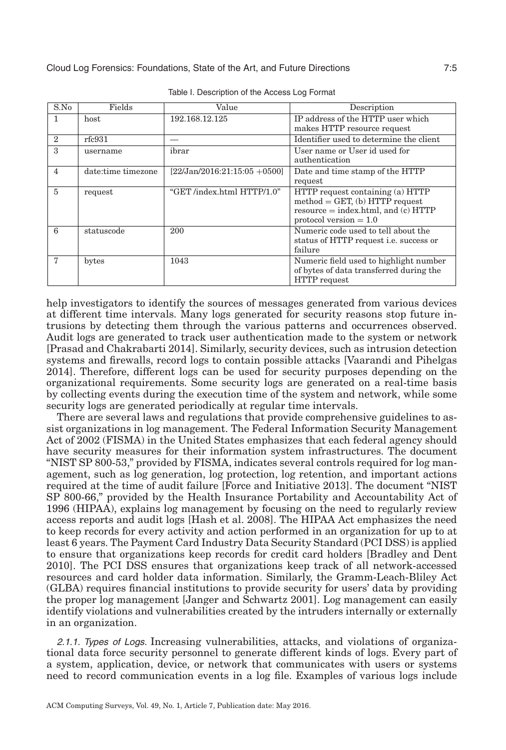Table I. Description of the Access Log Format

| S.No | Fields | Value | Description |
|---|---|---|---|
| 1 | host | 192.168.12.125 | IP address of the HTTP user which makes HTTP resource request |
| 2 | rfc931 | — | Identifier used to determine the client |
| 3 | username | ibrar | User name or User id used for authentication |
| 4 | date:time timezone | [22/Jan/2016:21:15:05 +0500] | Date and time stamp of the HTTP request |
| 5 | request | "GET /index.html HTTP/1.0" | HTTP request containing (a) HTTP method = GET, (b) HTTP request resource = index.html, and (c) HTTP protocol version = 1.0 |
| 6 | statuscode | 200 | Numeric code used to tell about the status of HTTP request i.e. success or failure |
| 7 | bytes | 1043 | Numeric field used to highlight number of bytes of data transferred during the HTTP request |

help investigators to identify the sources of messages generated from various devices at different time intervals. Many logs generated for security reasons stop future intrusions by detecting them through the various patterns and occurrences observed. Audit logs are generated to track user authentication made to the system or network [Prasad and Chakrabarti 2014]. Similarly, security devices, such as intrusion detection systems and firewalls, record logs to contain possible attacks [Vaarandi and Pihelgas 2014]. Therefore, different logs can be used for security purposes depending on the organizational requirements. Some security logs are generated on a real-time basis by collecting events during the execution time of the system and network, while some security logs are generated periodically at regular time intervals.

There are several laws and regulations that provide comprehensive guidelines to assist organizations in log management. The Federal Information Security Management Act of 2002 (FISMA) in the United States emphasizes that each federal agency should have security measures for their information system infrastructures. The document "NIST SP 800-53," provided by FISMA, indicates several controls required for log management, such as log generation, log protection, log retention, and important actions required at the time of audit failure [Force and Initiative 2013]. The document "NIST SP 800-66," provided by the Health Insurance Portability and Accountability Act of 1996 (HIPAA), explains log management by focusing on the need to regularly review access reports and audit logs [Hash et al. 2008]. The HIPAA Act emphasizes the need to keep records for every activity and action performed in an organization for up to at least 6 years. The Payment Card Industry Data Security Standard (PCI DSS) is applied to ensure that organizations keep records for credit card holders [Bradley and Dent 2010]. The PCI DSS ensures that organizations keep track of all network-accessed resources and card holder data information. Similarly, the Gramm-Leach-Bliley Act (GLBA) requires financial institutions to provide security for users' data by providing the proper log management [Janger and Schwartz 2001]. Log management can easily identify violations and vulnerabilities created by the intruders internally or externally in an organization.

*2.1.1. Types of Logs.* Increasing vulnerabilities, attacks, and violations of organizational data force security personnel to generate different kinds of logs. Every part of a system, application, device, or network that communicates with users or systems need to record communication events in a log file. Examples of various logs include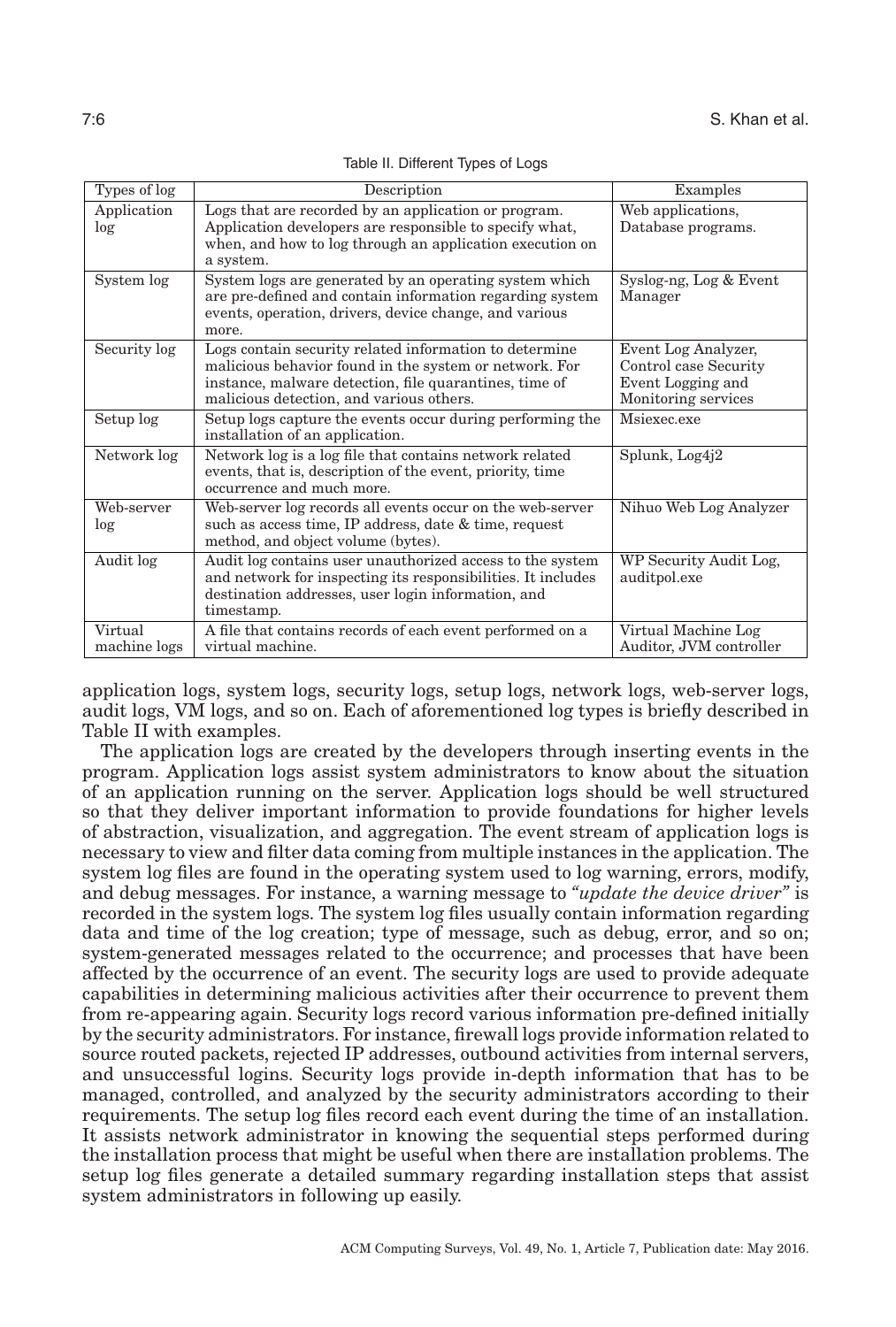Table II. Different Types of Logs

| Types of log | Description | Examples |
| --- | --- | --- |
| Application log | Logs that are recorded by an application or program. Application developers are responsible to specify what, when, and how to log through an application execution on a system. | Web applications, Database programs. |
| System log | System logs are generated by an operating system which are pre-defined and contain information regarding system events, operation, drivers, device change, and various more. | Syslog-ng, Log & Event Manager |
| Security log | Logs contain security related information to determine malicious behavior found in the system or network. For instance, malware detection, file quarantines, time of malicious detection, and various others. | Event Log Analyzer, Control case Security Event Logging and Monitoring services |
| Setup log | Setup logs capture the events occur during performing the installation of an application. | Msiexec.exe |
| Network log | Network log is a log file that contains network related events, that is, description of the event, priority, time occurrence and much more. | Splunk, Log4j2 |
| Web-server log | Web-server log records all events occur on the web-server such as access time, IP address, date & time, request method, and object volume (bytes). | Nihuo Web Log Analyzer |
| Audit log | Audit log contains user unauthorized access to the system and network for inspecting its responsibilities. It includes destination addresses, user login information, and timestamp. | WP Security Audit Log, auditpol.exe |
| Virtual machine logs | A file that contains records of each event performed on a virtual machine. | Virtual Machine Log Auditor, JVM controller |

application logs, system logs, security logs, setup logs, network logs, web-server logs, audit logs, VM logs, and so on. Each of aforementioned log types is briefly described in Table II with examples.

The application logs are created by the developers through inserting events in the program. Application logs assist system administrators to know about the situation of an application running on the server. Application logs should be well structured so that they deliver important information to provide foundations for higher levels of abstraction, visualization, and aggregation. The event stream of application logs is necessary to view and filter data coming from multiple instances in the application. The system log files are found in the operating system used to log warning, errors, modify, and debug messages. For instance, a warning message to *"update the device driver"* is recorded in the system logs. The system log files usually contain information regarding data and time of the log creation; type of message, such as debug, error, and so on; system-generated messages related to the occurrence; and processes that have been affected by the occurrence of an event. The security logs are used to provide adequate capabilities in determining malicious activities after their occurrence to prevent them from re-appearing again. Security logs record various information pre-defined initially by the security administrators. For instance, firewall logs provide information related to source routed packets, rejected IP addresses, outbound activities from internal servers, and unsuccessful logins. Security logs provide in-depth information that has to be managed, controlled, and analyzed by the security administrators according to their requirements. The setup log files record each event during the time of an installation. It assists network administrator in knowing the sequential steps performed during the installation process that might be useful when there are installation problems. The setup log files generate a detailed summary regarding installation steps that assist system administrators in following up easily.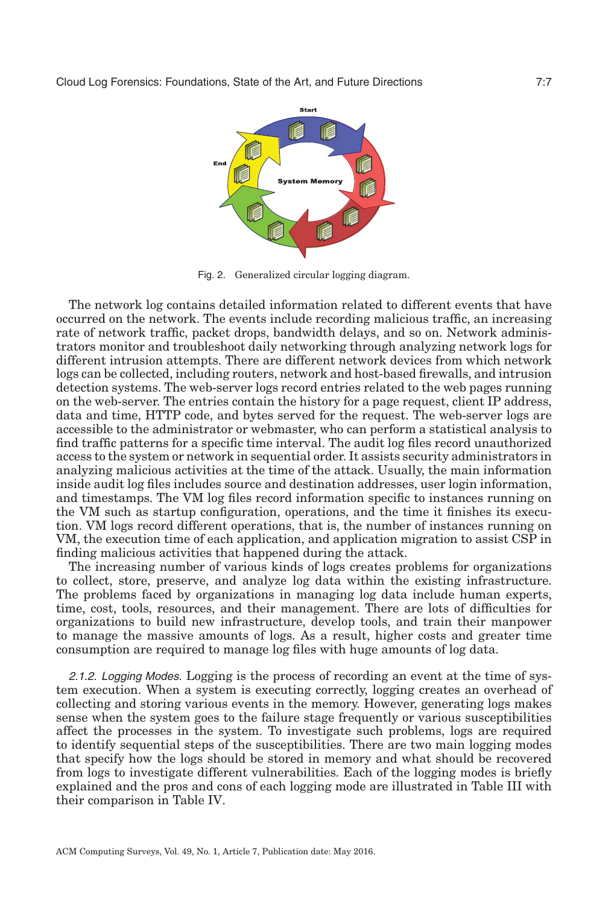Fig. 2. Generalized circular logging diagram.

The network log contains detailed information related to different events that have occurred on the network. The events include recording malicious traffic, an increasing rate of network traffic, packet drops, bandwidth delays, and so on. Network administrators monitor and troubleshoot daily networking through analyzing network logs for different intrusion attempts. There are different network devices from which network logs can be collected, including routers, network and host-based firewalls, and intrusion detection systems. The web-server logs record entries related to the web pages running on the web-server. The entries contain the history for a page request, client IP address, data and time, HTTP code, and bytes served for the request. The web-server logs are accessible to the administrator or webmaster, who can perform a statistical analysis to find traffic patterns for a specific time interval. The audit log files record unauthorized access to the system or network in sequential order. It assists security administrators in analyzing malicious activities at the time of the attack. Usually, the main information inside audit log files includes source and destination addresses, user login information, and timestamps. The VM log files record information specific to instances running on the VM such as startup configuration, operations, and the time it finishes its execution. VM logs record different operations, that is, the number of instances running on VM, the execution time of each application, and application migration to assist CSP in finding malicious activities that happened during the attack.

The increasing number of various kinds of logs creates problems for organizations to collect, store, preserve, and analyze log data within the existing infrastructure. The problems faced by organizations in managing log data include human experts, time, cost, tools, resources, and their management. There are lots of difficulties for organizations to build new infrastructure, develop tools, and train their manpower to manage the massive amounts of logs. As a result, higher costs and greater time consumption are required to manage log files with huge amounts of log data.

*2.1.2. Logging Modes.* Logging is the process of recording an event at the time of system execution. When a system is executing correctly, logging creates an overhead of collecting and storing various events in the memory. However, generating logs makes sense when the system goes to the failure stage frequently or various susceptibilities affect the processes in the system. To investigate such problems, logs are required to identify sequential steps of the susceptibilities. There are two main logging modes that specify how the logs should be stored in memory and what should be recovered from logs to investigate different vulnerabilities. Each of the logging modes is briefly explained and the pros and cons of each logging mode are illustrated in Table III with their comparison in Table IV.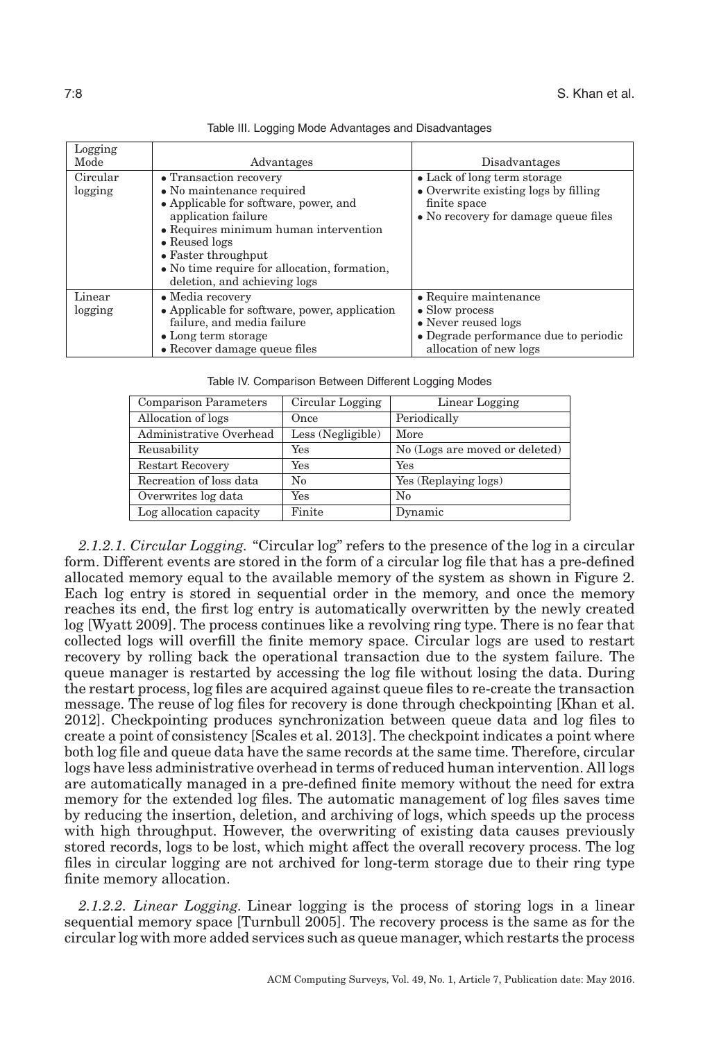Table III. Logging Mode Advantages and Disadvantages

| Logging Mode | Advantages | Disadvantages |
|---|---|---|
| Circular logging | • Transaction recovery<br>• No maintenance required<br>• Applicable for software, power, and application failure<br>• Requires minimum human intervention<br>• Reused logs<br>• Faster throughput<br>• No time require for allocation, formation, deletion, and achieving logs | • Lack of long term storage<br>• Overwrite existing logs by filling finite space<br>• No recovery for damage queue files |
| Linear logging | • Media recovery<br>• Applicable for software, power, application failure, and media failure<br>• Long term storage<br>• Recover damage queue files | • Require maintenance<br>• Slow process<br>• Never reused logs<br>• Degrade performance due to periodic allocation of new logs |

Table IV. Comparison Between Different Logging Modes

| Comparison Parameters | Circular Logging | Linear Logging |
|---|---|---|
| Allocation of logs | Once | Periodically |
| Administrative Overhead | Less (Negligible) | More |
| Reusability | Yes | No (Logs are moved or deleted) |
| Restart Recovery | Yes | Yes |
| Recreation of loss data | No | Yes (Replaying logs) |
| Overwrites log data | Yes | No |
| Log allocation capacity | Finite | Dynamic |

*2.1.2.1. Circular Logging.* "Circular log" refers to the presence of the log in a circular form. Different events are stored in the form of a circular log file that has a pre-defined allocated memory equal to the available memory of the system as shown in Figure 2. Each log entry is stored in sequential order in the memory, and once the memory reaches its end, the first log entry is automatically overwritten by the newly created log [Wyatt 2009]. The process continues like a revolving ring type. There is no fear that collected logs will overfill the finite memory space. Circular logs are used to restart recovery by rolling back the operational transaction due to the system failure. The queue manager is restarted by accessing the log file without losing the data. During the restart process, log files are acquired against queue files to re-create the transaction message. The reuse of log files for recovery is done through checkpointing [Khan et al. 2012]. Checkpointing produces synchronization between queue data and log files to create a point of consistency [Scales et al. 2013]. The checkpoint indicates a point where both log file and queue data have the same records at the same time. Therefore, circular logs have less administrative overhead in terms of reduced human intervention. All logs are automatically managed in a pre-defined finite memory without the need for extra memory for the extended log files. The automatic management of log files saves time by reducing the insertion, deletion, and archiving of logs, which speeds up the process with high throughput. However, the overwriting of existing data causes previously stored records, logs to be lost, which might affect the overall recovery process. The log files in circular logging are not archived for long-term storage due to their ring type finite memory allocation.

*2.1.2.2. Linear Logging.* Linear logging is the process of storing logs in a linear sequential memory space [Turnbull 2005]. The recovery process is the same as for the circular log with more added services such as queue manager, which restarts the process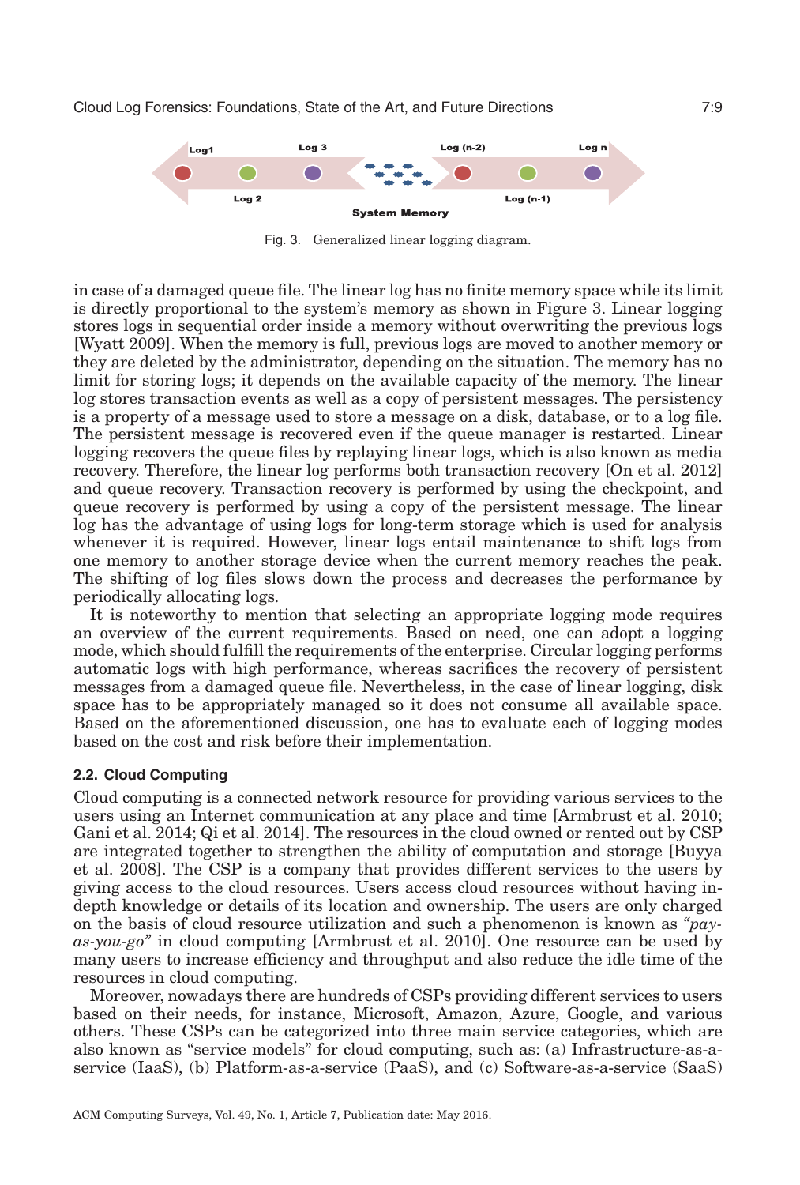Fig. 3. Generalized linear logging diagram.

in case of a damaged queue file. The linear log has no finite memory space while its limit is directly proportional to the system's memory as shown in Figure 3. Linear logging stores logs in sequential order inside a memory without overwriting the previous logs [Wyatt 2009]. When the memory is full, previous logs are moved to another memory or they are deleted by the administrator, depending on the situation. The memory has no limit for storing logs; it depends on the available capacity of the memory. The linear log stores transaction events as well as a copy of persistent messages. The persistency is a property of a message used to store a message on a disk, database, or to a log file. The persistent message is recovered even if the queue manager is restarted. Linear logging recovers the queue files by replaying linear logs, which is also known as media recovery. Therefore, the linear log performs both transaction recovery [On et al. 2012] and queue recovery. Transaction recovery is performed by using the checkpoint, and queue recovery is performed by using a copy of the persistent message. The linear log has the advantage of using logs for long-term storage which is used for analysis whenever it is required. However, linear logs entail maintenance to shift logs from one memory to another storage device when the current memory reaches the peak. The shifting of log files slows down the process and decreases the performance by periodically allocating logs.

It is noteworthy to mention that selecting an appropriate logging mode requires an overview of the current requirements. Based on need, one can adopt a logging mode, which should fulfill the requirements of the enterprise. Circular logging performs automatic logs with high performance, whereas sacrifices the recovery of persistent messages from a damaged queue file. Nevertheless, in the case of linear logging, disk space has to be appropriately managed so it does not consume all available space. Based on the aforementioned discussion, one has to evaluate each of logging modes based on the cost and risk before their implementation.

### 2.2. Cloud Computing

Cloud computing is a connected network resource for providing various services to the users using an Internet communication at any place and time [Armbrust et al. 2010; Gani et al. 2014; Qi et al. 2014]. The resources in the cloud owned or rented out by CSP are integrated together to strengthen the ability of computation and storage [Buyya et al. 2008]. The CSP is a company that provides different services to the users by giving access to the cloud resources. Users access cloud resources without having in-depth knowledge or details of its location and ownership. The users are only charged on the basis of cloud resource utilization and such a phenomenon is known as *"pay-as-you-go"* in cloud computing [Armbrust et al. 2010]. One resource can be used by many users to increase efficiency and throughput and also reduce the idle time of the resources in cloud computing.

Moreover, nowadays there are hundreds of CSPs providing different services to users based on their needs, for instance, Microsoft, Amazon, Azure, Google, and various others. These CSPs can be categorized into three main service categories, which are also known as "service models" for cloud computing, such as: (a) Infrastructure-as-a-service (IaaS), (b) Platform-as-a-service (PaaS), and (c) Software-as-a-service (SaaS)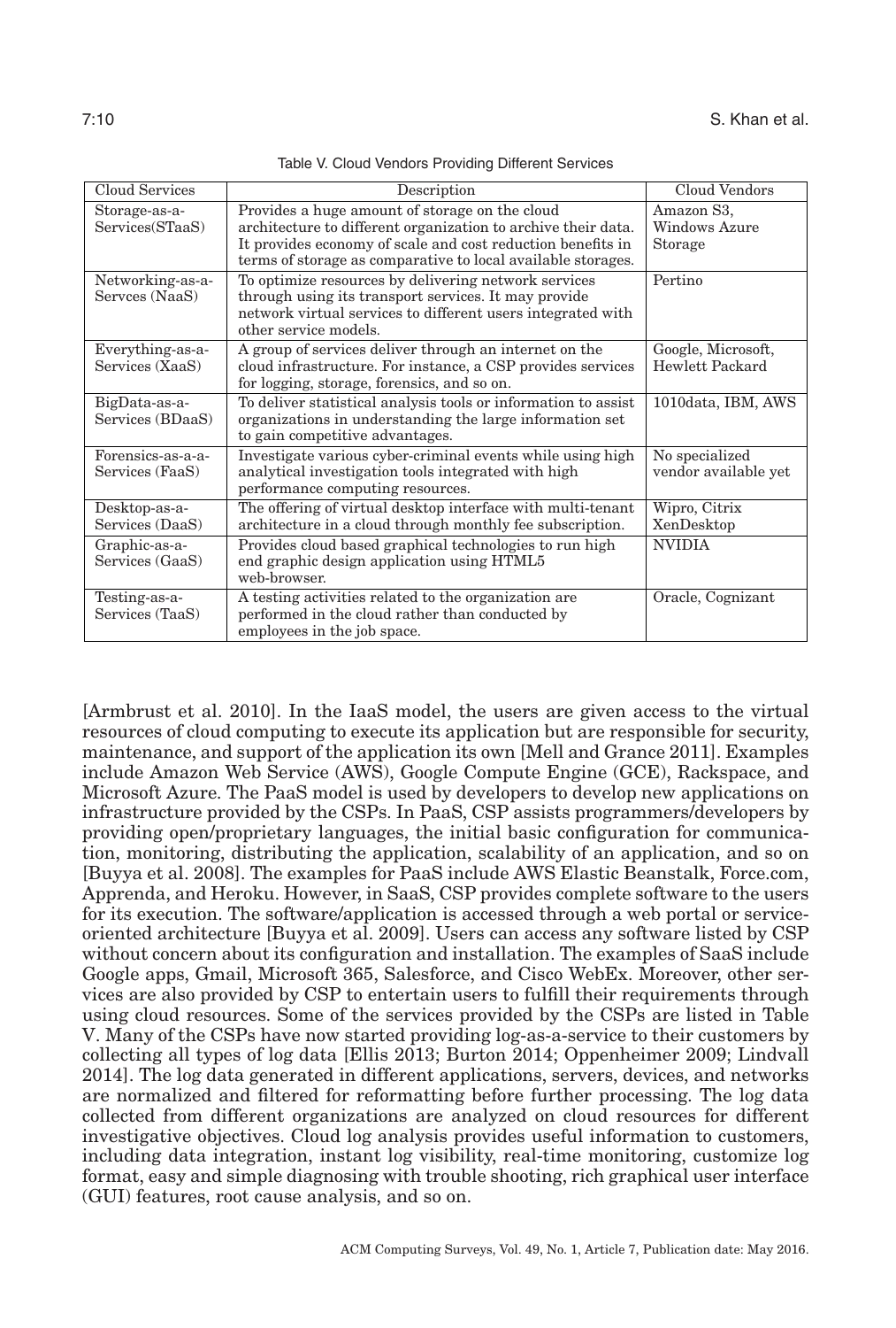Table V. Cloud Vendors Providing Different Services

| Cloud Services | Description | Cloud Vendors |
|---|---|---|
| Storage-as-a-Services(STaaS) | Provides a huge amount of storage on the cloud architecture to different organization to archive their data. It provides economy of scale and cost reduction benefits in terms of storage as comparative to local available storages. | Amazon S3, Windows Azure Storage |
| Networking-as-a-Servces (NaaS) | To optimize resources by delivering network services through using its transport services. It may provide network virtual services to different users integrated with other service models. | Pertino |
| Everything-as-a-Services (XaaS) | A group of services deliver through an internet on the cloud infrastructure. For instance, a CSP provides services for logging, storage, forensics, and so on. | Google, Microsoft, Hewlett Packard |
| BigData-as-a-Services (BDaaS) | To deliver statistical analysis tools or information to assist organizations in understanding the large information set to gain competitive advantages. | 1010data, IBM, AWS |
| Forensics-as-a-a-Services (FaaS) | Investigate various cyber-criminal events while using high analytical investigation tools integrated with high performance computing resources. | No specialized vendor available yet |
| Desktop-as-a-Services (DaaS) | The offering of virtual desktop interface with multi-tenant architecture in a cloud through monthly fee subscription. | Wipro, Citrix XenDesktop |
| Graphic-as-a-Services (GaaS) | Provides cloud based graphical technologies to run high end graphic design application using HTML5 web-browser. | NVIDIA |
| Testing-as-a-Services (TaaS) | A testing activities related to the organization are performed in the cloud rather than conducted by employees in the job space. | Oracle, Cognizant |

[Armbrust et al. 2010]. In the IaaS model, the users are given access to the virtual resources of cloud computing to execute its application but are responsible for security, maintenance, and support of the application its own [Mell and Grance 2011]. Examples include Amazon Web Service (AWS), Google Compute Engine (GCE), Rackspace, and Microsoft Azure. The PaaS model is used by developers to develop new applications on infrastructure provided by the CSPs. In PaaS, CSP assists programmers/developers by providing open/proprietary languages, the initial basic configuration for communication, monitoring, distributing the application, scalability of an application, and so on [Buyya et al. 2008]. The examples for PaaS include AWS Elastic Beanstalk, Force.com, Apprenda, and Heroku. However, in SaaS, CSP provides complete software to the users for its execution. The software/application is accessed through a web portal or service-oriented architecture [Buyya et al. 2009]. Users can access any software listed by CSP without concern about its configuration and installation. The examples of SaaS include Google apps, Gmail, Microsoft 365, Salesforce, and Cisco WebEx. Moreover, other services are also provided by CSP to entertain users to fulfill their requirements through using cloud resources. Some of the services provided by the CSPs are listed in Table V. Many of the CSPs have now started providing log-as-a-service to their customers by collecting all types of log data [Ellis 2013; Burton 2014; Oppenheimer 2009; Lindvall 2014]. The log data generated in different applications, servers, devices, and networks are normalized and filtered for reformatting before further processing. The log data collected from different organizations are analyzed on cloud resources for different investigative objectives. Cloud log analysis provides useful information to customers, including data integration, instant log visibility, real-time monitoring, customize log format, easy and simple diagnosing with trouble shooting, rich graphical user interface (GUI) features, root cause analysis, and so on.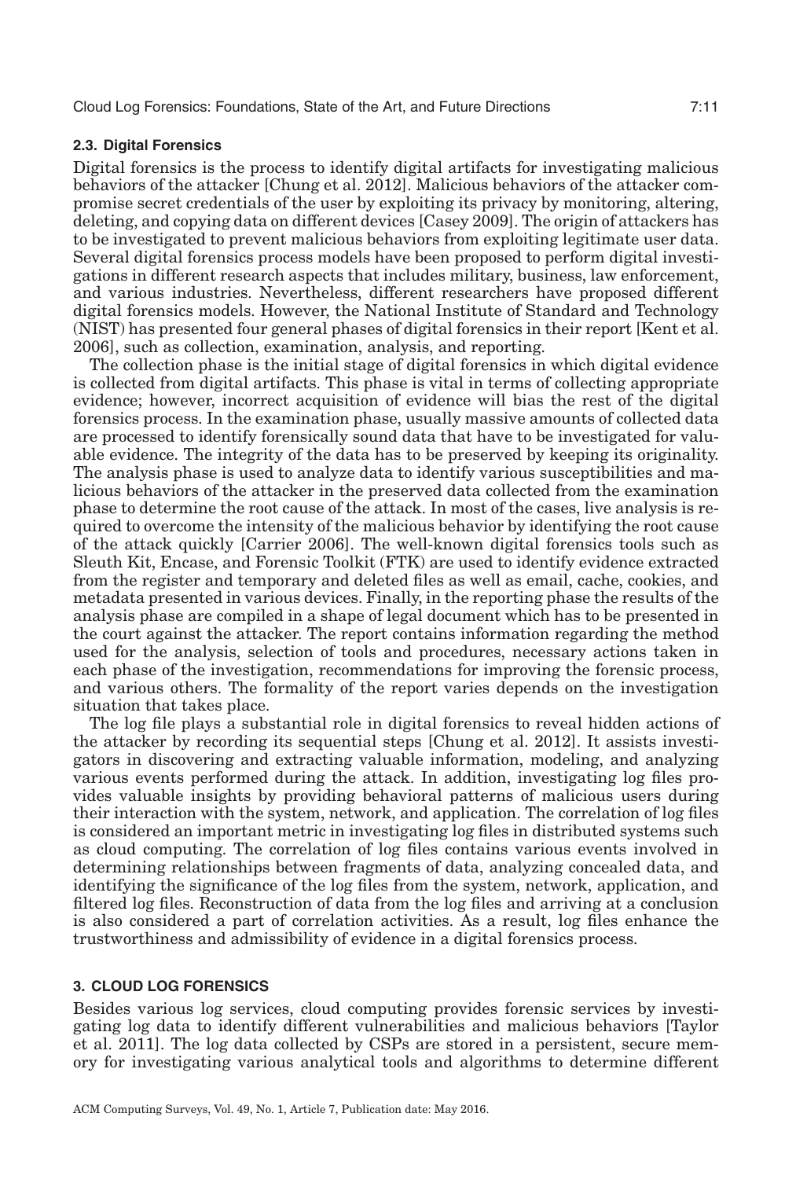### 2.3. Digital Forensics

Digital forensics is the process to identify digital artifacts for investigating malicious behaviors of the attacker [Chung et al. 2012]. Malicious behaviors of the attacker compromise secret credentials of the user by exploiting its privacy by monitoring, altering, deleting, and copying data on different devices [Casey 2009]. The origin of attackers has to be investigated to prevent malicious behaviors from exploiting legitimate user data. Several digital forensics process models have been proposed to perform digital investigations in different research aspects that includes military, business, law enforcement, and various industries. Nevertheless, different researchers have proposed different digital forensics models. However, the National Institute of Standard and Technology (NIST) has presented four general phases of digital forensics in their report [Kent et al. 2006], such as collection, examination, analysis, and reporting.

The collection phase is the initial stage of digital forensics in which digital evidence is collected from digital artifacts. This phase is vital in terms of collecting appropriate evidence; however, incorrect acquisition of evidence will bias the rest of the digital forensics process. In the examination phase, usually massive amounts of collected data are processed to identify forensically sound data that have to be investigated for valuable evidence. The integrity of the data has to be preserved by keeping its originality. The analysis phase is used to analyze data to identify various susceptibilities and malicious behaviors of the attacker in the preserved data collected from the examination phase to determine the root cause of the attack. In most of the cases, live analysis is required to overcome the intensity of the malicious behavior by identifying the root cause of the attack quickly [Carrier 2006]. The well-known digital forensics tools such as Sleuth Kit, Encase, and Forensic Toolkit (FTK) are used to identify evidence extracted from the register and temporary and deleted files as well as email, cache, cookies, and metadata presented in various devices. Finally, in the reporting phase the results of the analysis phase are compiled in a shape of legal document which has to be presented in the court against the attacker. The report contains information regarding the method used for the analysis, selection of tools and procedures, necessary actions taken in each phase of the investigation, recommendations for improving the forensic process, and various others. The formality of the report varies depends on the investigation situation that takes place.

The log file plays a substantial role in digital forensics to reveal hidden actions of the attacker by recording its sequential steps [Chung et al. 2012]. It assists investigators in discovering and extracting valuable information, modeling, and analyzing various events performed during the attack. In addition, investigating log files provides valuable insights by providing behavioral patterns of malicious users during their interaction with the system, network, and application. The correlation of log files is considered an important metric in investigating log files in distributed systems such as cloud computing. The correlation of log files contains various events involved in determining relationships between fragments of data, analyzing concealed data, and identifying the significance of the log files from the system, network, application, and filtered log files. Reconstruction of data from the log files and arriving at a conclusion is also considered a part of correlation activities. As a result, log files enhance the trustworthiness and admissibility of evidence in a digital forensics process.

## 3. CLOUD LOG FORENSICS

Besides various log services, cloud computing provides forensic services by investigating log data to identify different vulnerabilities and malicious behaviors [Taylor et al. 2011]. The log data collected by CSPs are stored in a persistent, secure memory for investigating various analytical tools and algorithms to determine different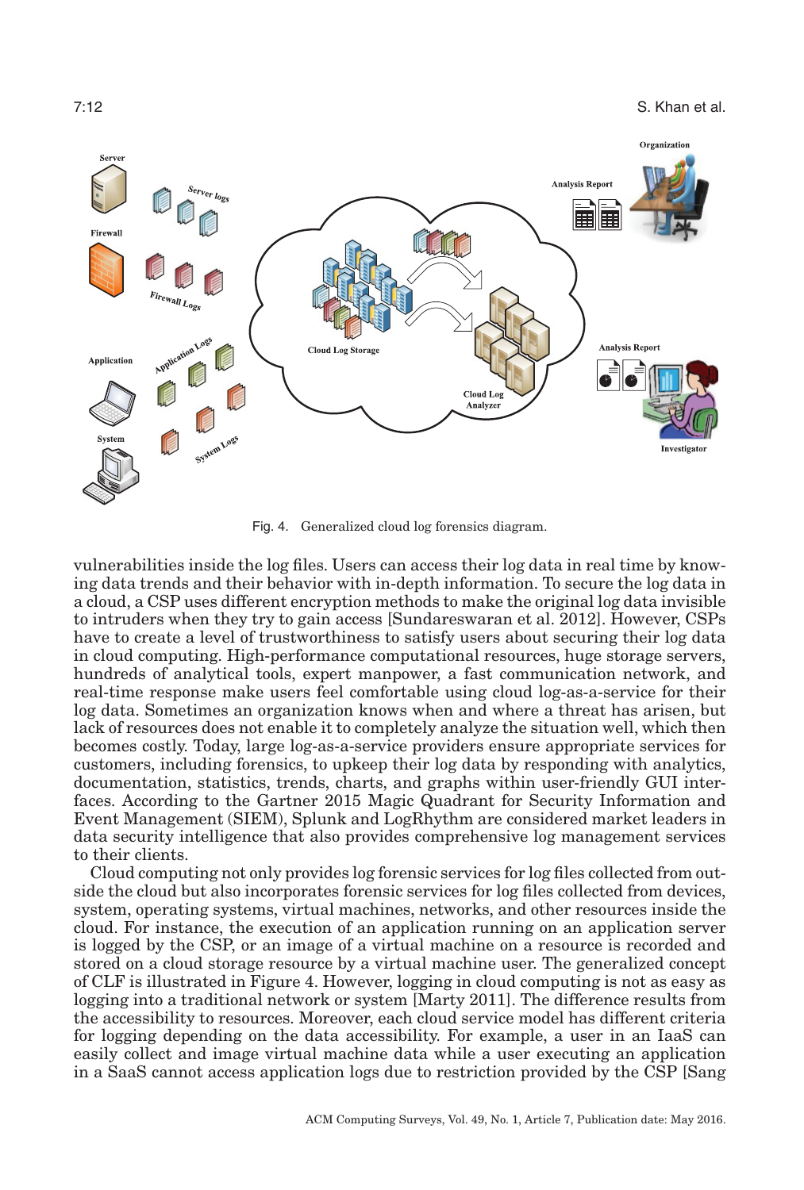Fig. 4. Generalized cloud log forensics diagram.

vulnerabilities inside the log files. Users can access their log data in real time by knowing data trends and their behavior with in-depth information. To secure the log data in a cloud, a CSP uses different encryption methods to make the original log data invisible to intruders when they try to gain access [Sundareswaran et al. 2012]. However, CSPs have to create a level of trustworthiness to satisfy users about securing their log data in cloud computing. High-performance computational resources, huge storage servers, hundreds of analytical tools, expert manpower, a fast communication network, and real-time response make users feel comfortable using cloud log-as-a-service for their log data. Sometimes an organization knows when and where a threat has arisen, but lack of resources does not enable it to completely analyze the situation well, which then becomes costly. Today, large log-as-a-service providers ensure appropriate services for customers, including forensics, to upkeep their log data by responding with analytics, documentation, statistics, trends, charts, and graphs within user-friendly GUI interfaces. According to the Gartner 2015 Magic Quadrant for Security Information and Event Management (SIEM), Splunk and LogRhythm are considered market leaders in data security intelligence that also provides comprehensive log management services to their clients.

Cloud computing not only provides log forensic services for log files collected from outside the cloud but also incorporates forensic services for log files collected from devices, system, operating systems, virtual machines, networks, and other resources inside the cloud. For instance, the execution of an application running on an application server is logged by the CSP, or an image of a virtual machine on a resource is recorded and stored on a cloud storage resource by a virtual machine user. The generalized concept of CLF is illustrated in Figure 4. However, logging in cloud computing is not as easy as logging into a traditional network or system [Marty 2011]. The difference results from the accessibility to resources. Moreover, each cloud service model has different criteria for logging depending on the data accessibility. For example, a user in an IaaS can easily collect and image virtual machine data while a user executing an application in a SaaS cannot access application logs due to restriction provided by the CSP [Sang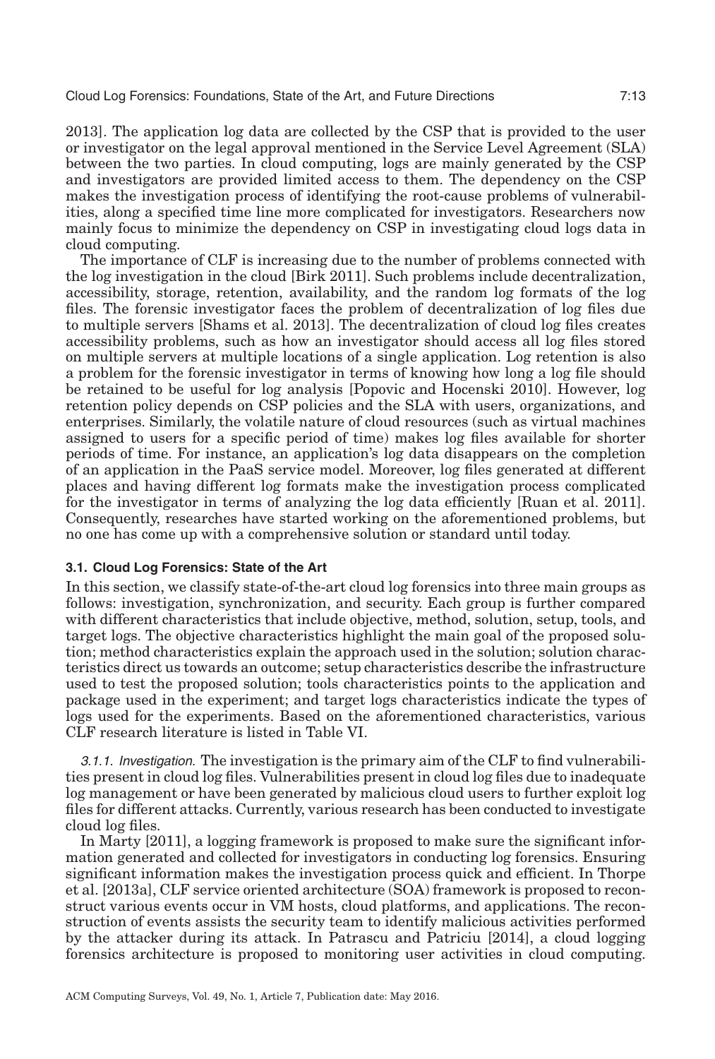2013]. The application log data are collected by the CSP that is provided to the user or investigator on the legal approval mentioned in the Service Level Agreement (SLA) between the two parties. In cloud computing, logs are mainly generated by the CSP and investigators are provided limited access to them. The dependency on the CSP makes the investigation process of identifying the root-cause problems of vulnerabilities, along a specified time line more complicated for investigators. Researchers now mainly focus to minimize the dependency on CSP in investigating cloud logs data in cloud computing.

The importance of CLF is increasing due to the number of problems connected with the log investigation in the cloud [Birk 2011]. Such problems include decentralization, accessibility, storage, retention, availability, and the random log formats of the log files. The forensic investigator faces the problem of decentralization of log files due to multiple servers [Shams et al. 2013]. The decentralization of cloud log files creates accessibility problems, such as how an investigator should access all log files stored on multiple servers at multiple locations of a single application. Log retention is also a problem for the forensic investigator in terms of knowing how long a log file should be retained to be useful for log analysis [Popovic and Hocenski 2010]. However, log retention policy depends on CSP policies and the SLA with users, organizations, and enterprises. Similarly, the volatile nature of cloud resources (such as virtual machines assigned to users for a specific period of time) makes log files available for shorter periods of time. For instance, an application's log data disappears on the completion of an application in the PaaS service model. Moreover, log files generated at different places and having different log formats make the investigation process complicated for the investigator in terms of analyzing the log data efficiently [Ruan et al. 2011]. Consequently, researches have started working on the aforementioned problems, but no one has come up with a comprehensive solution or standard until today.

### 3.1. Cloud Log Forensics: State of the Art

In this section, we classify state-of-the-art cloud log forensics into three main groups as follows: investigation, synchronization, and security. Each group is further compared with different characteristics that include objective, method, solution, setup, tools, and target logs. The objective characteristics highlight the main goal of the proposed solution; method characteristics explain the approach used in the solution; solution characteristics direct us towards an outcome; setup characteristics describe the infrastructure used to test the proposed solution; tools characteristics points to the application and package used in the experiment; and target logs characteristics indicate the types of logs used for the experiments. Based on the aforementioned characteristics, various CLF research literature is listed in Table VI.

*3.1.1. Investigation.* The investigation is the primary aim of the CLF to find vulnerabilities present in cloud log files. Vulnerabilities present in cloud log files due to inadequate log management or have been generated by malicious cloud users to further exploit log files for different attacks. Currently, various research has been conducted to investigate cloud log files.

In Marty [2011], a logging framework is proposed to make sure the significant information generated and collected for investigators in conducting log forensics. Ensuring significant information makes the investigation process quick and efficient. In Thorpe et al. [2013a], CLF service oriented architecture (SOA) framework is proposed to reconstruct various events occur in VM hosts, cloud platforms, and applications. The reconstruction of events assists the security team to identify malicious activities performed by the attacker during its attack. In Patrascu and Patriciu [2014], a cloud logging forensics architecture is proposed to monitoring user activities in cloud computing.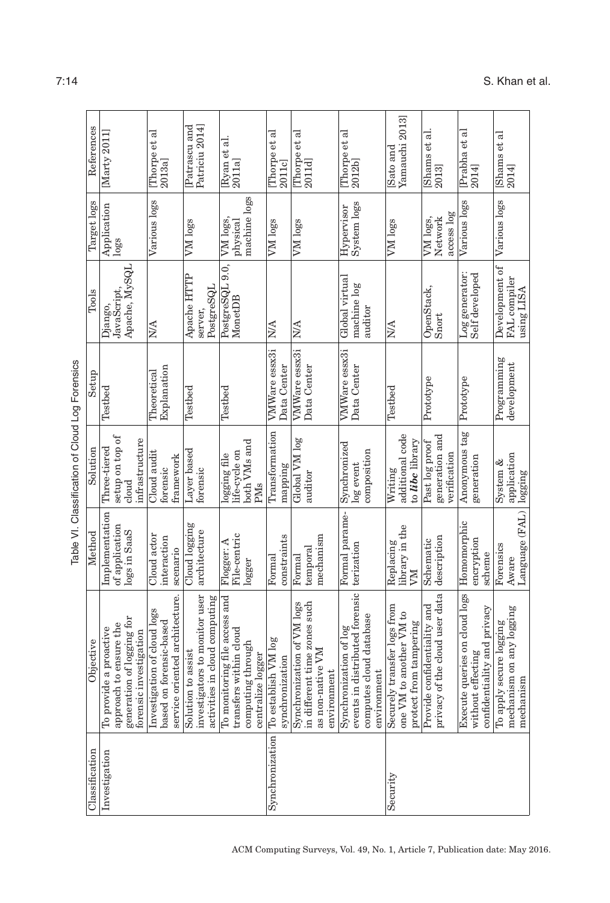Table VI. Classification of Cloud Log Forensics

| Classification | Objective | Method | Solution | Setup | Tools | Target logs | References |
|---|---|---|---|---|---|---|---|
| Investigation | To provide a proactive approach to ensure the generation of logging for forensic investigation | Implementation of application logs in SaaS | Three-tiered setup on top of cloud infrastructure | Testbed | Django, JavaScript, Apache, MySQL | Application logs | [Marty 2011] |
| | Investigation of cloud logs based on forensic-based service oriented architecture. | Cloud actor interaction scenario | Cloud audit forensic framework | Theoretical Explanation | N/A | Various logs | [Thorpe et al 2013a] |
| | Solution to assist investigators to monitor user activities in cloud computing | Cloud logging architecture | Layer based forensic | Testbed | Apache HTTP server, PostgreSQL | VM logs | [Patrascu and Patriciu 2014] |
| | To monitoring file access and transfers within cloud computing through centralize logger | Flogger: A File-centric logger | logging file life-cycle on both VMs and PMs | Testbed | PostgreSQL 9.0, MonetDB | VM logs, physical machine logs | [Ryan et al. 2011a] |
| Synchronization | To establish VM log synchronization | Formal constraints | Transformation mapping | VMWare essx3i Data Center | N/A | VM logs | [Thorpe et al 2011c] |
| | Synchronization of VM logs in different time zones such as non-native VM environment | Formal temporal mechanism | Global VM log auditor | VMWare essx3i Data Center | N/A | VM logs | [Thorpe et al 2011d] |
| | Synchronization of log events in distributed forensic computes cloud database environment | Formal parameterization | Synchronized log event composition | VMWare essx3i Data Center | Global virtual machine log auditor | Hypervisor System logs | [Thorpe et al 2012b] |
| Security | Securely transfer logs from one VM to another VM to protect from tampering | Replacing library in the VM | Writing additional code to ***libc*** library | Testbed | N/A | VM logs | [Sato and Yamauchi 2013] |
| | Provide confidentiality and privacy of the cloud user data | Schematic description | Past log proof generation and verification | Prototype | OpenStack, Snort | VM logs, Network access log | [Shams et al. 2013] |
| | Execute queries on cloud logs without effecting confidentiality and privacy | Homomorphic encryption scheme | Anonymous tag generation | Prototype | Log generator: Self developed | Various logs | [Prabha et al 2014] |
| | To apply secure logging mechanism on any logging mechanism | Forensics Aware Language (FAL) | System & application logging | Programming development | Development of FAL compiler using LISA | Various logs | [Shams et al 2014] |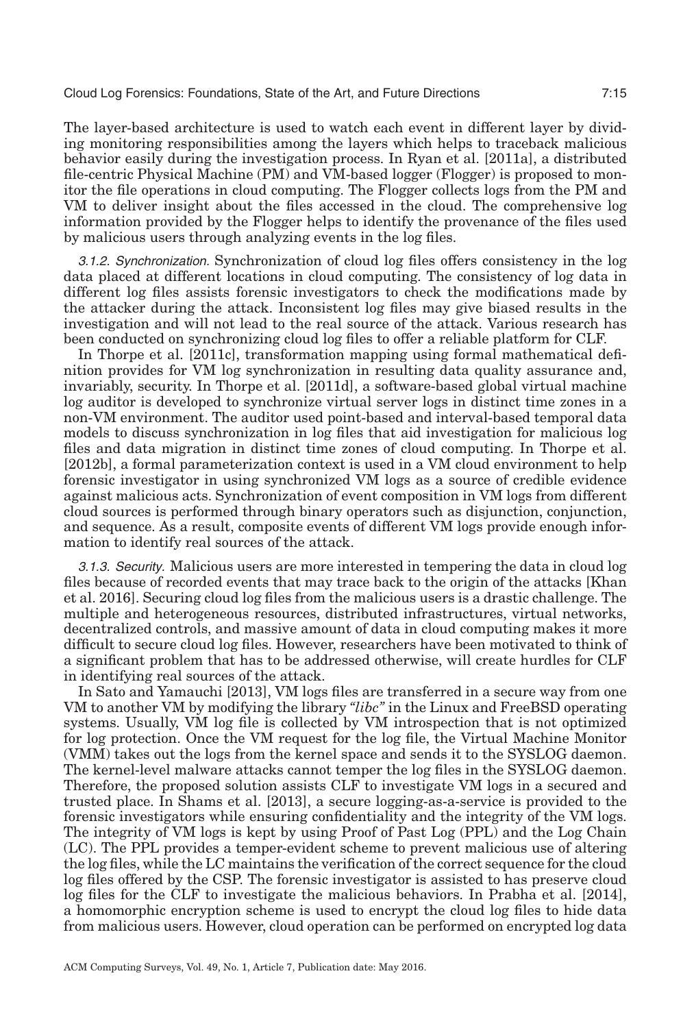The layer-based architecture is used to watch each event in different layer by dividing monitoring responsibilities among the layers which helps to traceback malicious behavior easily during the investigation process. In Ryan et al. [2011a], a distributed file-centric Physical Machine (PM) and VM-based logger (Flogger) is proposed to monitor the file operations in cloud computing. The Flogger collects logs from the PM and VM to deliver insight about the files accessed in the cloud. The comprehensive log information provided by the Flogger helps to identify the provenance of the files used by malicious users through analyzing events in the log files.

*3.1.2. Synchronization.* Synchronization of cloud log files offers consistency in the log data placed at different locations in cloud computing. The consistency of log data in different log files assists forensic investigators to check the modifications made by the attacker during the attack. Inconsistent log files may give biased results in the investigation and will not lead to the real source of the attack. Various research has been conducted on synchronizing cloud log files to offer a reliable platform for CLF.

In Thorpe et al. [2011c], transformation mapping using formal mathematical definition provides for VM log synchronization in resulting data quality assurance and, invariably, security. In Thorpe et al. [2011d], a software-based global virtual machine log auditor is developed to synchronize virtual server logs in distinct time zones in a non-VM environment. The auditor used point-based and interval-based temporal data models to discuss synchronization in log files that aid investigation for malicious log files and data migration in distinct time zones of cloud computing. In Thorpe et al. [2012b], a formal parameterization context is used in a VM cloud environment to help forensic investigator in using synchronized VM logs as a source of credible evidence against malicious acts. Synchronization of event composition in VM logs from different cloud sources is performed through binary operators such as disjunction, conjunction, and sequence. As a result, composite events of different VM logs provide enough information to identify real sources of the attack.

*3.1.3. Security.* Malicious users are more interested in tempering the data in cloud log files because of recorded events that may trace back to the origin of the attacks [Khan et al. 2016]. Securing cloud log files from the malicious users is a drastic challenge. The multiple and heterogeneous resources, distributed infrastructures, virtual networks, decentralized controls, and massive amount of data in cloud computing makes it more difficult to secure cloud log files. However, researchers have been motivated to think of a significant problem that has to be addressed otherwise, will create hurdles for CLF in identifying real sources of the attack.

In Sato and Yamauchi [2013], VM logs files are transferred in a secure way from one VM to another VM by modifying the library *"libc"* in the Linux and FreeBSD operating systems. Usually, VM log file is collected by VM introspection that is not optimized for log protection. Once the VM request for the log file, the Virtual Machine Monitor (VMM) takes out the logs from the kernel space and sends it to the SYSLOG daemon. The kernel-level malware attacks cannot temper the log files in the SYSLOG daemon. Therefore, the proposed solution assists CLF to investigate VM logs in a secured and trusted place. In Shams et al. [2013], a secure logging-as-a-service is provided to the forensic investigators while ensuring confidentiality and the integrity of the VM logs. The integrity of VM logs is kept by using Proof of Past Log (PPL) and the Log Chain (LC). The PPL provides a temper-evident scheme to prevent malicious use of altering the log files, while the LC maintains the verification of the correct sequence for the cloud log files offered by the CSP. The forensic investigator is assisted to has preserve cloud log files for the CLF to investigate the malicious behaviors. In Prabha et al. [2014], a homomorphic encryption scheme is used to encrypt the cloud log files to hide data from malicious users. However, cloud operation can be performed on encrypted log data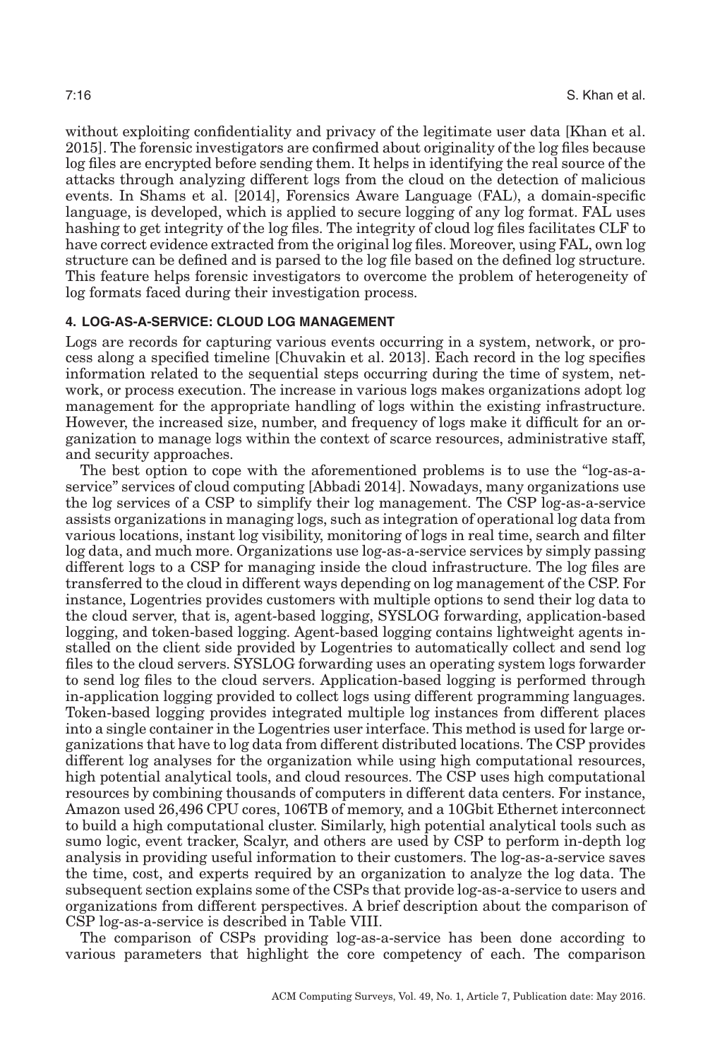without exploiting confidentiality and privacy of the legitimate user data [Khan et al. 2015]. The forensic investigators are confirmed about originality of the log files because log files are encrypted before sending them. It helps in identifying the real source of the attacks through analyzing different logs from the cloud on the detection of malicious events. In Shams et al. [2014], Forensics Aware Language (FAL), a domain-specific language, is developed, which is applied to secure logging of any log format. FAL uses hashing to get integrity of the log files. The integrity of cloud log files facilitates CLF to have correct evidence extracted from the original log files. Moreover, using FAL, own log structure can be defined and is parsed to the log file based on the defined log structure. This feature helps forensic investigators to overcome the problem of heterogeneity of log formats faced during their investigation process.

## 4. LOG-AS-A-SERVICE: CLOUD LOG MANAGEMENT

Logs are records for capturing various events occurring in a system, network, or process along a specified timeline [Chuvakin et al. 2013]. Each record in the log specifies information related to the sequential steps occurring during the time of system, network, or process execution. The increase in various logs makes organizations adopt log management for the appropriate handling of logs within the existing infrastructure. However, the increased size, number, and frequency of logs make it difficult for an organization to manage logs within the context of scarce resources, administrative staff, and security approaches.

The best option to cope with the aforementioned problems is to use the "log-as-a-service" services of cloud computing [Abbadi 2014]. Nowadays, many organizations use the log services of a CSP to simplify their log management. The CSP log-as-a-service assists organizations in managing logs, such as integration of operational log data from various locations, instant log visibility, monitoring of logs in real time, search and filter log data, and much more. Organizations use log-as-a-service services by simply passing different logs to a CSP for managing inside the cloud infrastructure. The log files are transferred to the cloud in different ways depending on log management of the CSP. For instance, Logentries provides customers with multiple options to send their log data to the cloud server, that is, agent-based logging, SYSLOG forwarding, application-based logging, and token-based logging. Agent-based logging contains lightweight agents installed on the client side provided by Logentries to automatically collect and send log files to the cloud servers. SYSLOG forwarding uses an operating system logs forwarder to send log files to the cloud servers. Application-based logging is performed through in-application logging provided to collect logs using different programming languages. Token-based logging provides integrated multiple log instances from different places into a single container in the Logentries user interface. This method is used for large organizations that have to log data from different distributed locations. The CSP provides different log analyses for the organization while using high computational resources, high potential analytical tools, and cloud resources. The CSP uses high computational resources by combining thousands of computers in different data centers. For instance, Amazon used 26,496 CPU cores, 106TB of memory, and a 10Gbit Ethernet interconnect to build a high computational cluster. Similarly, high potential analytical tools such as sumo logic, event tracker, Scalyr, and others are used by CSP to perform in-depth log analysis in providing useful information to their customers. The log-as-a-service saves the time, cost, and experts required by an organization to analyze the log data. The subsequent section explains some of the CSPs that provide log-as-a-service to users and organizations from different perspectives. A brief description about the comparison of CSP log-as-a-service is described in Table VIII.

The comparison of CSPs providing log-as-a-service has been done according to various parameters that highlight the core competency of each. The comparison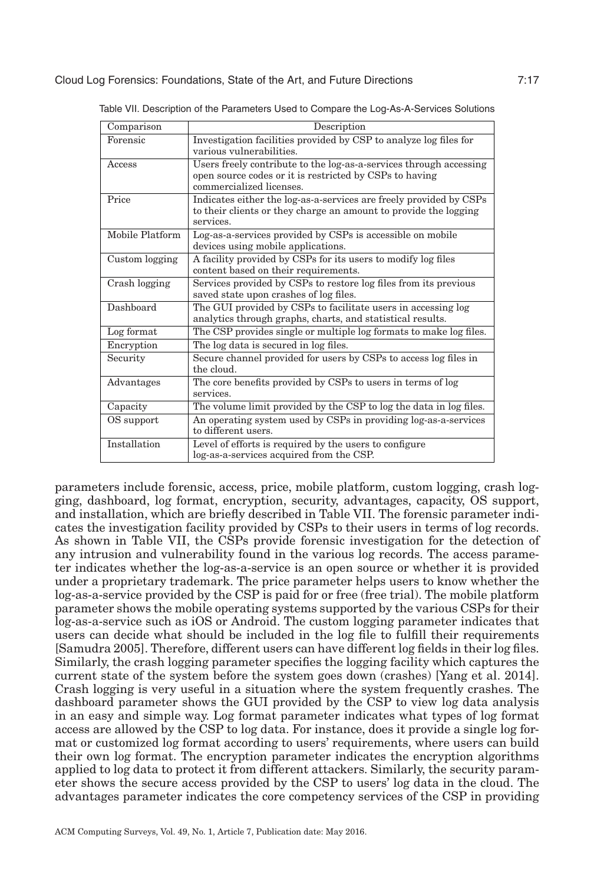Table VII. Description of the Parameters Used to Compare the Log-As-A-Services Solutions

| Comparison | Description |
| --- | --- |
| Forensic | Investigation facilities provided by CSP to analyze log files for various vulnerabilities. |
| Access | Users freely contribute to the log-as-a-services through accessing open source codes or it is restricted by CSPs to having commercialized licenses. |
| Price | Indicates either the log-as-a-services are freely provided by CSPs to their clients or they charge an amount to provide the logging services. |
| Mobile Platform | Log-as-a-services provided by CSPs is accessible on mobile devices using mobile applications. |
| Custom logging | A facility provided by CSPs for its users to modify log files content based on their requirements. |
| Crash logging | Services provided by CSPs to restore log files from its previous saved state upon crashes of log files. |
| Dashboard | The GUI provided by CSPs to facilitate users in accessing log analytics through graphs, charts, and statistical results. |
| Log format | The CSP provides single or multiple log formats to make log files. |
| Encryption | The log data is secured in log files. |
| Security | Secure channel provided for users by CSPs to access log files in the cloud. |
| Advantages | The core benefits provided by CSPs to users in terms of log services. |
| Capacity | The volume limit provided by the CSP to log the data in log files. |
| OS support | An operating system used by CSPs in providing log-as-a-services to different users. |
| Installation | Level of efforts is required by the users to configure log-as-a-services acquired from the CSP. |

parameters include forensic, access, price, mobile platform, custom logging, crash logging, dashboard, log format, encryption, security, advantages, capacity, OS support, and installation, which are briefly described in Table VII. The forensic parameter indicates the investigation facility provided by CSPs to their users in terms of log records. As shown in Table VII, the CSPs provide forensic investigation for the detection of any intrusion and vulnerability found in the various log records. The access parameter indicates whether the log-as-a-service is an open source or whether it is provided under a proprietary trademark. The price parameter helps users to know whether the log-as-a-service provided by the CSP is paid for or free (free trial). The mobile platform parameter shows the mobile operating systems supported by the various CSPs for their log-as-a-service such as iOS or Android. The custom logging parameter indicates that users can decide what should be included in the log file to fulfill their requirements [Samudra 2005]. Therefore, different users can have different log fields in their log files. Similarly, the crash logging parameter specifies the logging facility which captures the current state of the system before the system goes down (crashes) [Yang et al. 2014]. Crash logging is very useful in a situation where the system frequently crashes. The dashboard parameter shows the GUI provided by the CSP to view log data analysis in an easy and simple way. Log format parameter indicates what types of log format access are allowed by the CSP to log data. For instance, does it provide a single log format or customized log format according to users' requirements, where users can build their own log format. The encryption parameter indicates the encryption algorithms applied to log data to protect it from different attackers. Similarly, the security parameter shows the secure access provided by the CSP to users' log data in the cloud. The advantages parameter indicates the core competency services of the CSP in providing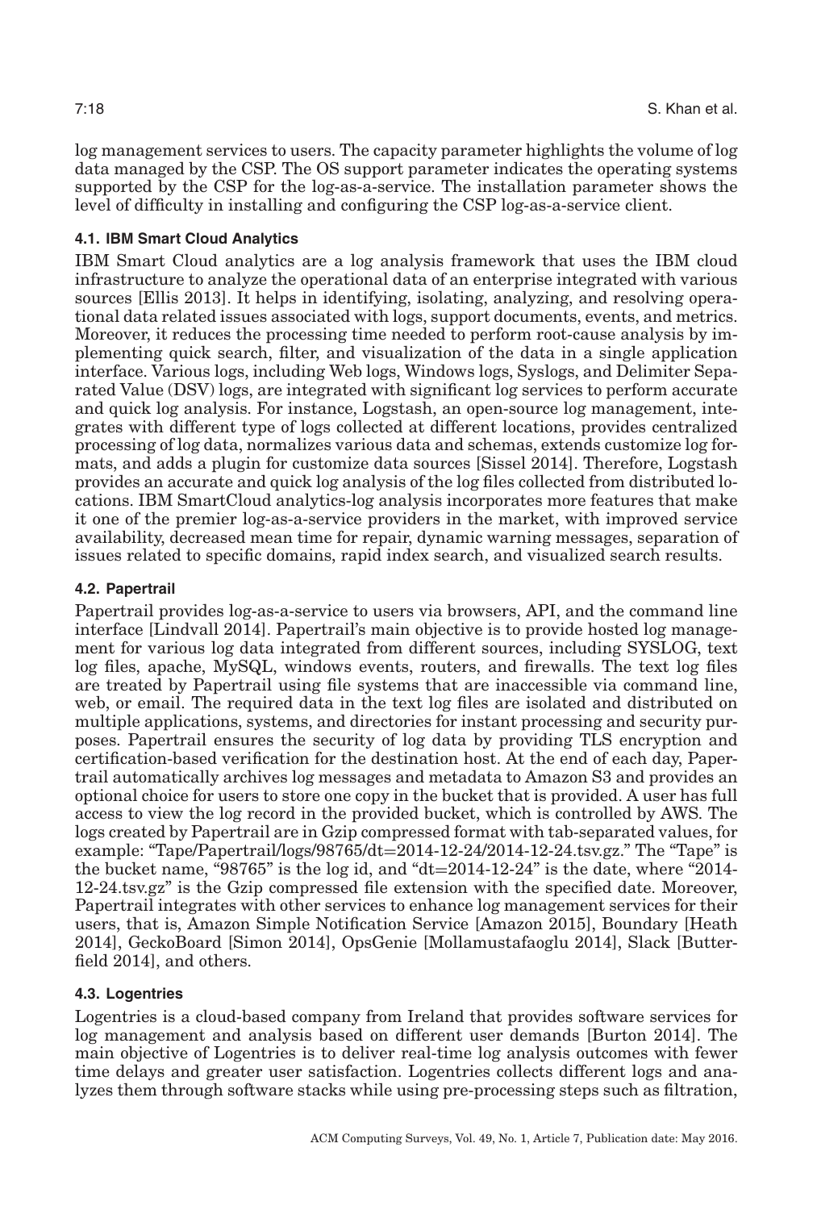log management services to users. The capacity parameter highlights the volume of log data managed by the CSP. The OS support parameter indicates the operating systems supported by the CSP for the log-as-a-service. The installation parameter shows the level of difficulty in installing and configuring the CSP log-as-a-service client.

### 4.1. IBM Smart Cloud Analytics

IBM Smart Cloud analytics are a log analysis framework that uses the IBM cloud infrastructure to analyze the operational data of an enterprise integrated with various sources [Ellis 2013]. It helps in identifying, isolating, analyzing, and resolving operational data related issues associated with logs, support documents, events, and metrics. Moreover, it reduces the processing time needed to perform root-cause analysis by implementing quick search, filter, and visualization of the data in a single application interface. Various logs, including Web logs, Windows logs, Syslogs, and Delimiter Separated Value (DSV) logs, are integrated with significant log services to perform accurate and quick log analysis. For instance, Logstash, an open-source log management, integrates with different type of logs collected at different locations, provides centralized processing of log data, normalizes various data and schemas, extends customize log formats, and adds a plugin for customize data sources [Sissel 2014]. Therefore, Logstash provides an accurate and quick log analysis of the log files collected from distributed locations. IBM SmartCloud analytics-log analysis incorporates more features that make it one of the premier log-as-a-service providers in the market, with improved service availability, decreased mean time for repair, dynamic warning messages, separation of issues related to specific domains, rapid index search, and visualized search results.

### 4.2. Papertrail

Papertrail provides log-as-a-service to users via browsers, API, and the command line interface [Lindvall 2014]. Papertrail's main objective is to provide hosted log management for various log data integrated from different sources, including SYSLOG, text log files, apache, MySQL, windows events, routers, and firewalls. The text log files are treated by Papertrail using file systems that are inaccessible via command line, web, or email. The required data in the text log files are isolated and distributed on multiple applications, systems, and directories for instant processing and security purposes. Papertrail ensures the security of log data by providing TLS encryption and certification-based verification for the destination host. At the end of each day, Papertrail automatically archives log messages and metadata to Amazon S3 and provides an optional choice for users to store one copy in the bucket that is provided. A user has full access to view the log record in the provided bucket, which is controlled by AWS. The logs created by Papertrail are in Gzip compressed format with tab-separated values, for example: "Tape/Papertrail/logs/98765/dt=2014-12-24/2014-12-24.tsv.gz." The "Tape" is the bucket name, "98765" is the log id, and "dt=2014-12-24" is the date, where "2014-12-24.tsv.gz" is the Gzip compressed file extension with the specified date. Moreover, Papertrail integrates with other services to enhance log management services for their users, that is, Amazon Simple Notification Service [Amazon 2015], Boundary [Heath 2014], GeckoBoard [Simon 2014], OpsGenie [Mollamustafaoglu 2014], Slack [Butterfield 2014], and others.

### 4.3. Logentries

Logentries is a cloud-based company from Ireland that provides software services for log management and analysis based on different user demands [Burton 2014]. The main objective of Logentries is to deliver real-time log analysis outcomes with fewer time delays and greater user satisfaction. Logentries collects different logs and analyzes them through software stacks while using pre-processing steps such as filtration,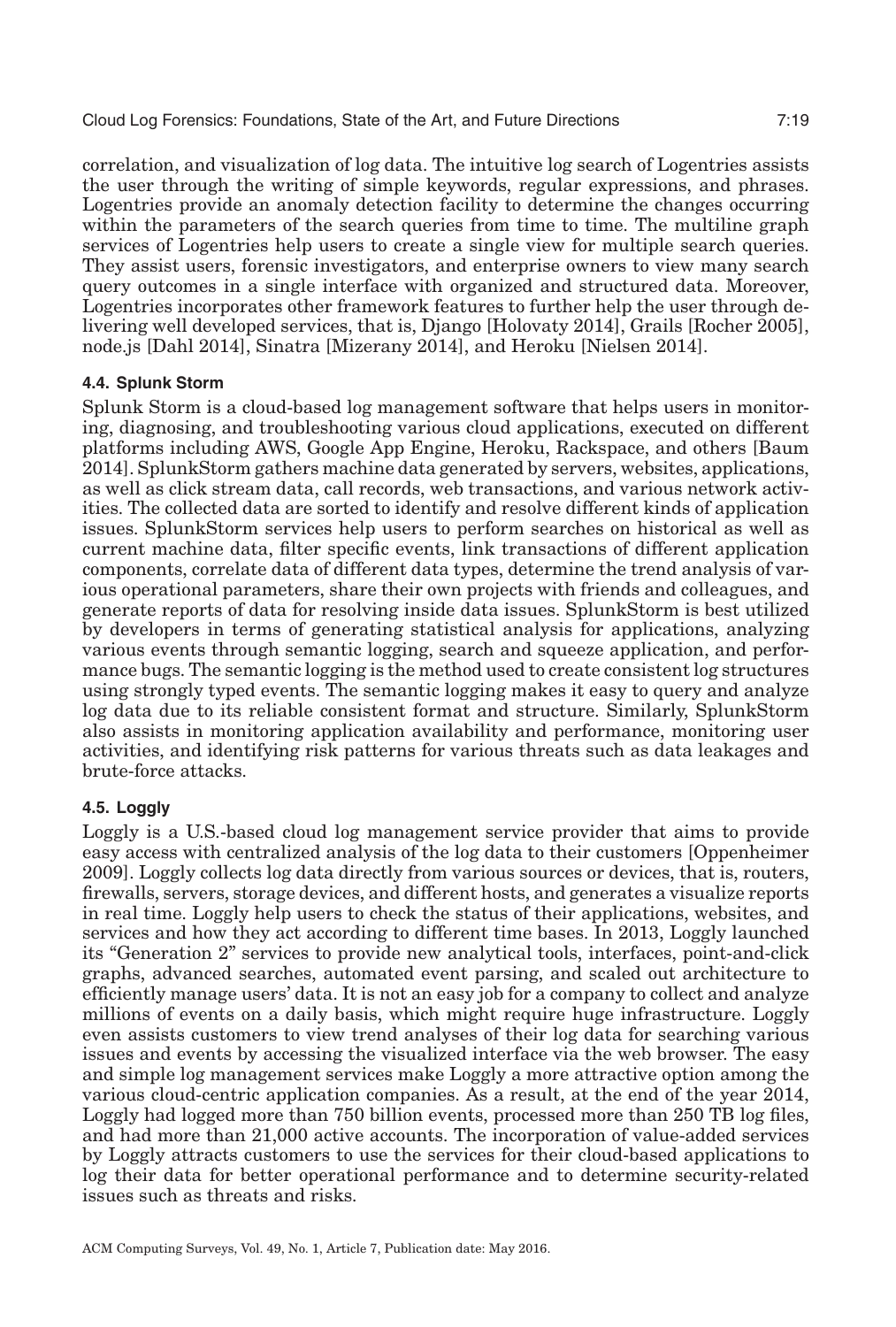correlation, and visualization of log data. The intuitive log search of Logentries assists the user through the writing of simple keywords, regular expressions, and phrases. Logentries provide an anomaly detection facility to determine the changes occurring within the parameters of the search queries from time to time. The multiline graph services of Logentries help users to create a single view for multiple search queries. They assist users, forensic investigators, and enterprise owners to view many search query outcomes in a single interface with organized and structured data. Moreover, Logentries incorporates other framework features to further help the user through delivering well developed services, that is, Django [Holovaty 2014], Grails [Rocher 2005], node.js [Dahl 2014], Sinatra [Mizerany 2014], and Heroku [Nielsen 2014].

### 4.4. Splunk Storm

Splunk Storm is a cloud-based log management software that helps users in monitoring, diagnosing, and troubleshooting various cloud applications, executed on different platforms including AWS, Google App Engine, Heroku, Rackspace, and others [Baum 2014]. SplunkStorm gathers machine data generated by servers, websites, applications, as well as click stream data, call records, web transactions, and various network activities. The collected data are sorted to identify and resolve different kinds of application issues. SplunkStorm services help users to perform searches on historical as well as current machine data, filter specific events, link transactions of different application components, correlate data of different data types, determine the trend analysis of various operational parameters, share their own projects with friends and colleagues, and generate reports of data for resolving inside data issues. SplunkStorm is best utilized by developers in terms of generating statistical analysis for applications, analyzing various events through semantic logging, search and squeeze application, and performance bugs. The semantic logging is the method used to create consistent log structures using strongly typed events. The semantic logging makes it easy to query and analyze log data due to its reliable consistent format and structure. Similarly, SplunkStorm also assists in monitoring application availability and performance, monitoring user activities, and identifying risk patterns for various threats such as data leakages and brute-force attacks.

### 4.5. Loggly

Loggly is a U.S.-based cloud log management service provider that aims to provide easy access with centralized analysis of the log data to their customers [Oppenheimer 2009]. Loggly collects log data directly from various sources or devices, that is, routers, firewalls, servers, storage devices, and different hosts, and generates a visualize reports in real time. Loggly help users to check the status of their applications, websites, and services and how they act according to different time bases. In 2013, Loggly launched its "Generation 2" services to provide new analytical tools, interfaces, point-and-click graphs, advanced searches, automated event parsing, and scaled out architecture to efficiently manage users' data. It is not an easy job for a company to collect and analyze millions of events on a daily basis, which might require huge infrastructure. Loggly even assists customers to view trend analyses of their log data for searching various issues and events by accessing the visualized interface via the web browser. The easy and simple log management services make Loggly a more attractive option among the various cloud-centric application companies. As a result, at the end of the year 2014, Loggly had logged more than 750 billion events, processed more than 250 TB log files, and had more than 21,000 active accounts. The incorporation of value-added services by Loggly attracts customers to use the services for their cloud-based applications to log their data for better operational performance and to determine security-related issues such as threats and risks.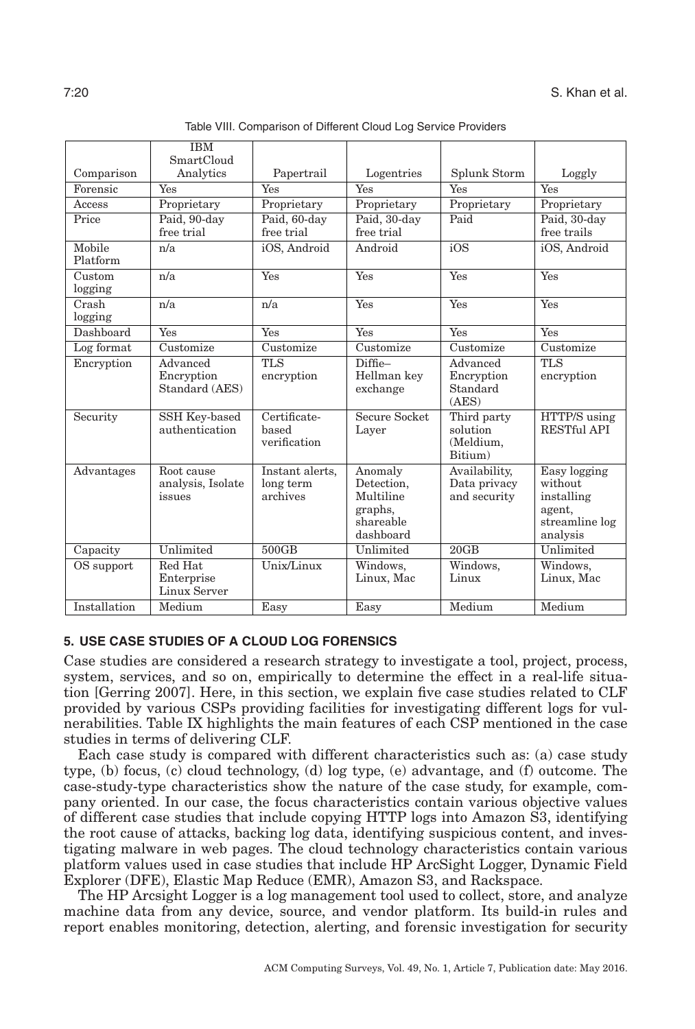Table VIII. Comparison of Different Cloud Log Service Providers

| Comparison | IBM SmartCloud Analytics | Papertrail | Logentries | Splunk Storm | Loggly |
|---|---|---|---|---|---|
| Forensic | Yes | Yes | Yes | Yes | Yes |
| Access | Proprietary | Proprietary | Proprietary | Proprietary | Proprietary |
| Price | Paid, 90-day free trial | Paid, 60-day free trial | Paid, 30-day free trial | Paid | Paid, 30-day free trails |
| Mobile Platform | n/a | iOS, Android | Android | iOS | iOS, Android |
| Custom logging | n/a | Yes | Yes | Yes | Yes |
| Crash logging | n/a | n/a | Yes | Yes | Yes |
| Dashboard | Yes | Yes | Yes | Yes | Yes |
| Log format | Customize | Customize | Customize | Customize | Customize |
| Encryption | Advanced Encryption Standard (AES) | TLS encryption | Diffie–Hellman key exchange | Advanced Encryption Standard (AES) | TLS encryption |
| Security | SSH Key-based authentication | Certificate-based verification | Secure Socket Layer | Third party solution (Meldium, Bitium) | HTTP/S using RESTful API |
| Advantages | Root cause analysis, Isolate issues | Instant alerts, long term archives | Anomaly Detection, Multiline graphs, shareable dashboard | Availability, Data privacy and security | Easy logging without installing agent, streamline log analysis |
| Capacity | Unlimited | 500GB | Unlimited | 20GB | Unlimited |
| OS support | Red Hat Enterprise Linux Server | Unix/Linux | Windows, Linux, Mac | Windows, Linux | Windows, Linux, Mac |
| Installation | Medium | Easy | Easy | Medium | Medium |

## 5. USE CASE STUDIES OF A CLOUD LOG FORENSICS

Case studies are considered a research strategy to investigate a tool, project, process, system, services, and so on, empirically to determine the effect in a real-life situation [Gerring 2007]. Here, in this section, we explain five case studies related to CLF provided by various CSPs providing facilities for investigating different logs for vulnerabilities. Table IX highlights the main features of each CSP mentioned in the case studies in terms of delivering CLF.

Each case study is compared with different characteristics such as: (a) case study type, (b) focus, (c) cloud technology, (d) log type, (e) advantage, and (f) outcome. The case-study-type characteristics show the nature of the case study, for example, company oriented. In our case, the focus characteristics contain various objective values of different case studies that include copying HTTP logs into Amazon S3, identifying the root cause of attacks, backing log data, identifying suspicious content, and investigating malware in web pages. The cloud technology characteristics contain various platform values used in case studies that include HP ArcSight Logger, Dynamic Field Explorer (DFE), Elastic Map Reduce (EMR), Amazon S3, and Rackspace.

The HP Arcsight Logger is a log management tool used to collect, store, and analyze machine data from any device, source, and vendor platform. Its build-in rules and report enables monitoring, detection, alerting, and forensic investigation for security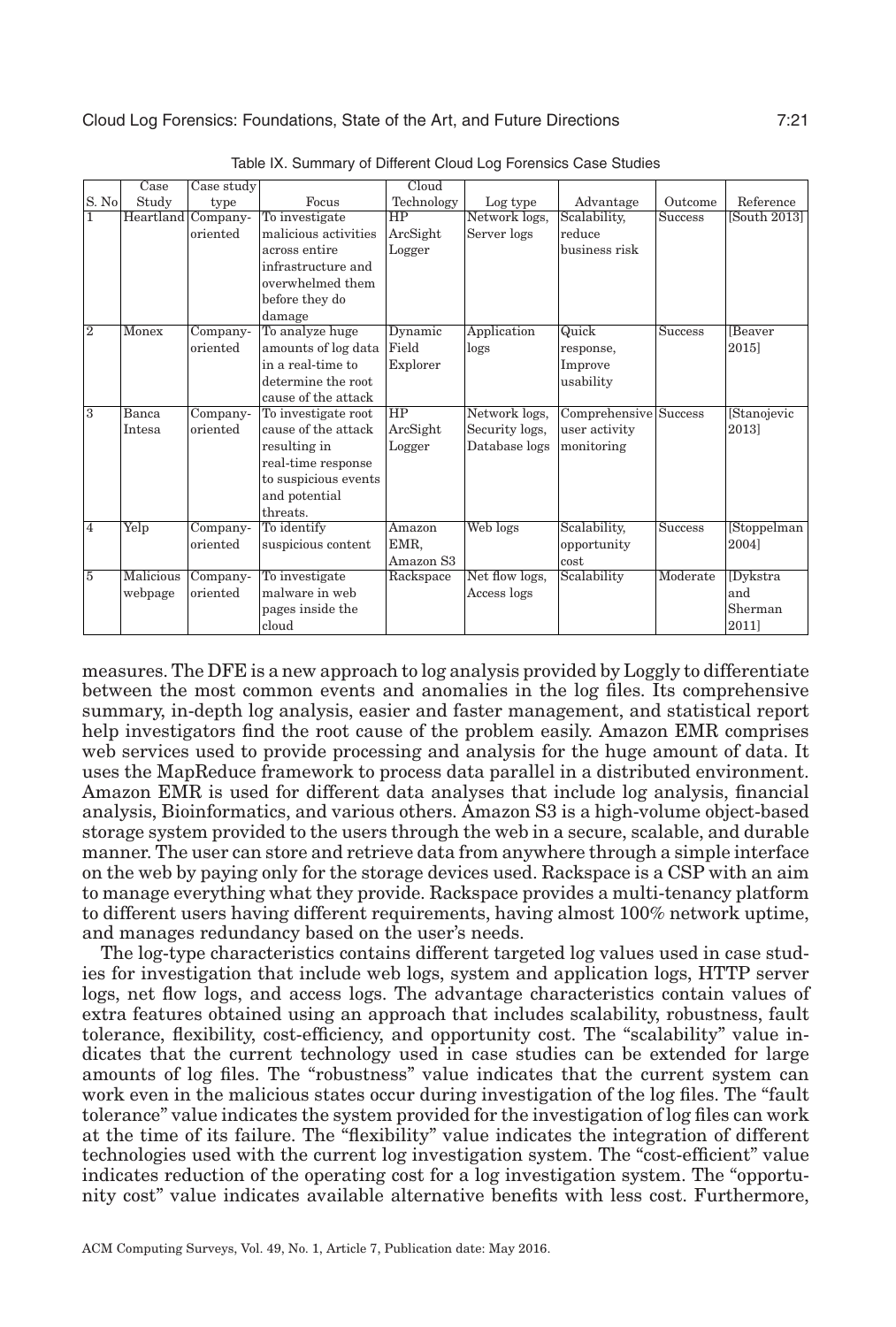Table IX. Summary of Different Cloud Log Forensics Case Studies

| S. No | Case Study | Case study type | Focus | Cloud Technology | Log type | Advantage | Outcome | Reference |
|---|---|---|---|---|---|---|---|---|
| 1 | Heartland | Company-oriented | To investigate malicious activities across entire infrastructure and overwhelmed them before they do damage | HP ArcSight Logger | Network logs, Server logs | Scalability, reduce business risk | Success | [South 2013] |
| 2 | Monex | Company-oriented | To analyze huge amounts of log data in a real-time to determine the root cause of the attack | Dynamic Field Explorer | Application logs | Quick response, Improve usability | Success | [Beaver 2015] |
| 3 | Banca Intesa | Company-oriented | To investigate root cause of the attack resulting in real-time response to suspicious events and potential threats. | HP ArcSight Logger | Network logs, Security logs, Database logs | Comprehensive user activity monitoring | Success | [Stanojevic 2013] |
| 4 | Yelp | Company-oriented | To identify suspicious content | Amazon EMR, Amazon S3 | Web logs | Scalability, opportunity cost | Success | [Stoppelman 2004] |
| 5 | Malicious webpage | Company-oriented | To investigate malware in web pages inside the cloud | Rackspace | Net flow logs, Access logs | Scalability | Moderate | [Dykstra and Sherman 2011] |

measures. The DFE is a new approach to log analysis provided by Loggly to differentiate between the most common events and anomalies in the log files. Its comprehensive summary, in-depth log analysis, easier and faster management, and statistical report help investigators find the root cause of the problem easily. Amazon EMR comprises web services used to provide processing and analysis for the huge amount of data. It uses the MapReduce framework to process data parallel in a distributed environment. Amazon EMR is used for different data analyses that include log analysis, financial analysis, Bioinformatics, and various others. Amazon S3 is a high-volume object-based storage system provided to the users through the web in a secure, scalable, and durable manner. The user can store and retrieve data from anywhere through a simple interface on the web by paying only for the storage devices used. Rackspace is a CSP with an aim to manage everything what they provide. Rackspace provides a multi-tenancy platform to different users having different requirements, having almost 100% network uptime, and manages redundancy based on the user's needs.

The log-type characteristics contains different targeted log values used in case studies for investigation that include web logs, system and application logs, HTTP server logs, net flow logs, and access logs. The advantage characteristics contain values of extra features obtained using an approach that includes scalability, robustness, fault tolerance, flexibility, cost-efficiency, and opportunity cost. The "scalability" value indicates that the current technology used in case studies can be extended for large amounts of log files. The "robustness" value indicates that the current system can work even in the malicious states occur during investigation of the log files. The "fault tolerance" value indicates the system provided for the investigation of log files can work at the time of its failure. The "flexibility" value indicates the integration of different technologies used with the current log investigation system. The "cost-efficient" value indicates reduction of the operating cost for a log investigation system. The "opportunity cost" value indicates available alternative benefits with less cost. Furthermore,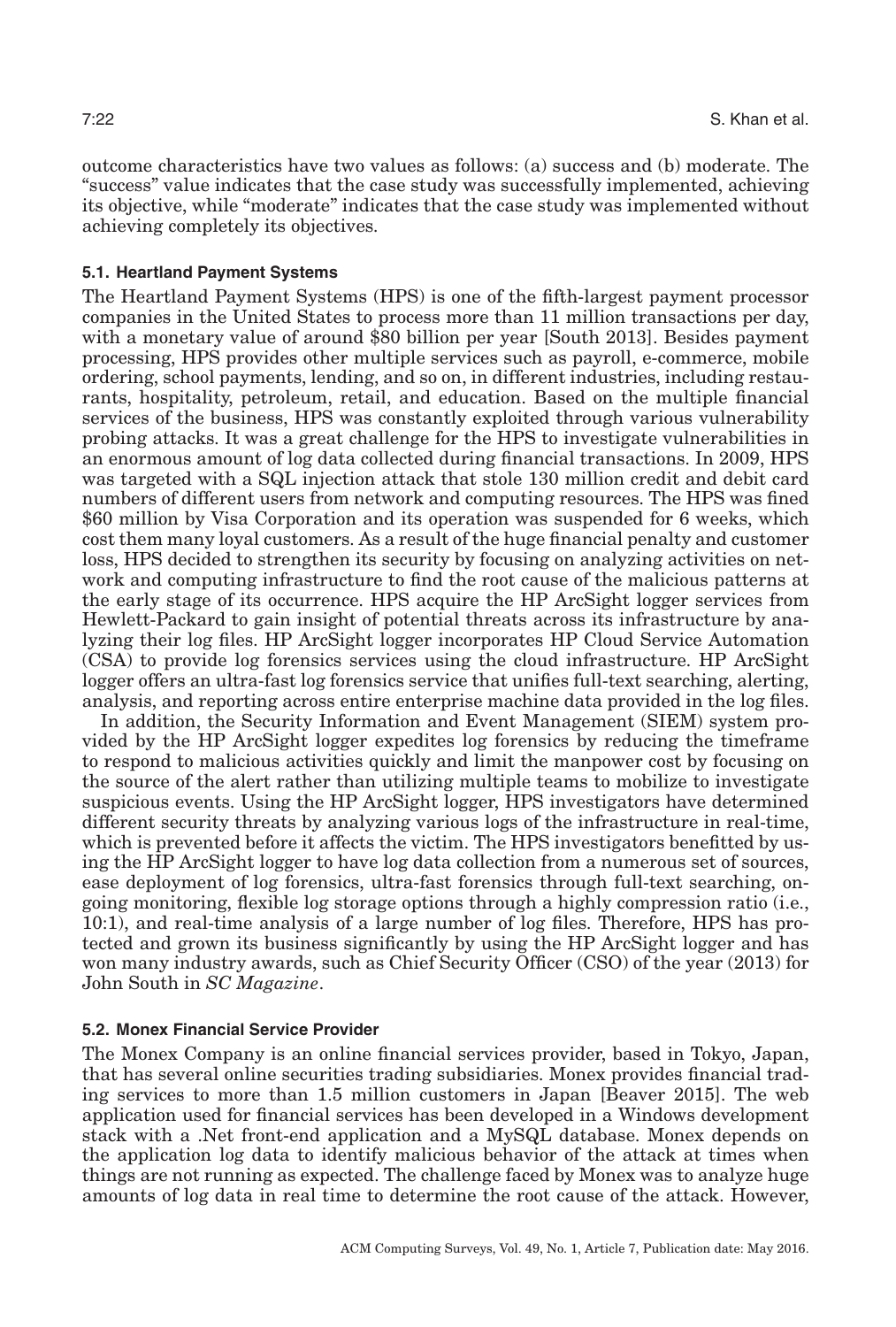outcome characteristics have two values as follows: (a) success and (b) moderate. The "success" value indicates that the case study was successfully implemented, achieving its objective, while "moderate" indicates that the case study was implemented without achieving completely its objectives.

### 5.1. Heartland Payment Systems

The Heartland Payment Systems (HPS) is one of the fifth-largest payment processor companies in the United States to process more than 11 million transactions per day, with a monetary value of around $80 billion per year [South 2013]. Besides payment processing, HPS provides other multiple services such as payroll, e-commerce, mobile ordering, school payments, lending, and so on, in different industries, including restaurants, hospitality, petroleum, retail, and education. Based on the multiple financial services of the business, HPS was constantly exploited through various vulnerability probing attacks. It was a great challenge for the HPS to investigate vulnerabilities in an enormous amount of log data collected during financial transactions. In 2009, HPS was targeted with a SQL injection attack that stole 130 million credit and debit card numbers of different users from network and computing resources. The HPS was fined $60 million by Visa Corporation and its operation was suspended for 6 weeks, which cost them many loyal customers. As a result of the huge financial penalty and customer loss, HPS decided to strengthen its security by focusing on analyzing activities on network and computing infrastructure to find the root cause of the malicious patterns at the early stage of its occurrence. HPS acquire the HP ArcSight logger services from Hewlett-Packard to gain insight of potential threats across its infrastructure by analyzing their log files. HP ArcSight logger incorporates HP Cloud Service Automation (CSA) to provide log forensics services using the cloud infrastructure. HP ArcSight logger offers an ultra-fast log forensics service that unifies full-text searching, alerting, analysis, and reporting across entire enterprise machine data provided in the log files.

In addition, the Security Information and Event Management (SIEM) system provided by the HP ArcSight logger expedites log forensics by reducing the timeframe to respond to malicious activities quickly and limit the manpower cost by focusing on the source of the alert rather than utilizing multiple teams to mobilize to investigate suspicious events. Using the HP ArcSight logger, HPS investigators have determined different security threats by analyzing various logs of the infrastructure in real-time, which is prevented before it affects the victim. The HPS investigators benefitted by using the HP ArcSight logger to have log data collection from a numerous set of sources, ease deployment of log forensics, ultra-fast forensics through full-text searching, ongoing monitoring, flexible log storage options through a highly compression ratio (i.e., 10:1), and real-time analysis of a large number of log files. Therefore, HPS has protected and grown its business significantly by using the HP ArcSight logger and has won many industry awards, such as Chief Security Officer (CSO) of the year (2013) for John South in *SC Magazine*.

### 5.2. Monex Financial Service Provider

The Monex Company is an online financial services provider, based in Tokyo, Japan, that has several online securities trading subsidiaries. Monex provides financial trading services to more than 1.5 million customers in Japan [Beaver 2015]. The web application used for financial services has been developed in a Windows development stack with a .Net front-end application and a MySQL database. Monex depends on the application log data to identify malicious behavior of the attack at times when things are not running as expected. The challenge faced by Monex was to analyze huge amounts of log data in real time to determine the root cause of the attack. However,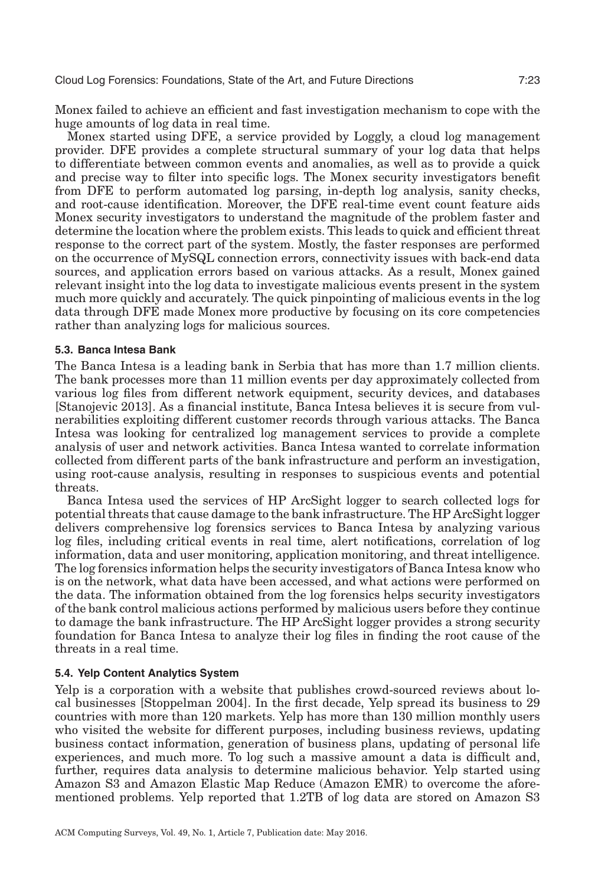Monex failed to achieve an efficient and fast investigation mechanism to cope with the huge amounts of log data in real time.

Monex started using DFE, a service provided by Loggly, a cloud log management provider. DFE provides a complete structural summary of your log data that helps to differentiate between common events and anomalies, as well as to provide a quick and precise way to filter into specific logs. The Monex security investigators benefit from DFE to perform automated log parsing, in-depth log analysis, sanity checks, and root-cause identification. Moreover, the DFE real-time event count feature aids Monex security investigators to understand the magnitude of the problem faster and determine the location where the problem exists. This leads to quick and efficient threat response to the correct part of the system. Mostly, the faster responses are performed on the occurrence of MySQL connection errors, connectivity issues with back-end data sources, and application errors based on various attacks. As a result, Monex gained relevant insight into the log data to investigate malicious events present in the system much more quickly and accurately. The quick pinpointing of malicious events in the log data through DFE made Monex more productive by focusing on its core competencies rather than analyzing logs for malicious sources.

### 5.3. Banca Intesa Bank

The Banca Intesa is a leading bank in Serbia that has more than 1.7 million clients. The bank processes more than 11 million events per day approximately collected from various log files from different network equipment, security devices, and databases [Stanojevic 2013]. As a financial institute, Banca Intesa believes it is secure from vulnerabilities exploiting different customer records through various attacks. The Banca Intesa was looking for centralized log management services to provide a complete analysis of user and network activities. Banca Intesa wanted to correlate information collected from different parts of the bank infrastructure and perform an investigation, using root-cause analysis, resulting in responses to suspicious events and potential threats.

Banca Intesa used the services of HP ArcSight logger to search collected logs for potential threats that cause damage to the bank infrastructure. The HP ArcSight logger delivers comprehensive log forensics services to Banca Intesa by analyzing various log files, including critical events in real time, alert notifications, correlation of log information, data and user monitoring, application monitoring, and threat intelligence. The log forensics information helps the security investigators of Banca Intesa know who is on the network, what data have been accessed, and what actions were performed on the data. The information obtained from the log forensics helps security investigators of the bank control malicious actions performed by malicious users before they continue to damage the bank infrastructure. The HP ArcSight logger provides a strong security foundation for Banca Intesa to analyze their log files in finding the root cause of the threats in a real time.

### 5.4. Yelp Content Analytics System

Yelp is a corporation with a website that publishes crowd-sourced reviews about local businesses [Stoppelman 2004]. In the first decade, Yelp spread its business to 29 countries with more than 120 markets. Yelp has more than 130 million monthly users who visited the website for different purposes, including business reviews, updating business contact information, generation of business plans, updating of personal life experiences, and much more. To log such a massive amount a data is difficult and, further, requires data analysis to determine malicious behavior. Yelp started using Amazon S3 and Amazon Elastic Map Reduce (Amazon EMR) to overcome the aforementioned problems. Yelp reported that 1.2TB of log data are stored on Amazon S3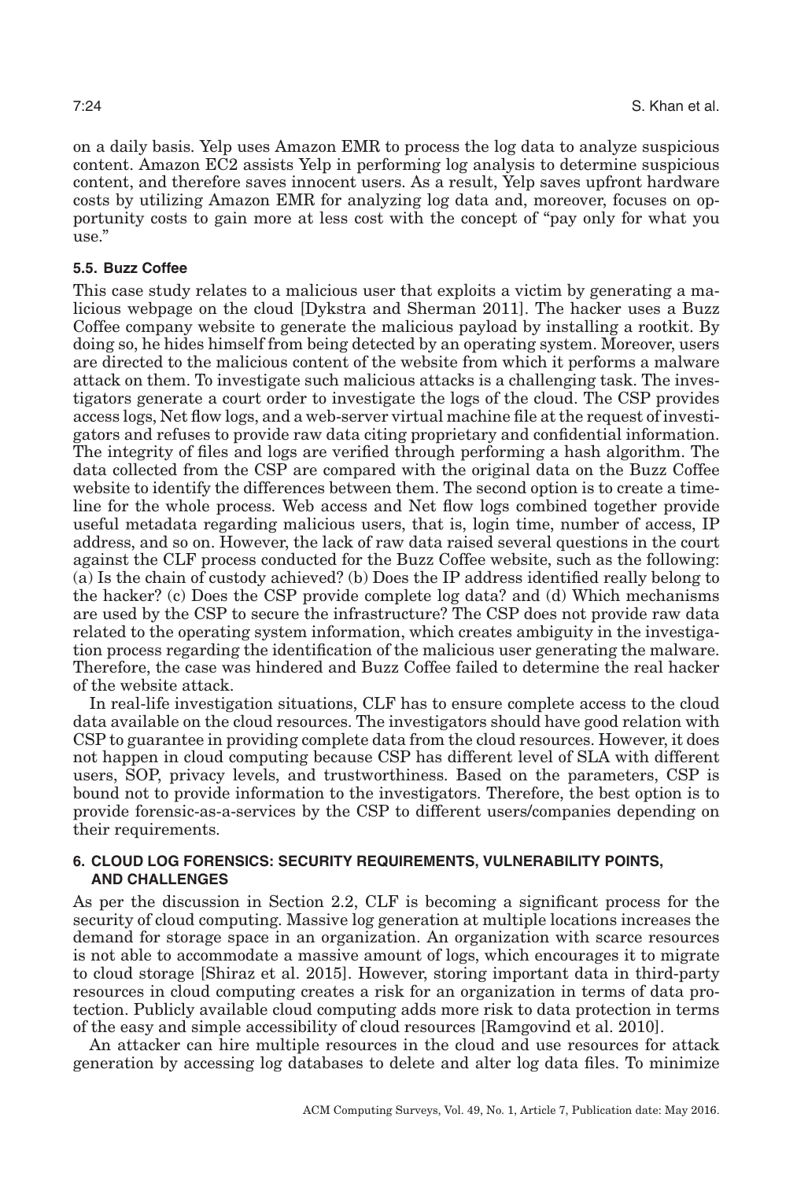on a daily basis. Yelp uses Amazon EMR to process the log data to analyze suspicious content. Amazon EC2 assists Yelp in performing log analysis to determine suspicious content, and therefore saves innocent users. As a result, Yelp saves upfront hardware costs by utilizing Amazon EMR for analyzing log data and, moreover, focuses on opportunity costs to gain more at less cost with the concept of "pay only for what you use."

### 5.5. Buzz Coffee

This case study relates to a malicious user that exploits a victim by generating a malicious webpage on the cloud [Dykstra and Sherman 2011]. The hacker uses a Buzz Coffee company website to generate the malicious payload by installing a rootkit. By doing so, he hides himself from being detected by an operating system. Moreover, users are directed to the malicious content of the website from which it performs a malware attack on them. To investigate such malicious attacks is a challenging task. The investigators generate a court order to investigate the logs of the cloud. The CSP provides access logs, Net flow logs, and a web-server virtual machine file at the request of investigators and refuses to provide raw data citing proprietary and confidential information. The integrity of files and logs are verified through performing a hash algorithm. The data collected from the CSP are compared with the original data on the Buzz Coffee website to identify the differences between them. The second option is to create a timeline for the whole process. Web access and Net flow logs combined together provide useful metadata regarding malicious users, that is, login time, number of access, IP address, and so on. However, the lack of raw data raised several questions in the court against the CLF process conducted for the Buzz Coffee website, such as the following: (a) Is the chain of custody achieved? (b) Does the IP address identified really belong to the hacker? (c) Does the CSP provide complete log data? and (d) Which mechanisms are used by the CSP to secure the infrastructure? The CSP does not provide raw data related to the operating system information, which creates ambiguity in the investigation process regarding the identification of the malicious user generating the malware. Therefore, the case was hindered and Buzz Coffee failed to determine the real hacker of the website attack.

In real-life investigation situations, CLF has to ensure complete access to the cloud data available on the cloud resources. The investigators should have good relation with CSP to guarantee in providing complete data from the cloud resources. However, it does not happen in cloud computing because CSP has different level of SLA with different users, SOP, privacy levels, and trustworthiness. Based on the parameters, CSP is bound not to provide information to the investigators. Therefore, the best option is to provide forensic-as-a-services by the CSP to different users/companies depending on their requirements.

## 6. CLOUD LOG FORENSICS: SECURITY REQUIREMENTS, VULNERABILITY POINTS, AND CHALLENGES

As per the discussion in Section 2.2, CLF is becoming a significant process for the security of cloud computing. Massive log generation at multiple locations increases the demand for storage space in an organization. An organization with scarce resources is not able to accommodate a massive amount of logs, which encourages it to migrate to cloud storage [Shiraz et al. 2015]. However, storing important data in third-party resources in cloud computing creates a risk for an organization in terms of data protection. Publicly available cloud computing adds more risk to data protection in terms of the easy and simple accessibility of cloud resources [Ramgovind et al. 2010].

An attacker can hire multiple resources in the cloud and use resources for attack generation by accessing log databases to delete and alter log data files. To minimize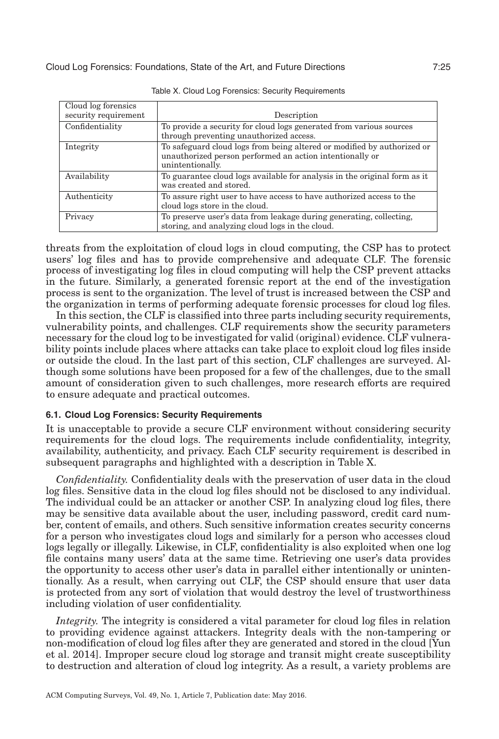Table X. Cloud Log Forensics: Security Requirements

| Cloud log forensics security requirement | Description |
|---|---|
| Confidentiality | To provide a security for cloud logs generated from various sources through preventing unauthorized access. |
| Integrity | To safeguard cloud logs from being altered or modified by authorized or unauthorized person performed an action intentionally or unintentionally. |
| Availability | To guarantee cloud logs available for analysis in the original form as it was created and stored. |
| Authenticity | To assure right user to have access to have authorized access to the cloud logs store in the cloud. |
| Privacy | To preserve user's data from leakage during generating, collecting, storing, and analyzing cloud logs in the cloud. |

threats from the exploitation of cloud logs in cloud computing, the CSP has to protect users' log files and has to provide comprehensive and adequate CLF. The forensic process of investigating log files in cloud computing will help the CSP prevent attacks in the future. Similarly, a generated forensic report at the end of the investigation process is sent to the organization. The level of trust is increased between the CSP and the organization in terms of performing adequate forensic processes for cloud log files.

In this section, the CLF is classified into three parts including security requirements, vulnerability points, and challenges. CLF requirements show the security parameters necessary for the cloud log to be investigated for valid (original) evidence. CLF vulnerability points include places where attacks can take place to exploit cloud log files inside or outside the cloud. In the last part of this section, CLF challenges are surveyed. Although some solutions have been proposed for a few of the challenges, due to the small amount of consideration given to such challenges, more research efforts are required to ensure adequate and practical outcomes.

### 6.1. Cloud Log Forensics: Security Requirements

It is unacceptable to provide a secure CLF environment without considering security requirements for the cloud logs. The requirements include confidentiality, integrity, availability, authenticity, and privacy. Each CLF security requirement is described in subsequent paragraphs and highlighted with a description in Table X.

*Confidentiality.* Confidentiality deals with the preservation of user data in the cloud log files. Sensitive data in the cloud log files should not be disclosed to any individual. The individual could be an attacker or another CSP. In analyzing cloud log files, there may be sensitive data available about the user, including password, credit card number, content of emails, and others. Such sensitive information creates security concerns for a person who investigates cloud logs and similarly for a person who accesses cloud logs legally or illegally. Likewise, in CLF, confidentiality is also exploited when one log file contains many users' data at the same time. Retrieving one user's data provides the opportunity to access other user's data in parallel either intentionally or unintentionally. As a result, when carrying out CLF, the CSP should ensure that user data is protected from any sort of violation that would destroy the level of trustworthiness including violation of user confidentiality.

*Integrity.* The integrity is considered a vital parameter for cloud log files in relation to providing evidence against attackers. Integrity deals with the non-tampering or non-modification of cloud log files after they are generated and stored in the cloud [Yun et al. 2014]. Improper secure cloud log storage and transit might create susceptibility to destruction and alteration of cloud log integrity. As a result, a variety problems are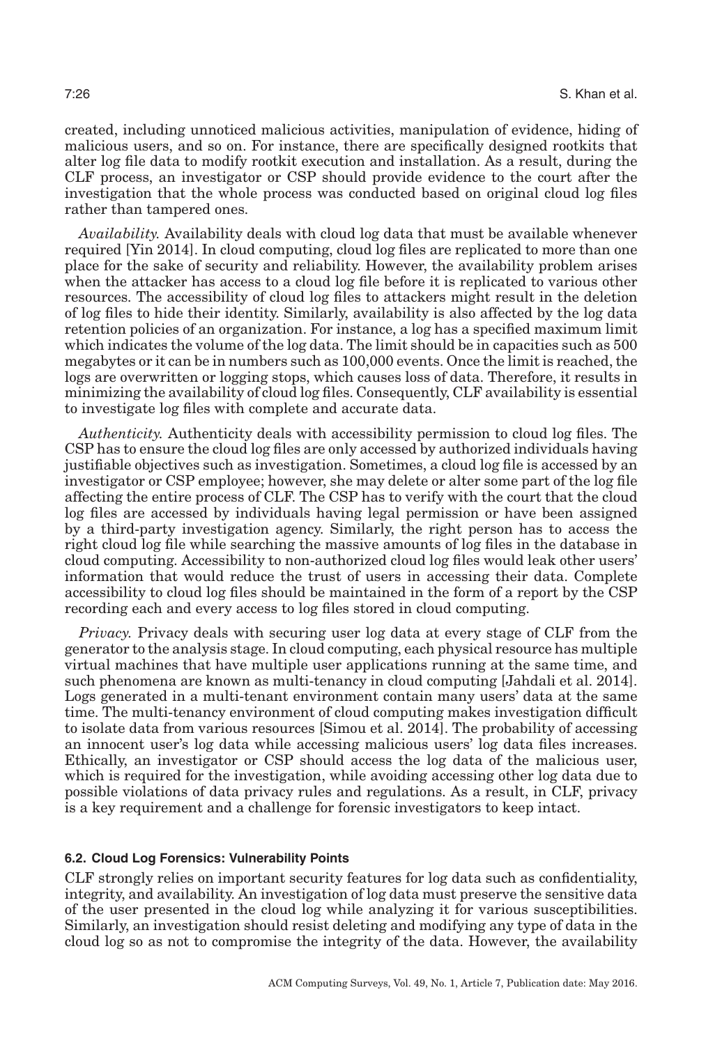created, including unnoticed malicious activities, manipulation of evidence, hiding of malicious users, and so on. For instance, there are specifically designed rootkits that alter log file data to modify rootkit execution and installation. As a result, during the CLF process, an investigator or CSP should provide evidence to the court after the investigation that the whole process was conducted based on original cloud log files rather than tampered ones.

*Availability.* Availability deals with cloud log data that must be available whenever required [Yin 2014]. In cloud computing, cloud log files are replicated to more than one place for the sake of security and reliability. However, the availability problem arises when the attacker has access to a cloud log file before it is replicated to various other resources. The accessibility of cloud log files to attackers might result in the deletion of log files to hide their identity. Similarly, availability is also affected by the log data retention policies of an organization. For instance, a log has a specified maximum limit which indicates the volume of the log data. The limit should be in capacities such as 500 megabytes or it can be in numbers such as 100,000 events. Once the limit is reached, the logs are overwritten or logging stops, which causes loss of data. Therefore, it results in minimizing the availability of cloud log files. Consequently, CLF availability is essential to investigate log files with complete and accurate data.

*Authenticity.* Authenticity deals with accessibility permission to cloud log files. The CSP has to ensure the cloud log files are only accessed by authorized individuals having justifiable objectives such as investigation. Sometimes, a cloud log file is accessed by an investigator or CSP employee; however, she may delete or alter some part of the log file affecting the entire process of CLF. The CSP has to verify with the court that the cloud log files are accessed by individuals having legal permission or have been assigned by a third-party investigation agency. Similarly, the right person has to access the right cloud log file while searching the massive amounts of log files in the database in cloud computing. Accessibility to non-authorized cloud log files would leak other users' information that would reduce the trust of users in accessing their data. Complete accessibility to cloud log files should be maintained in the form of a report by the CSP recording each and every access to log files stored in cloud computing.

*Privacy.* Privacy deals with securing user log data at every stage of CLF from the generator to the analysis stage. In cloud computing, each physical resource has multiple virtual machines that have multiple user applications running at the same time, and such phenomena are known as multi-tenancy in cloud computing [Jahdali et al. 2014]. Logs generated in a multi-tenant environment contain many users' data at the same time. The multi-tenancy environment of cloud computing makes investigation difficult to isolate data from various resources [Simou et al. 2014]. The probability of accessing an innocent user's log data while accessing malicious users' log data files increases. Ethically, an investigator or CSP should access the log data of the malicious user, which is required for the investigation, while avoiding accessing other log data due to possible violations of data privacy rules and regulations. As a result, in CLF, privacy is a key requirement and a challenge for forensic investigators to keep intact.

### 6.2. Cloud Log Forensics: Vulnerability Points

CLF strongly relies on important security features for log data such as confidentiality, integrity, and availability. An investigation of log data must preserve the sensitive data of the user presented in the cloud log while analyzing it for various susceptibilities. Similarly, an investigation should resist deleting and modifying any type of data in the cloud log so as not to compromise the integrity of the data. However, the availability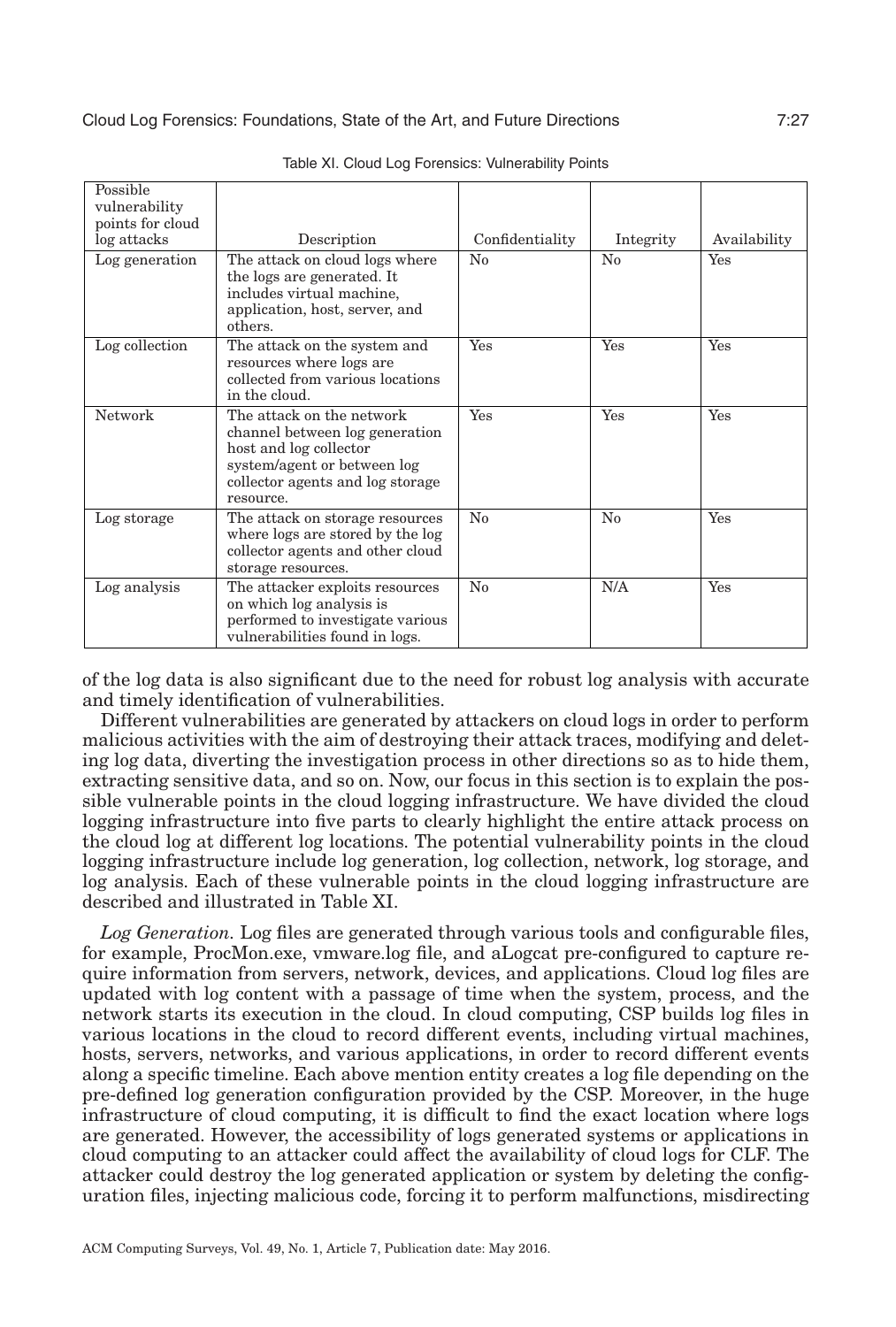Table XI. Cloud Log Forensics: Vulnerability Points

| Possible vulnerability points for cloud log attacks | Description | Confidentiality | Integrity | Availability |
|---|---|---|---|---|
| Log generation | The attack on cloud logs where the logs are generated. It includes virtual machine, application, host, server, and others. | No | No | Yes |
| Log collection | The attack on the system and resources where logs are collected from various locations in the cloud. | Yes | Yes | Yes |
| Network | The attack on the network channel between log generation host and log collector system/agent or between log collector agents and log storage resource. | Yes | Yes | Yes |
| Log storage | The attack on storage resources where logs are stored by the log collector agents and other cloud storage resources. | No | No | Yes |
| Log analysis | The attacker exploits resources on which log analysis is performed to investigate various vulnerabilities found in logs. | No | N/A | Yes |

of the log data is also significant due to the need for robust log analysis with accurate and timely identification of vulnerabilities.

Different vulnerabilities are generated by attackers on cloud logs in order to perform malicious activities with the aim of destroying their attack traces, modifying and deleting log data, diverting the investigation process in other directions so as to hide them, extracting sensitive data, and so on. Now, our focus in this section is to explain the possible vulnerable points in the cloud logging infrastructure. We have divided the cloud logging infrastructure into five parts to clearly highlight the entire attack process on the cloud log at different log locations. The potential vulnerability points in the cloud logging infrastructure include log generation, log collection, network, log storage, and log analysis. Each of these vulnerable points in the cloud logging infrastructure are described and illustrated in Table XI.

*Log Generation*. Log files are generated through various tools and configurable files, for example, ProcMon.exe, vmware.log file, and aLogcat pre-configured to capture require information from servers, network, devices, and applications. Cloud log files are updated with log content with a passage of time when the system, process, and the network starts its execution in the cloud. In cloud computing, CSP builds log files in various locations in the cloud to record different events, including virtual machines, hosts, servers, networks, and various applications, in order to record different events along a specific timeline. Each above mention entity creates a log file depending on the pre-defined log generation configuration provided by the CSP. Moreover, in the huge infrastructure of cloud computing, it is difficult to find the exact location where logs are generated. However, the accessibility of logs generated systems or applications in cloud computing to an attacker could affect the availability of cloud logs for CLF. The attacker could destroy the log generated application or system by deleting the configuration files, injecting malicious code, forcing it to perform malfunctions, misdirecting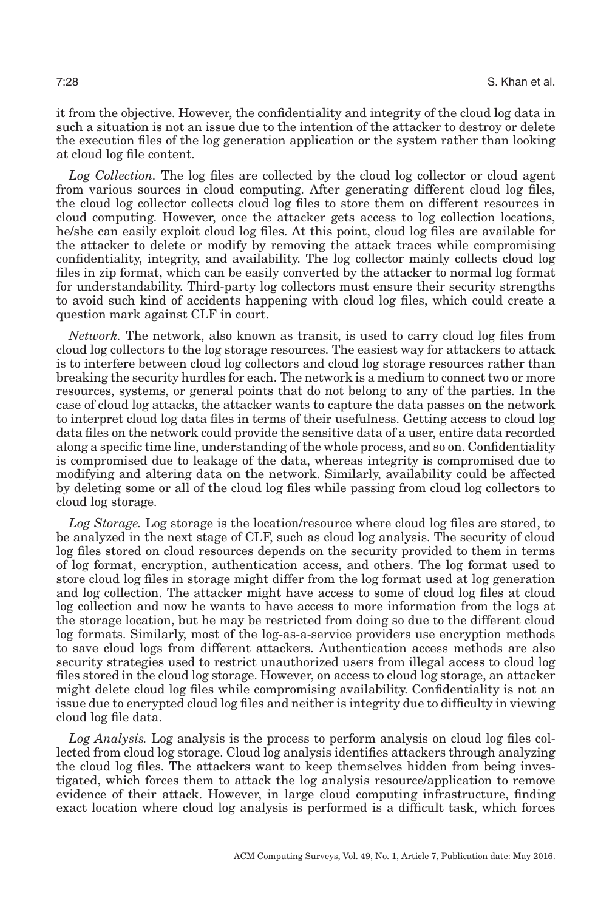it from the objective. However, the confidentiality and integrity of the cloud log data in such a situation is not an issue due to the intention of the attacker to destroy or delete the execution files of the log generation application or the system rather than looking at cloud log file content.

*Log Collection.* The log files are collected by the cloud log collector or cloud agent from various sources in cloud computing. After generating different cloud log files, the cloud log collector collects cloud log files to store them on different resources in cloud computing. However, once the attacker gets access to log collection locations, he/she can easily exploit cloud log files. At this point, cloud log files are available for the attacker to delete or modify by removing the attack traces while compromising confidentiality, integrity, and availability. The log collector mainly collects cloud log files in zip format, which can be easily converted by the attacker to normal log format for understandability. Third-party log collectors must ensure their security strengths to avoid such kind of accidents happening with cloud log files, which could create a question mark against CLF in court.

*Network.* The network, also known as transit, is used to carry cloud log files from cloud log collectors to the log storage resources. The easiest way for attackers to attack is to interfere between cloud log collectors and cloud log storage resources rather than breaking the security hurdles for each. The network is a medium to connect two or more resources, systems, or general points that do not belong to any of the parties. In the case of cloud log attacks, the attacker wants to capture the data passes on the network to interpret cloud log data files in terms of their usefulness. Getting access to cloud log data files on the network could provide the sensitive data of a user, entire data recorded along a specific time line, understanding of the whole process, and so on. Confidentiality is compromised due to leakage of the data, whereas integrity is compromised due to modifying and altering data on the network. Similarly, availability could be affected by deleting some or all of the cloud log files while passing from cloud log collectors to cloud log storage.

*Log Storage.* Log storage is the location/resource where cloud log files are stored, to be analyzed in the next stage of CLF, such as cloud log analysis. The security of cloud log files stored on cloud resources depends on the security provided to them in terms of log format, encryption, authentication access, and others. The log format used to store cloud log files in storage might differ from the log format used at log generation and log collection. The attacker might have access to some of cloud log files at cloud log collection and now he wants to have access to more information from the logs at the storage location, but he may be restricted from doing so due to the different cloud log formats. Similarly, most of the log-as-a-service providers use encryption methods to save cloud logs from different attackers. Authentication access methods are also security strategies used to restrict unauthorized users from illegal access to cloud log files stored in the cloud log storage. However, on access to cloud log storage, an attacker might delete cloud log files while compromising availability. Confidentiality is not an issue due to encrypted cloud log files and neither is integrity due to difficulty in viewing cloud log file data.

*Log Analysis.* Log analysis is the process to perform analysis on cloud log files collected from cloud log storage. Cloud log analysis identifies attackers through analyzing the cloud log files. The attackers want to keep themselves hidden from being investigated, which forces them to attack the log analysis resource/application to remove evidence of their attack. However, in large cloud computing infrastructure, finding exact location where cloud log analysis is performed is a difficult task, which forces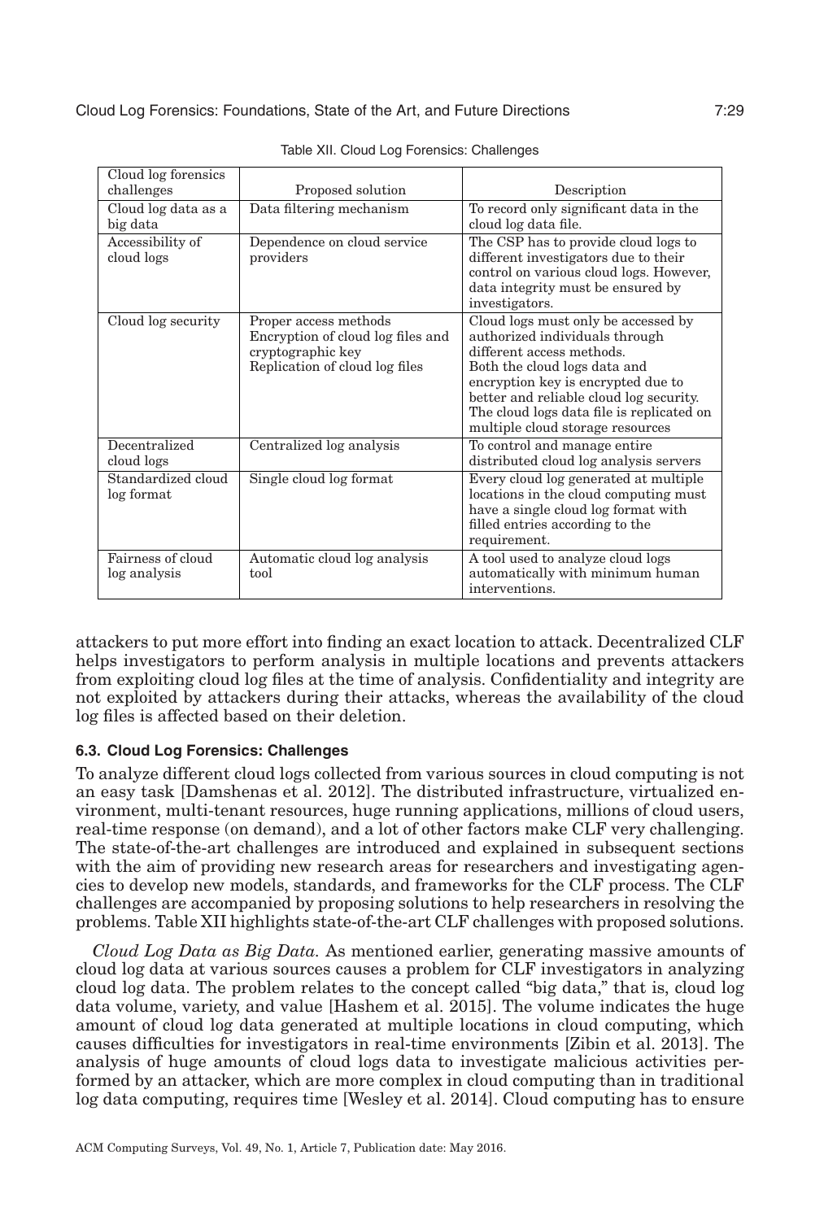Table XII. Cloud Log Forensics: Challenges

| Cloud log forensics challenges | Proposed solution | Description |
|---|---|---|
| Cloud log data as a big data | Data filtering mechanism | To record only significant data in the cloud log data file. |
| Accessibility of cloud logs | Dependence on cloud service providers | The CSP has to provide cloud logs to different investigators due to their control on various cloud logs. However, data integrity must be ensured by investigators. |
| Cloud log security | Proper access methods<br>Encryption of cloud log files and cryptographic key<br>Replication of cloud log files | Cloud logs must only be accessed by authorized individuals through different access methods.<br>Both the cloud logs data and encryption key is encrypted due to better and reliable cloud log security.<br>The cloud logs data file is replicated on multiple cloud storage resources |
| Decentralized cloud logs | Centralized log analysis | To control and manage entire distributed cloud log analysis servers |
| Standardized cloud log format | Single cloud log format | Every cloud log generated at multiple locations in the cloud computing must have a single cloud log format with filled entries according to the requirement. |
| Fairness of cloud log analysis | Automatic cloud log analysis tool | A tool used to analyze cloud logs automatically with minimum human interventions. |

attackers to put more effort into finding an exact location to attack. Decentralized CLF helps investigators to perform analysis in multiple locations and prevents attackers from exploiting cloud log files at the time of analysis. Confidentiality and integrity are not exploited by attackers during their attacks, whereas the availability of the cloud log files is affected based on their deletion.

### 6.3. Cloud Log Forensics: Challenges

To analyze different cloud logs collected from various sources in cloud computing is not an easy task [Damshenas et al. 2012]. The distributed infrastructure, virtualized environment, multi-tenant resources, huge running applications, millions of cloud users, real-time response (on demand), and a lot of other factors make CLF very challenging. The state-of-the-art challenges are introduced and explained in subsequent sections with the aim of providing new research areas for researchers and investigating agencies to develop new models, standards, and frameworks for the CLF process. The CLF challenges are accompanied by proposing solutions to help researchers in resolving the problems. Table XII highlights state-of-the-art CLF challenges with proposed solutions.

*Cloud Log Data as Big Data.* As mentioned earlier, generating massive amounts of cloud log data at various sources causes a problem for CLF investigators in analyzing cloud log data. The problem relates to the concept called "big data," that is, cloud log data volume, variety, and value [Hashem et al. 2015]. The volume indicates the huge amount of cloud log data generated at multiple locations in cloud computing, which causes difficulties for investigators in real-time environments [Zibin et al. 2013]. The analysis of huge amounts of cloud logs data to investigate malicious activities performed by an attacker, which are more complex in cloud computing than in traditional log data computing, requires time [Wesley et al. 2014]. Cloud computing has to ensure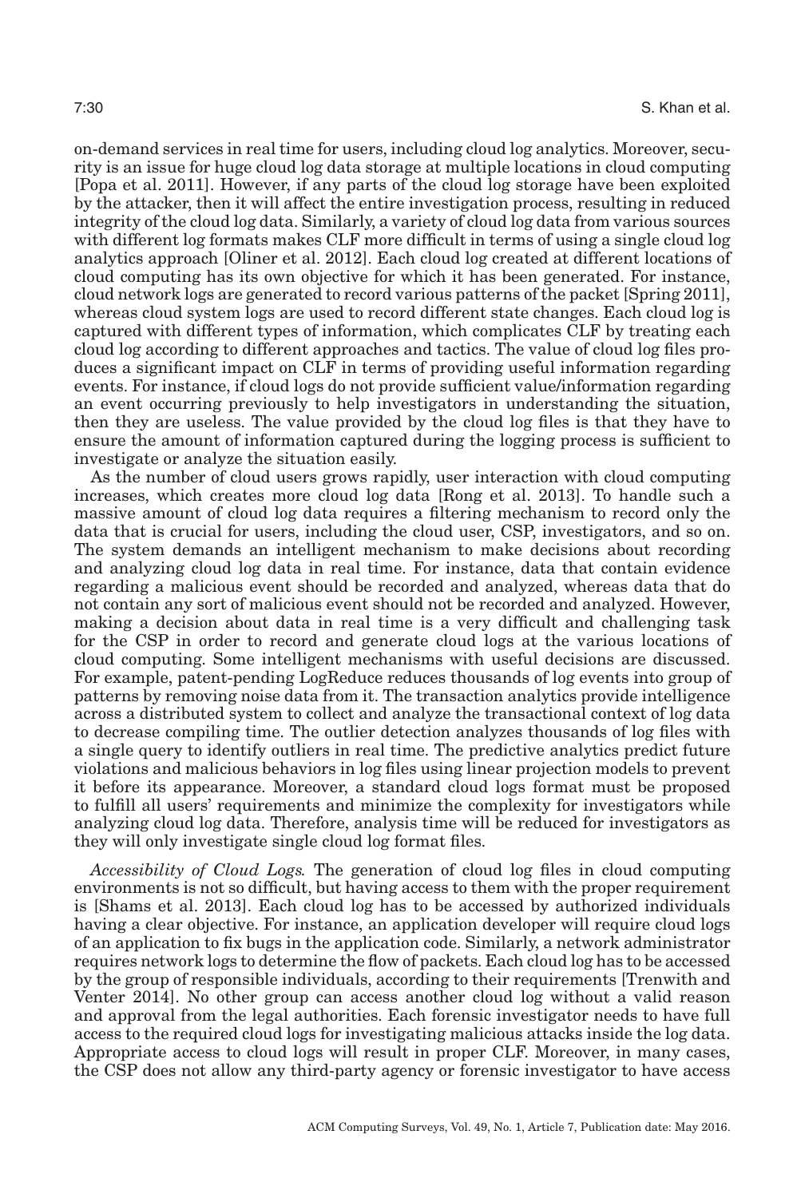on-demand services in real time for users, including cloud log analytics. Moreover, security is an issue for huge cloud log data storage at multiple locations in cloud computing [Popa et al. 2011]. However, if any parts of the cloud log storage have been exploited by the attacker, then it will affect the entire investigation process, resulting in reduced integrity of the cloud log data. Similarly, a variety of cloud log data from various sources with different log formats makes CLF more difficult in terms of using a single cloud log analytics approach [Oliner et al. 2012]. Each cloud log created at different locations of cloud computing has its own objective for which it has been generated. For instance, cloud network logs are generated to record various patterns of the packet [Spring 2011], whereas cloud system logs are used to record different state changes. Each cloud log is captured with different types of information, which complicates CLF by treating each cloud log according to different approaches and tactics. The value of cloud log files produces a significant impact on CLF in terms of providing useful information regarding events. For instance, if cloud logs do not provide sufficient value/information regarding an event occurring previously to help investigators in understanding the situation, then they are useless. The value provided by the cloud log files is that they have to ensure the amount of information captured during the logging process is sufficient to investigate or analyze the situation easily.

As the number of cloud users grows rapidly, user interaction with cloud computing increases, which creates more cloud log data [Rong et al. 2013]. To handle such a massive amount of cloud log data requires a filtering mechanism to record only the data that is crucial for users, including the cloud user, CSP, investigators, and so on. The system demands an intelligent mechanism to make decisions about recording and analyzing cloud log data in real time. For instance, data that contain evidence regarding a malicious event should be recorded and analyzed, whereas data that do not contain any sort of malicious event should not be recorded and analyzed. However, making a decision about data in real time is a very difficult and challenging task for the CSP in order to record and generate cloud logs at the various locations of cloud computing. Some intelligent mechanisms with useful decisions are discussed. For example, patent-pending LogReduce reduces thousands of log events into group of patterns by removing noise data from it. The transaction analytics provide intelligence across a distributed system to collect and analyze the transactional context of log data to decrease compiling time. The outlier detection analyzes thousands of log files with a single query to identify outliers in real time. The predictive analytics predict future violations and malicious behaviors in log files using linear projection models to prevent it before its appearance. Moreover, a standard cloud logs format must be proposed to fulfill all users' requirements and minimize the complexity for investigators while analyzing cloud log data. Therefore, analysis time will be reduced for investigators as they will only investigate single cloud log format files.

*Accessibility of Cloud Logs.* The generation of cloud log files in cloud computing environments is not so difficult, but having access to them with the proper requirement is [Shams et al. 2013]. Each cloud log has to be accessed by authorized individuals having a clear objective. For instance, an application developer will require cloud logs of an application to fix bugs in the application code. Similarly, a network administrator requires network logs to determine the flow of packets. Each cloud log has to be accessed by the group of responsible individuals, according to their requirements [Trenwith and Venter 2014]. No other group can access another cloud log without a valid reason and approval from the legal authorities. Each forensic investigator needs to have full access to the required cloud logs for investigating malicious attacks inside the log data. Appropriate access to cloud logs will result in proper CLF. Moreover, in many cases, the CSP does not allow any third-party agency or forensic investigator to have access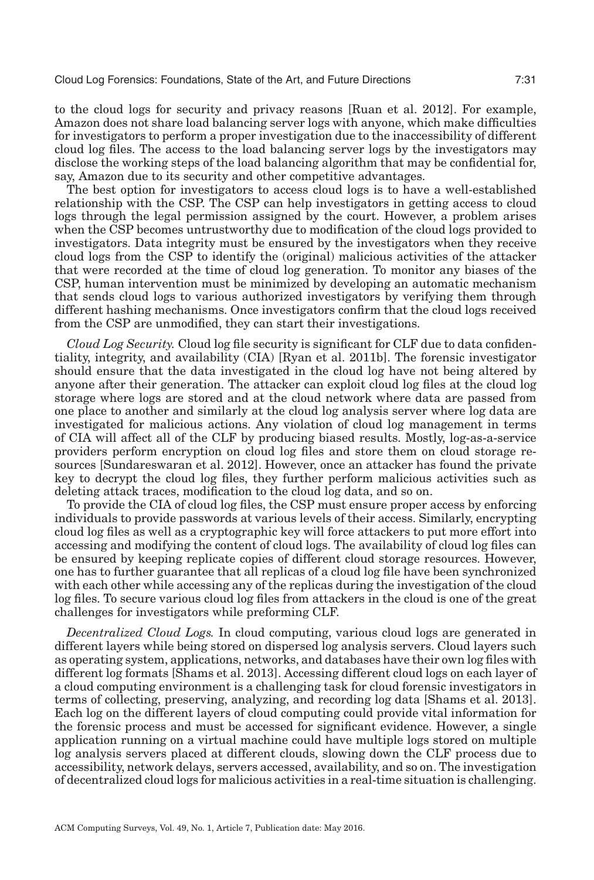to the cloud logs for security and privacy reasons [Ruan et al. 2012]. For example, Amazon does not share load balancing server logs with anyone, which make difficulties for investigators to perform a proper investigation due to the inaccessibility of different cloud log files. The access to the load balancing server logs by the investigators may disclose the working steps of the load balancing algorithm that may be confidential for, say, Amazon due to its security and other competitive advantages.

The best option for investigators to access cloud logs is to have a well-established relationship with the CSP. The CSP can help investigators in getting access to cloud logs through the legal permission assigned by the court. However, a problem arises when the CSP becomes untrustworthy due to modification of the cloud logs provided to investigators. Data integrity must be ensured by the investigators when they receive cloud logs from the CSP to identify the (original) malicious activities of the attacker that were recorded at the time of cloud log generation. To monitor any biases of the CSP, human intervention must be minimized by developing an automatic mechanism that sends cloud logs to various authorized investigators by verifying them through different hashing mechanisms. Once investigators confirm that the cloud logs received from the CSP are unmodified, they can start their investigations.

*Cloud Log Security.* Cloud log file security is significant for CLF due to data confidentiality, integrity, and availability (CIA) [Ryan et al. 2011b]. The forensic investigator should ensure that the data investigated in the cloud log have not being altered by anyone after their generation. The attacker can exploit cloud log files at the cloud log storage where logs are stored and at the cloud network where data are passed from one place to another and similarly at the cloud log analysis server where log data are investigated for malicious actions. Any violation of cloud log management in terms of CIA will affect all of the CLF by producing biased results. Mostly, log-as-a-service providers perform encryption on cloud log files and store them on cloud storage resources [Sundareswaran et al. 2012]. However, once an attacker has found the private key to decrypt the cloud log files, they further perform malicious activities such as deleting attack traces, modification to the cloud log data, and so on.

To provide the CIA of cloud log files, the CSP must ensure proper access by enforcing individuals to provide passwords at various levels of their access. Similarly, encrypting cloud log files as well as a cryptographic key will force attackers to put more effort into accessing and modifying the content of cloud logs. The availability of cloud log files can be ensured by keeping replicate copies of different cloud storage resources. However, one has to further guarantee that all replicas of a cloud log file have been synchronized with each other while accessing any of the replicas during the investigation of the cloud log files. To secure various cloud log files from attackers in the cloud is one of the great challenges for investigators while preforming CLF.

*Decentralized Cloud Logs.* In cloud computing, various cloud logs are generated in different layers while being stored on dispersed log analysis servers. Cloud layers such as operating system, applications, networks, and databases have their own log files with different log formats [Shams et al. 2013]. Accessing different cloud logs on each layer of a cloud computing environment is a challenging task for cloud forensic investigators in terms of collecting, preserving, analyzing, and recording log data [Shams et al. 2013]. Each log on the different layers of cloud computing could provide vital information for the forensic process and must be accessed for significant evidence. However, a single application running on a virtual machine could have multiple logs stored on multiple log analysis servers placed at different clouds, slowing down the CLF process due to accessibility, network delays, servers accessed, availability, and so on. The investigation of decentralized cloud logs for malicious activities in a real-time situation is challenging.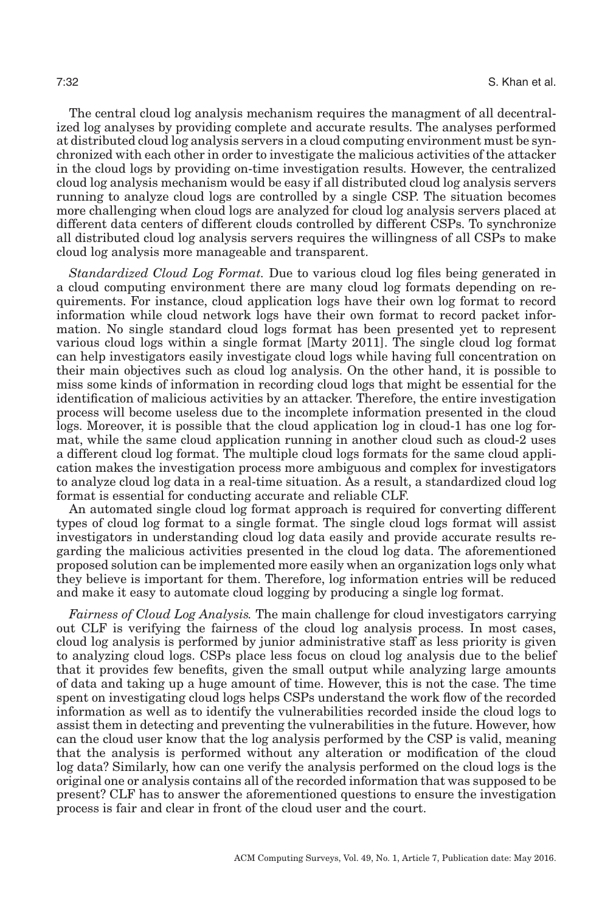The central cloud log analysis mechanism requires the managment of all decentralized log analyses by providing complete and accurate results. The analyses performed at distributed cloud log analysis servers in a cloud computing environment must be synchronized with each other in order to investigate the malicious activities of the attacker in the cloud logs by providing on-time investigation results. However, the centralized cloud log analysis mechanism would be easy if all distributed cloud log analysis servers running to analyze cloud logs are controlled by a single CSP. The situation becomes more challenging when cloud logs are analyzed for cloud log analysis servers placed at different data centers of different clouds controlled by different CSPs. To synchronize all distributed cloud log analysis servers requires the willingness of all CSPs to make cloud log analysis more manageable and transparent.

*Standardized Cloud Log Format.* Due to various cloud log files being generated in a cloud computing environment there are many cloud log formats depending on requirements. For instance, cloud application logs have their own log format to record information while cloud network logs have their own format to record packet information. No single standard cloud logs format has been presented yet to represent various cloud logs within a single format [Marty 2011]. The single cloud log format can help investigators easily investigate cloud logs while having full concentration on their main objectives such as cloud log analysis. On the other hand, it is possible to miss some kinds of information in recording cloud logs that might be essential for the identification of malicious activities by an attacker. Therefore, the entire investigation process will become useless due to the incomplete information presented in the cloud logs. Moreover, it is possible that the cloud application log in cloud-1 has one log format, while the same cloud application running in another cloud such as cloud-2 uses a different cloud log format. The multiple cloud logs formats for the same cloud application makes the investigation process more ambiguous and complex for investigators to analyze cloud log data in a real-time situation. As a result, a standardized cloud log format is essential for conducting accurate and reliable CLF.

An automated single cloud log format approach is required for converting different types of cloud log format to a single format. The single cloud logs format will assist investigators in understanding cloud log data easily and provide accurate results regarding the malicious activities presented in the cloud log data. The aforementioned proposed solution can be implemented more easily when an organization logs only what they believe is important for them. Therefore, log information entries will be reduced and make it easy to automate cloud logging by producing a single log format.

*Fairness of Cloud Log Analysis.* The main challenge for cloud investigators carrying out CLF is verifying the fairness of the cloud log analysis process. In most cases, cloud log analysis is performed by junior administrative staff as less priority is given to analyzing cloud logs. CSPs place less focus on cloud log analysis due to the belief that it provides few benefits, given the small output while analyzing large amounts of data and taking up a huge amount of time. However, this is not the case. The time spent on investigating cloud logs helps CSPs understand the work flow of the recorded information as well as to identify the vulnerabilities recorded inside the cloud logs to assist them in detecting and preventing the vulnerabilities in the future. However, how can the cloud user know that the log analysis performed by the CSP is valid, meaning that the analysis is performed without any alteration or modification of the cloud log data? Similarly, how can one verify the analysis performed on the cloud logs is the original one or analysis contains all of the recorded information that was supposed to be present? CLF has to answer the aforementioned questions to ensure the investigation process is fair and clear in front of the cloud user and the court.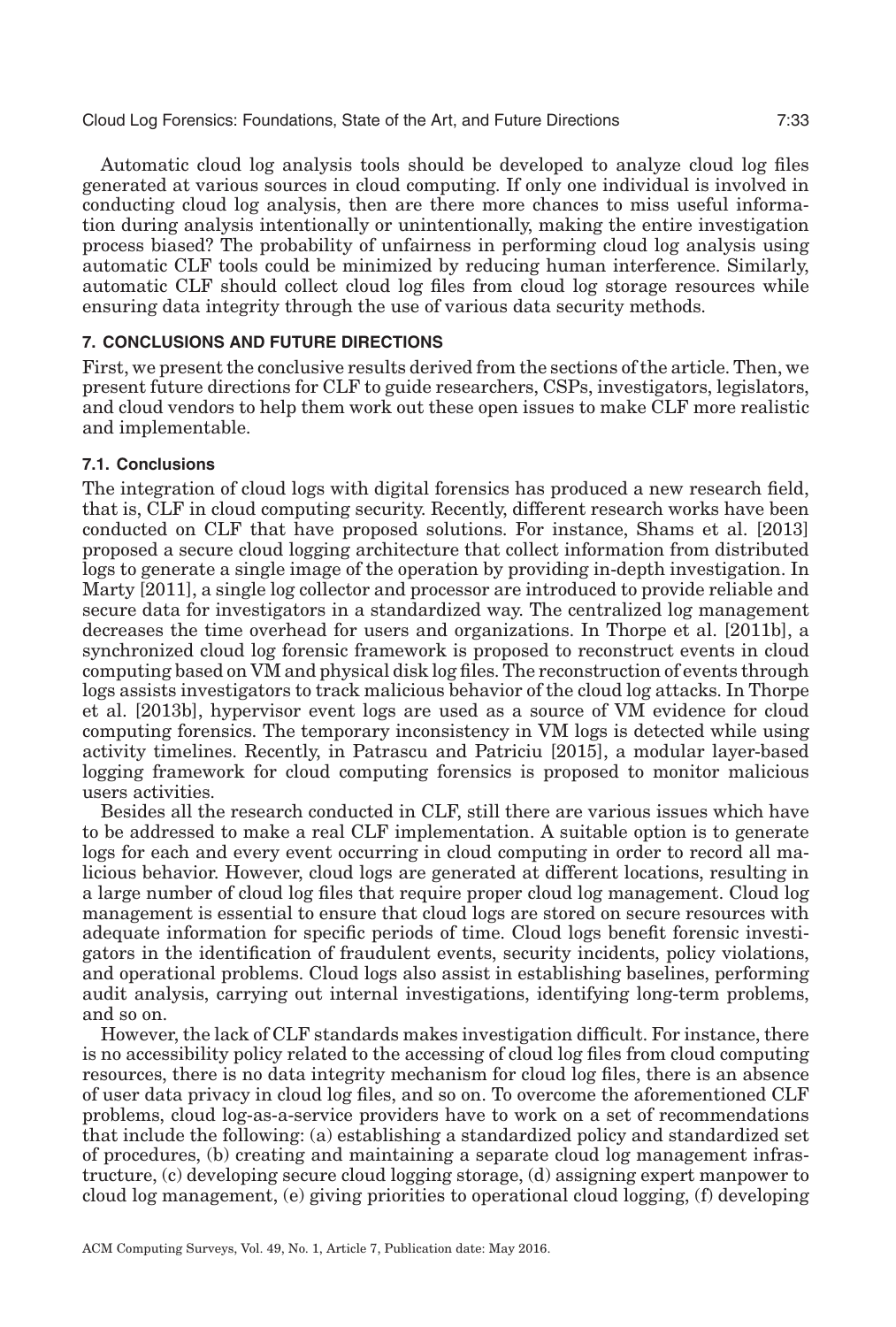Automatic cloud log analysis tools should be developed to analyze cloud log files generated at various sources in cloud computing. If only one individual is involved in conducting cloud log analysis, then are there more chances to miss useful information during analysis intentionally or unintentionally, making the entire investigation process biased? The probability of unfairness in performing cloud log analysis using automatic CLF tools could be minimized by reducing human interference. Similarly, automatic CLF should collect cloud log files from cloud log storage resources while ensuring data integrity through the use of various data security methods.

## 7. CONCLUSIONS AND FUTURE DIRECTIONS

First, we present the conclusive results derived from the sections of the article. Then, we present future directions for CLF to guide researchers, CSPs, investigators, legislators, and cloud vendors to help them work out these open issues to make CLF more realistic and implementable.

### 7.1. Conclusions

The integration of cloud logs with digital forensics has produced a new research field, that is, CLF in cloud computing security. Recently, different research works have been conducted on CLF that have proposed solutions. For instance, Shams et al. [2013] proposed a secure cloud logging architecture that collect information from distributed logs to generate a single image of the operation by providing in-depth investigation. In Marty [2011], a single log collector and processor are introduced to provide reliable and secure data for investigators in a standardized way. The centralized log management decreases the time overhead for users and organizations. In Thorpe et al. [2011b], a synchronized cloud log forensic framework is proposed to reconstruct events in cloud computing based on VM and physical disk log files. The reconstruction of events through logs assists investigators to track malicious behavior of the cloud log attacks. In Thorpe et al. [2013b], hypervisor event logs are used as a source of VM evidence for cloud computing forensics. The temporary inconsistency in VM logs is detected while using activity timelines. Recently, in Patrascu and Patriciu [2015], a modular layer-based logging framework for cloud computing forensics is proposed to monitor malicious users activities.

Besides all the research conducted in CLF, still there are various issues which have to be addressed to make a real CLF implementation. A suitable option is to generate logs for each and every event occurring in cloud computing in order to record all malicious behavior. However, cloud logs are generated at different locations, resulting in a large number of cloud log files that require proper cloud log management. Cloud log management is essential to ensure that cloud logs are stored on secure resources with adequate information for specific periods of time. Cloud logs benefit forensic investigators in the identification of fraudulent events, security incidents, policy violations, and operational problems. Cloud logs also assist in establishing baselines, performing audit analysis, carrying out internal investigations, identifying long-term problems, and so on.

However, the lack of CLF standards makes investigation difficult. For instance, there is no accessibility policy related to the accessing of cloud log files from cloud computing resources, there is no data integrity mechanism for cloud log files, there is an absence of user data privacy in cloud log files, and so on. To overcome the aforementioned CLF problems, cloud log-as-a-service providers have to work on a set of recommendations that include the following: (a) establishing a standardized policy and standardized set of procedures, (b) creating and maintaining a separate cloud log management infrastructure, (c) developing secure cloud logging storage, (d) assigning expert manpower to cloud log management, (e) giving priorities to operational cloud logging, (f) developing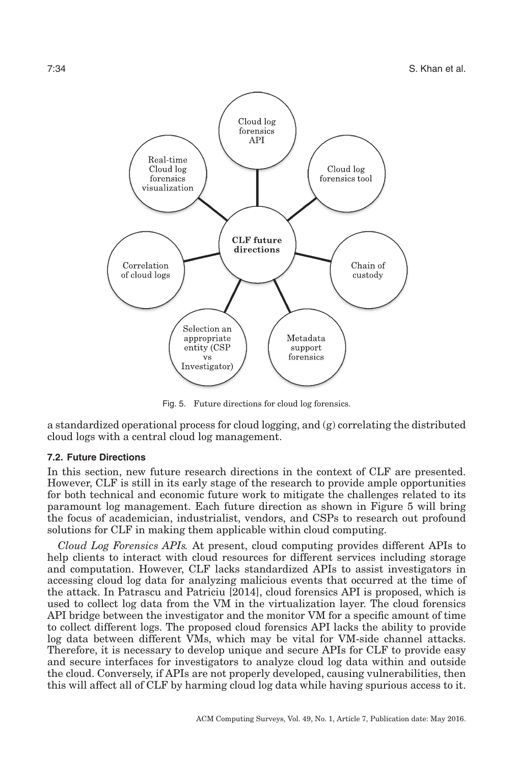Fig. 5. Future directions for cloud log forensics.

a standardized operational process for cloud logging, and (g) correlating the distributed cloud logs with a central cloud log management.

### 7.2. Future Directions

In this section, new future research directions in the context of CLF are presented. However, CLF is still in its early stage of the research to provide ample opportunities for both technical and economic future work to mitigate the challenges related to its paramount log management. Each future direction as shown in Figure 5 will bring the focus of academician, industrialist, vendors, and CSPs to research out profound solutions for CLF in making them applicable within cloud computing.

*Cloud Log Forensics APIs.* At present, cloud computing provides different APIs to help clients to interact with cloud resources for different services including storage and computation. However, CLF lacks standardized APIs to assist investigators in accessing cloud log data for analyzing malicious events that occurred at the time of the attack. In Patrascu and Patriciu [2014], cloud forensics API is proposed, which is used to collect log data from the VM in the virtualization layer. The cloud forensics API bridge between the investigator and the monitor VM for a specific amount of time to collect different logs. The proposed cloud forensics API lacks the ability to provide log data between different VMs, which may be vital for VM-side channel attacks. Therefore, it is necessary to develop unique and secure APIs for CLF to provide easy and secure interfaces for investigators to analyze cloud log data within and outside the cloud. Conversely, if APIs are not properly developed, causing vulnerabilities, then this will affect all of CLF by harming cloud log data while having spurious access to it.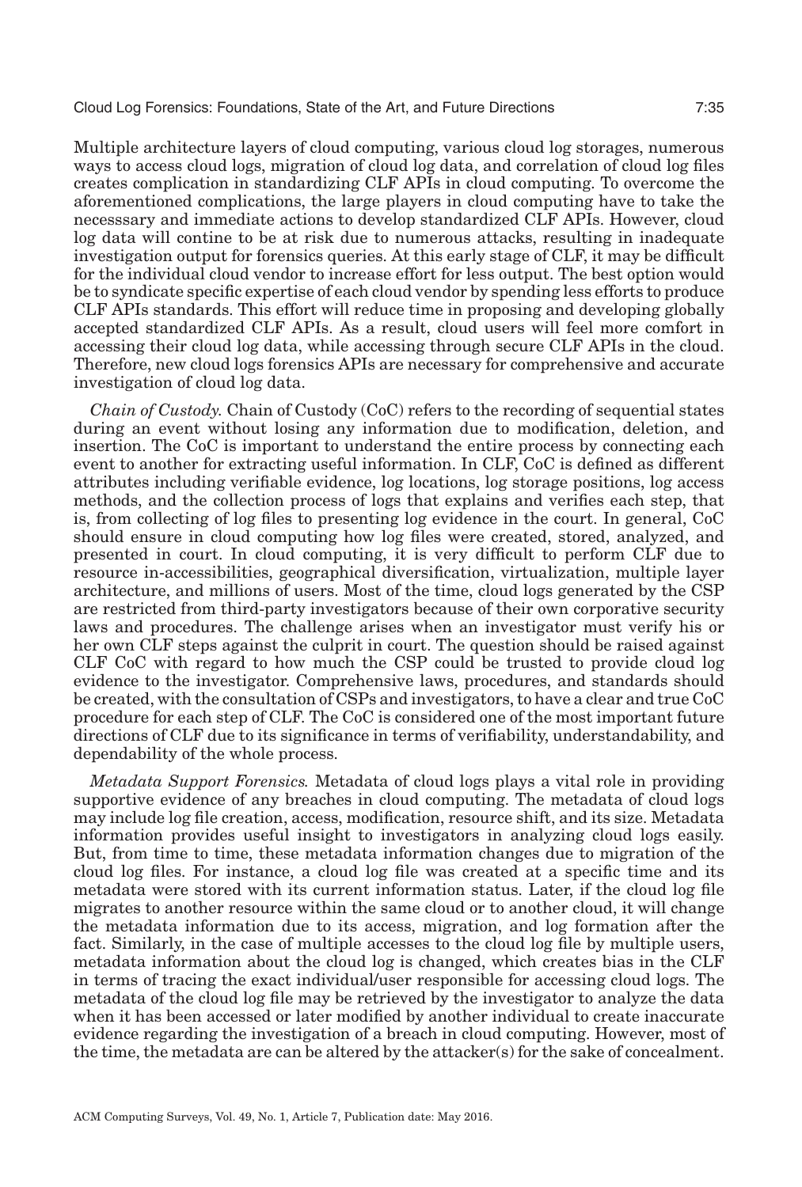Multiple architecture layers of cloud computing, various cloud log storages, numerous ways to access cloud logs, migration of cloud log data, and correlation of cloud log files creates complication in standardizing CLF APIs in cloud computing. To overcome the aforementioned complications, the large players in cloud computing have to take the necesssary and immediate actions to develop standardized CLF APIs. However, cloud log data will contine to be at risk due to numerous attacks, resulting in inadequate investigation output for forensics queries. At this early stage of CLF, it may be difficult for the individual cloud vendor to increase effort for less output. The best option would be to syndicate specific expertise of each cloud vendor by spending less efforts to produce CLF APIs standards. This effort will reduce time in proposing and developing globally accepted standardized CLF APIs. As a result, cloud users will feel more comfort in accessing their cloud log data, while accessing through secure CLF APIs in the cloud. Therefore, new cloud logs forensics APIs are necessary for comprehensive and accurate investigation of cloud log data.

*Chain of Custody.* Chain of Custody (CoC) refers to the recording of sequential states during an event without losing any information due to modification, deletion, and insertion. The CoC is important to understand the entire process by connecting each event to another for extracting useful information. In CLF, CoC is defined as different attributes including verifiable evidence, log locations, log storage positions, log access methods, and the collection process of logs that explains and verifies each step, that is, from collecting of log files to presenting log evidence in the court. In general, CoC should ensure in cloud computing how log files were created, stored, analyzed, and presented in court. In cloud computing, it is very difficult to perform CLF due to resource in-accessibilities, geographical diversification, virtualization, multiple layer architecture, and millions of users. Most of the time, cloud logs generated by the CSP are restricted from third-party investigators because of their own corporative security laws and procedures. The challenge arises when an investigator must verify his or her own CLF steps against the culprit in court. The question should be raised against CLF CoC with regard to how much the CSP could be trusted to provide cloud log evidence to the investigator. Comprehensive laws, procedures, and standards should be created, with the consultation of CSPs and investigators, to have a clear and true CoC procedure for each step of CLF. The CoC is considered one of the most important future directions of CLF due to its significance in terms of verifiability, understandability, and dependability of the whole process.

*Metadata Support Forensics.* Metadata of cloud logs plays a vital role in providing supportive evidence of any breaches in cloud computing. The metadata of cloud logs may include log file creation, access, modification, resource shift, and its size. Metadata information provides useful insight to investigators in analyzing cloud logs easily. But, from time to time, these metadata information changes due to migration of the cloud log files. For instance, a cloud log file was created at a specific time and its metadata were stored with its current information status. Later, if the cloud log file migrates to another resource within the same cloud or to another cloud, it will change the metadata information due to its access, migration, and log formation after the fact. Similarly, in the case of multiple accesses to the cloud log file by multiple users, metadata information about the cloud log is changed, which creates bias in the CLF in terms of tracing the exact individual/user responsible for accessing cloud logs. The metadata of the cloud log file may be retrieved by the investigator to analyze the data when it has been accessed or later modified by another individual to create inaccurate evidence regarding the investigation of a breach in cloud computing. However, most of the time, the metadata are can be altered by the attacker(s) for the sake of concealment.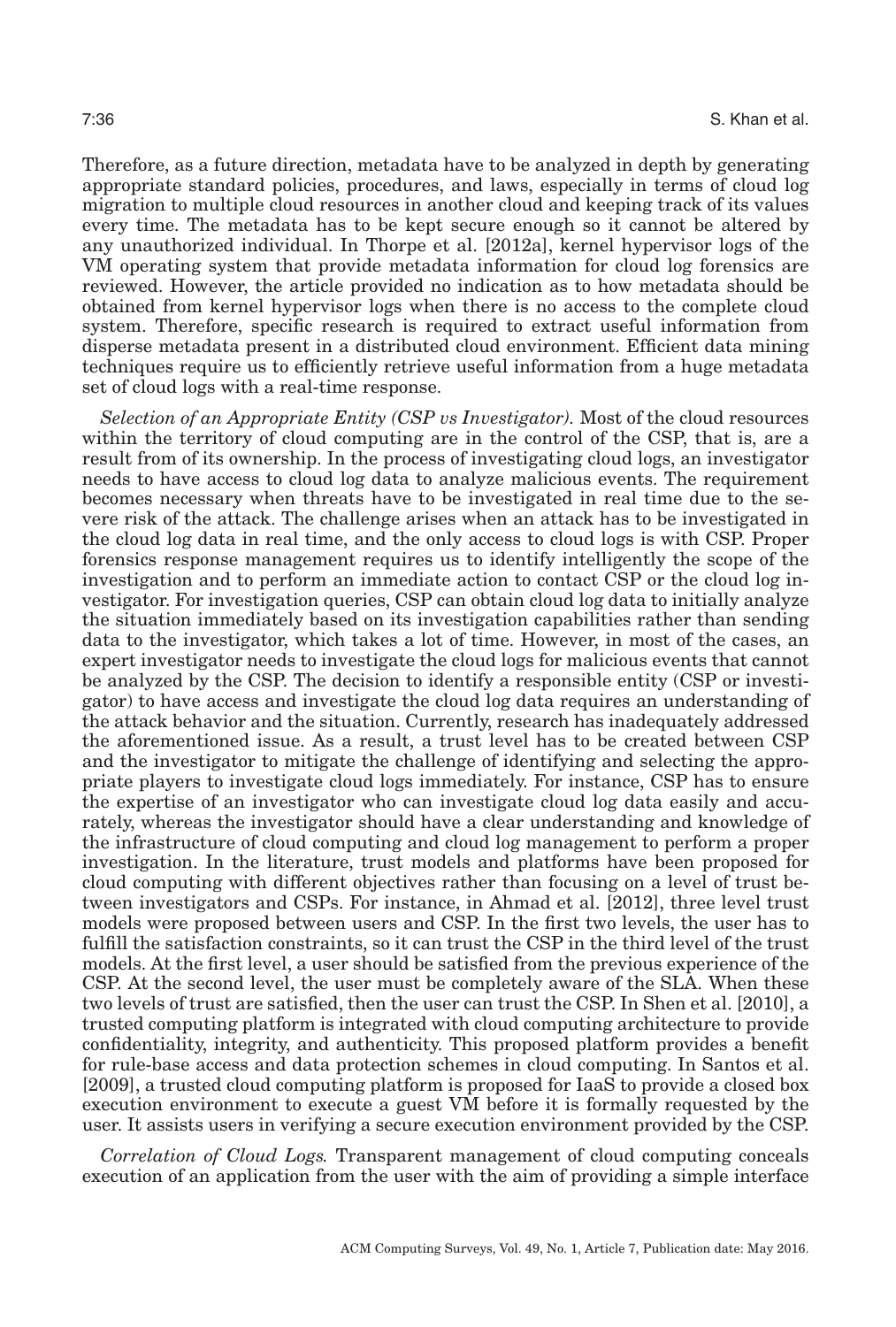Therefore, as a future direction, metadata have to be analyzed in depth by generating appropriate standard policies, procedures, and laws, especially in terms of cloud log migration to multiple cloud resources in another cloud and keeping track of its values every time. The metadata has to be kept secure enough so it cannot be altered by any unauthorized individual. In Thorpe et al. [2012a], kernel hypervisor logs of the VM operating system that provide metadata information for cloud log forensics are reviewed. However, the article provided no indication as to how metadata should be obtained from kernel hypervisor logs when there is no access to the complete cloud system. Therefore, specific research is required to extract useful information from disperse metadata present in a distributed cloud environment. Efficient data mining techniques require us to efficiently retrieve useful information from a huge metadata set of cloud logs with a real-time response.

*Selection of an Appropriate Entity (CSP vs Investigator).* Most of the cloud resources within the territory of cloud computing are in the control of the CSP, that is, are a result from of its ownership. In the process of investigating cloud logs, an investigator needs to have access to cloud log data to analyze malicious events. The requirement becomes necessary when threats have to be investigated in real time due to the severe risk of the attack. The challenge arises when an attack has to be investigated in the cloud log data in real time, and the only access to cloud logs is with CSP. Proper forensics response management requires us to identify intelligently the scope of the investigation and to perform an immediate action to contact CSP or the cloud log investigator. For investigation queries, CSP can obtain cloud log data to initially analyze the situation immediately based on its investigation capabilities rather than sending data to the investigator, which takes a lot of time. However, in most of the cases, an expert investigator needs to investigate the cloud logs for malicious events that cannot be analyzed by the CSP. The decision to identify a responsible entity (CSP or investigator) to have access and investigate the cloud log data requires an understanding of the attack behavior and the situation. Currently, research has inadequately addressed the aforementioned issue. As a result, a trust level has to be created between CSP and the investigator to mitigate the challenge of identifying and selecting the appropriate players to investigate cloud logs immediately. For instance, CSP has to ensure the expertise of an investigator who can investigate cloud log data easily and accurately, whereas the investigator should have a clear understanding and knowledge of the infrastructure of cloud computing and cloud log management to perform a proper investigation. In the literature, trust models and platforms have been proposed for cloud computing with different objectives rather than focusing on a level of trust between investigators and CSPs. For instance, in Ahmad et al. [2012], three level trust models were proposed between users and CSP. In the first two levels, the user has to fulfill the satisfaction constraints, so it can trust the CSP in the third level of the trust models. At the first level, a user should be satisfied from the previous experience of the CSP. At the second level, the user must be completely aware of the SLA. When these two levels of trust are satisfied, then the user can trust the CSP. In Shen et al. [2010], a trusted computing platform is integrated with cloud computing architecture to provide confidentiality, integrity, and authenticity. This proposed platform provides a benefit for rule-base access and data protection schemes in cloud computing. In Santos et al. [2009], a trusted cloud computing platform is proposed for IaaS to provide a closed box execution environment to execute a guest VM before it is formally requested by the user. It assists users in verifying a secure execution environment provided by the CSP.

*Correlation of Cloud Logs.* Transparent management of cloud computing conceals execution of an application from the user with the aim of providing a simple interface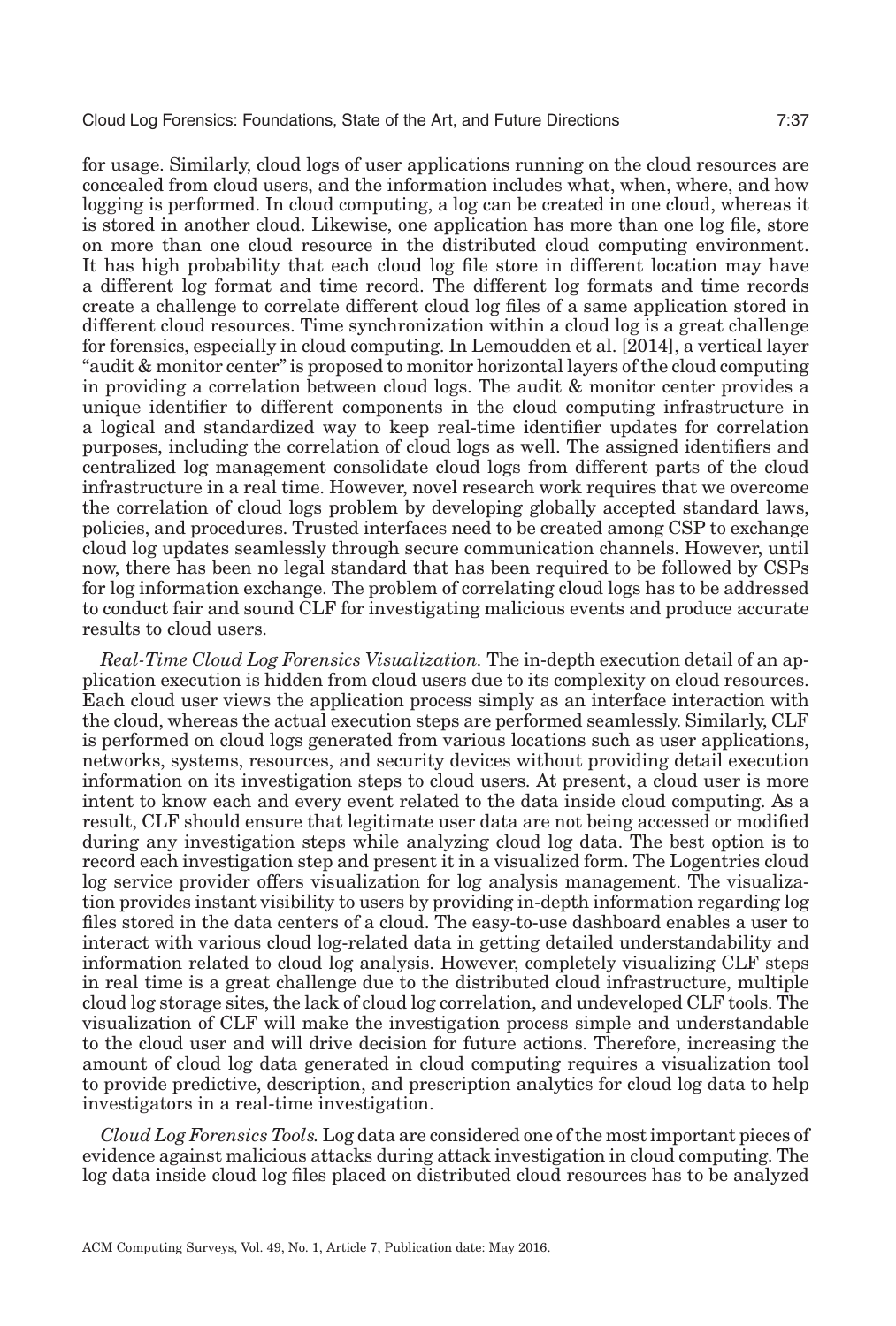for usage. Similarly, cloud logs of user applications running on the cloud resources are concealed from cloud users, and the information includes what, when, where, and how logging is performed. In cloud computing, a log can be created in one cloud, whereas it is stored in another cloud. Likewise, one application has more than one log file, store on more than one cloud resource in the distributed cloud computing environment. It has high probability that each cloud log file store in different location may have a different log format and time record. The different log formats and time records create a challenge to correlate different cloud log files of a same application stored in different cloud resources. Time synchronization within a cloud log is a great challenge for forensics, especially in cloud computing. In Lemoudden et al. [2014], a vertical layer "audit & monitor center" is proposed to monitor horizontal layers of the cloud computing in providing a correlation between cloud logs. The audit & monitor center provides a unique identifier to different components in the cloud computing infrastructure in a logical and standardized way to keep real-time identifier updates for correlation purposes, including the correlation of cloud logs as well. The assigned identifiers and centralized log management consolidate cloud logs from different parts of the cloud infrastructure in a real time. However, novel research work requires that we overcome the correlation of cloud logs problem by developing globally accepted standard laws, policies, and procedures. Trusted interfaces need to be created among CSP to exchange cloud log updates seamlessly through secure communication channels. However, until now, there has been no legal standard that has been required to be followed by CSPs for log information exchange. The problem of correlating cloud logs has to be addressed to conduct fair and sound CLF for investigating malicious events and produce accurate results to cloud users.

*Real-Time Cloud Log Forensics Visualization.* The in-depth execution detail of an application execution is hidden from cloud users due to its complexity on cloud resources. Each cloud user views the application process simply as an interface interaction with the cloud, whereas the actual execution steps are performed seamlessly. Similarly, CLF is performed on cloud logs generated from various locations such as user applications, networks, systems, resources, and security devices without providing detail execution information on its investigation steps to cloud users. At present, a cloud user is more intent to know each and every event related to the data inside cloud computing. As a result, CLF should ensure that legitimate user data are not being accessed or modified during any investigation steps while analyzing cloud log data. The best option is to record each investigation step and present it in a visualized form. The Logentries cloud log service provider offers visualization for log analysis management. The visualization provides instant visibility to users by providing in-depth information regarding log files stored in the data centers of a cloud. The easy-to-use dashboard enables a user to interact with various cloud log-related data in getting detailed understandability and information related to cloud log analysis. However, completely visualizing CLF steps in real time is a great challenge due to the distributed cloud infrastructure, multiple cloud log storage sites, the lack of cloud log correlation, and undeveloped CLF tools. The visualization of CLF will make the investigation process simple and understandable to the cloud user and will drive decision for future actions. Therefore, increasing the amount of cloud log data generated in cloud computing requires a visualization tool to provide predictive, description, and prescription analytics for cloud log data to help investigators in a real-time investigation.

*Cloud Log Forensics Tools.* Log data are considered one of the most important pieces of evidence against malicious attacks during attack investigation in cloud computing. The log data inside cloud log files placed on distributed cloud resources has to be analyzed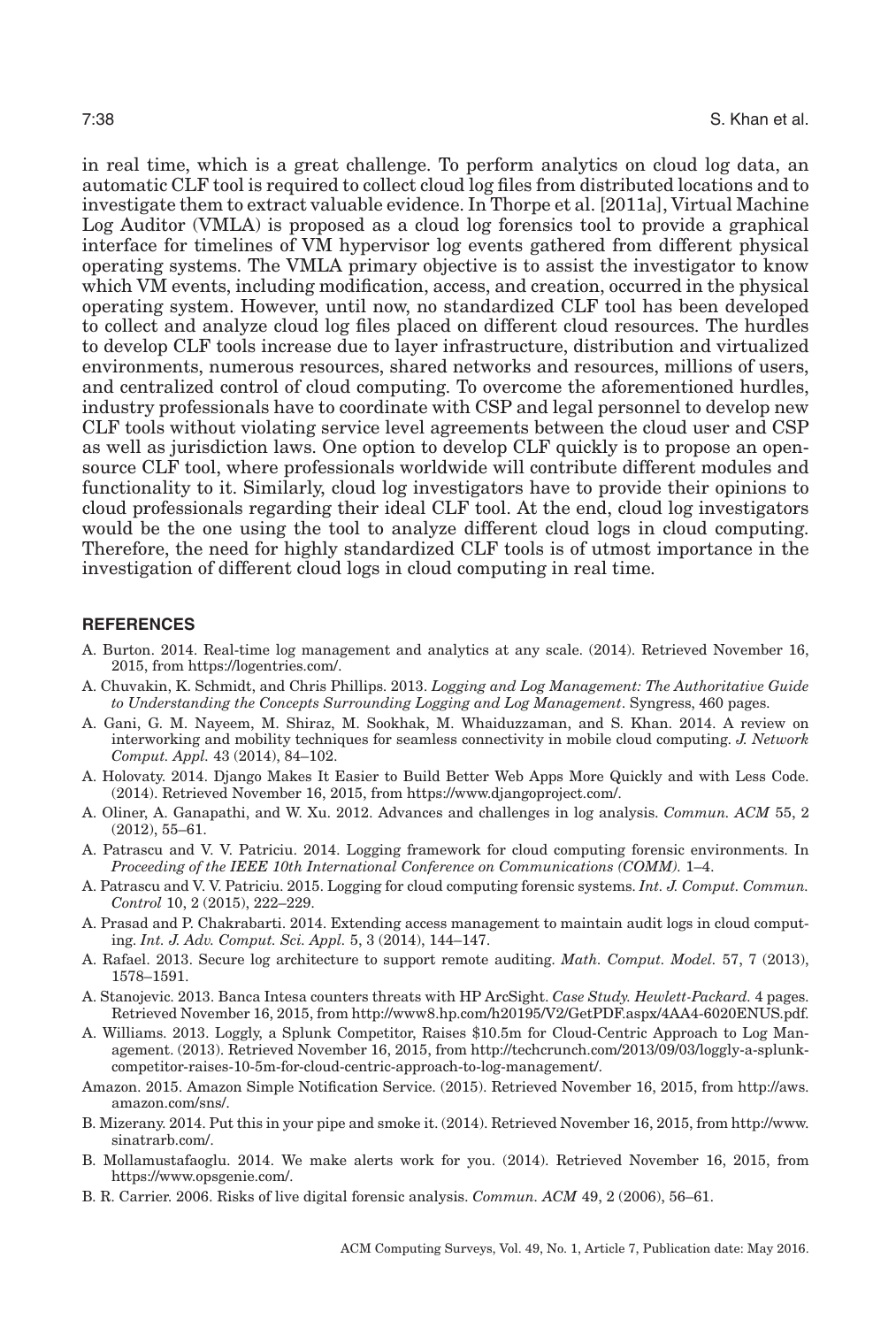in real time, which is a great challenge. To perform analytics on cloud log data, an automatic CLF tool is required to collect cloud log files from distributed locations and to investigate them to extract valuable evidence. In Thorpe et al. [2011a], Virtual Machine Log Auditor (VMLA) is proposed as a cloud log forensics tool to provide a graphical interface for timelines of VM hypervisor log events gathered from different physical operating systems. The VMLA primary objective is to assist the investigator to know which VM events, including modification, access, and creation, occurred in the physical operating system. However, until now, no standardized CLF tool has been developed to collect and analyze cloud log files placed on different cloud resources. The hurdles to develop CLF tools increase due to layer infrastructure, distribution and virtualized environments, numerous resources, shared networks and resources, millions of users, and centralized control of cloud computing. To overcome the aforementioned hurdles, industry professionals have to coordinate with CSP and legal personnel to develop new CLF tools without violating service level agreements between the cloud user and CSP as well as jurisdiction laws. One option to develop CLF quickly is to propose an open-source CLF tool, where professionals worldwide will contribute different modules and functionality to it. Similarly, cloud log investigators have to provide their opinions to cloud professionals regarding their ideal CLF tool. At the end, cloud log investigators would be the one using the tool to analyze different cloud logs in cloud computing. Therefore, the need for highly standardized CLF tools is of utmost importance in the investigation of different cloud logs in cloud computing in real time.

## REFERENCES

A. Burton. 2014. Real-time log management and analytics at any scale. (2014). Retrieved November 16, 2015, from https://logentries.com/.

A. Chuvakin, K. Schmidt, and Chris Phillips. 2013. *Logging and Log Management: The Authoritative Guide to Understanding the Concepts Surrounding Logging and Log Management*. Syngress, 460 pages.

A. Gani, G. M. Nayeem, M. Shiraz, M. Sookhak, M. Whaiduzzaman, and S. Khan. 2014. A review on interworking and mobility techniques for seamless connectivity in mobile cloud computing. *J. Network Comput. Appl.* 43 (2014), 84–102.

A. Holovaty. 2014. Django Makes It Easier to Build Better Web Apps More Quickly and with Less Code. (2014). Retrieved November 16, 2015, from https://www.djangoproject.com/.

A. Oliner, A. Ganapathi, and W. Xu. 2012. Advances and challenges in log analysis. *Commun. ACM* 55, 2 (2012), 55–61.

A. Patrascu and V. V. Patriciu. 2014. Logging framework for cloud computing forensic environments. In *Proceeding of the IEEE 10th International Conference on Communications (COMM).* 1–4.

A. Patrascu and V. V. Patriciu. 2015. Logging for cloud computing forensic systems. *Int. J. Comput. Commun. Control* 10, 2 (2015), 222–229.

A. Prasad and P. Chakrabarti. 2014. Extending access management to maintain audit logs in cloud computing. *Int. J. Adv. Comput. Sci. Appl.* 5, 3 (2014), 144–147.

A. Rafael. 2013. Secure log architecture to support remote auditing. *Math. Comput. Model.* 57, 7 (2013), 1578–1591.

A. Stanojevic. 2013. Banca Intesa counters threats with HP ArcSight. *Case Study. Hewlett-Packard.* 4 pages. Retrieved November 16, 2015, from http://www8.hp.com/h20195/V2/GetPDF.aspx/4AA4-6020ENUS.pdf.

A. Williams. 2013. Loggly, a Splunk Competitor, Raises $10.5m for Cloud-Centric Approach to Log Management. (2013). Retrieved November 16, 2015, from http://techcrunch.com/2013/09/03/loggly-a-splunk-competitor-raises-10-5m-for-cloud-centric-approach-to-log-management/.

Amazon. 2015. Amazon Simple Notification Service. (2015). Retrieved November 16, 2015, from http://aws.amazon.com/sns/.

B. Mizerany. 2014. Put this in your pipe and smoke it. (2014). Retrieved November 16, 2015, from http://www.sinatrarb.com/.

B. Mollamustafaoglu. 2014. We make alerts work for you. (2014). Retrieved November 16, 2015, from https://www.opsgenie.com/.

B. R. Carrier. 2006. Risks of live digital forensic analysis. *Commun. ACM* 49, 2 (2006), 56–61.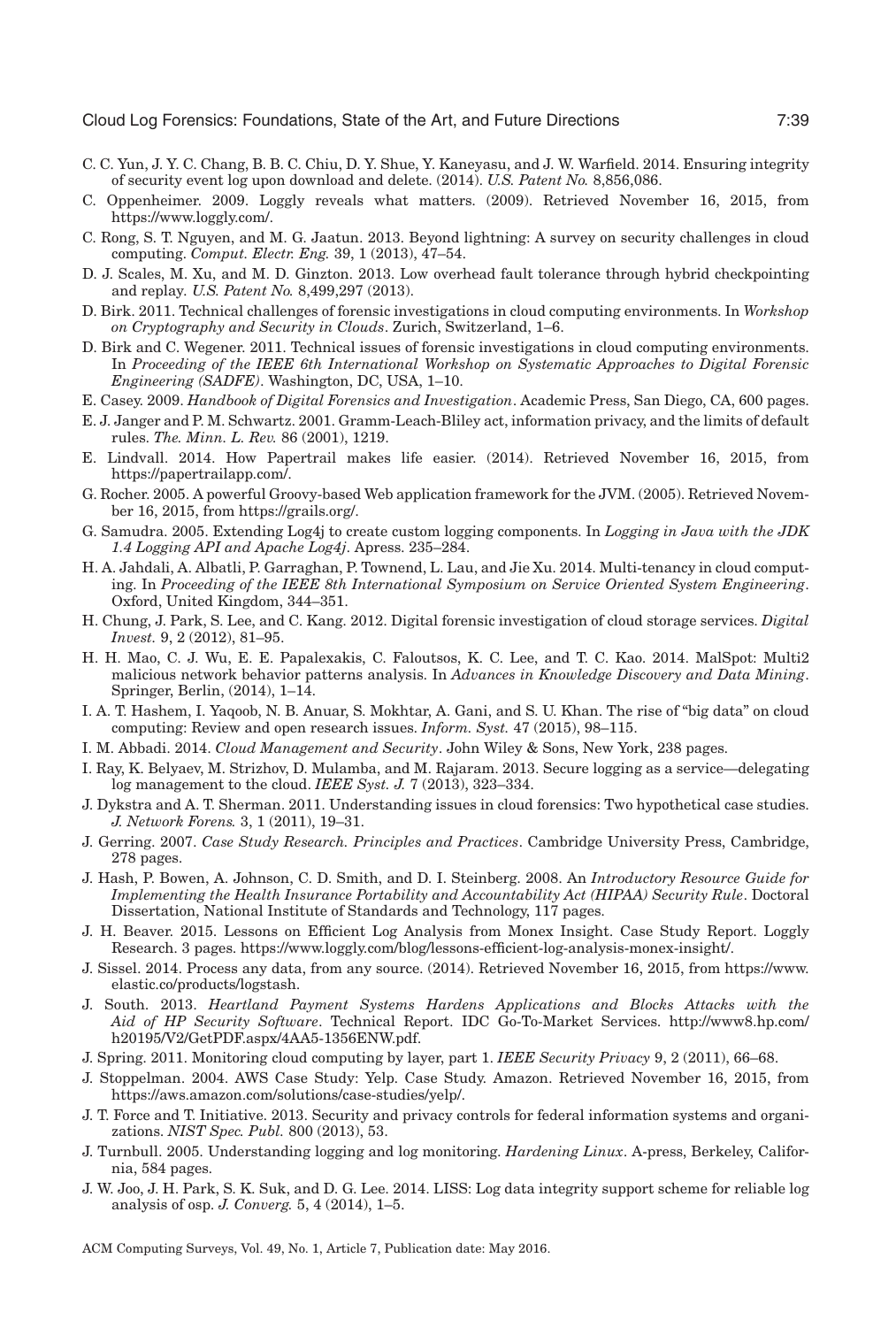C. C. Yun, J. Y. C. Chang, B. B. C. Chiu, D. Y. Shue, Y. Kaneyasu, and J. W. Warfield. 2014. Ensuring integrity of security event log upon download and delete. (2014). *U.S. Patent No.* 8,856,086.

C. Oppenheimer. 2009. Loggly reveals what matters. (2009). Retrieved November 16, 2015, from https://www.loggly.com/.

C. Rong, S. T. Nguyen, and M. G. Jaatun. 2013. Beyond lightning: A survey on security challenges in cloud computing. *Comput. Electr. Eng.* 39, 1 (2013), 47–54.

D. J. Scales, M. Xu, and M. D. Ginzton. 2013. Low overhead fault tolerance through hybrid checkpointing and replay. *U.S. Patent No.* 8,499,297 (2013).

D. Birk. 2011. Technical challenges of forensic investigations in cloud computing environments. In *Workshop on Cryptography and Security in Clouds*. Zurich, Switzerland, 1–6.

D. Birk and C. Wegener. 2011. Technical issues of forensic investigations in cloud computing environments. In *Proceeding of the IEEE 6th International Workshop on Systematic Approaches to Digital Forensic Engineering (SADFE)*. Washington, DC, USA, 1–10.

E. Casey. 2009. *Handbook of Digital Forensics and Investigation*. Academic Press, San Diego, CA, 600 pages.

E. J. Janger and P. M. Schwartz. 2001. Gramm-Leach-Bliley act, information privacy, and the limits of default rules. *The. Minn. L. Rev.* 86 (2001), 1219.

E. Lindvall. 2014. How Papertrail makes life easier. (2014). Retrieved November 16, 2015, from https://papertrailapp.com/.

G. Rocher. 2005. A powerful Groovy-based Web application framework for the JVM. (2005). Retrieved November 16, 2015, from https://grails.org/.

G. Samudra. 2005. Extending Log4j to create custom logging components. In *Logging in Java with the JDK 1.4 Logging API and Apache Log4j*. Apress. 235–284.

H. A. Jahdali, A. Albatli, P. Garraghan, P. Townend, L. Lau, and Jie Xu. 2014. Multi-tenancy in cloud computing. In *Proceeding of the IEEE 8th International Symposium on Service Oriented System Engineering*. Oxford, United Kingdom, 344–351.

H. Chung, J. Park, S. Lee, and C. Kang. 2012. Digital forensic investigation of cloud storage services. *Digital Invest.* 9, 2 (2012), 81–95.

H. H. Mao, C. J. Wu, E. E. Papalexakis, C. Faloutsos, K. C. Lee, and T. C. Kao. 2014. MalSpot: Multi2 malicious network behavior patterns analysis. In *Advances in Knowledge Discovery and Data Mining*. Springer, Berlin, (2014), 1–14.

I. A. T. Hashem, I. Yaqoob, N. B. Anuar, S. Mokhtar, A. Gani, and S. U. Khan. The rise of "big data" on cloud computing: Review and open research issues. *Inform. Syst.* 47 (2015), 98–115.

I. M. Abbadi. 2014. *Cloud Management and Security*. John Wiley & Sons, New York, 238 pages.

I. Ray, K. Belyaev, M. Strizhov, D. Mulamba, and M. Rajaram. 2013. Secure logging as a service—delegating log management to the cloud. *IEEE Syst. J.* 7 (2013), 323–334.

J. Dykstra and A. T. Sherman. 2011. Understanding issues in cloud forensics: Two hypothetical case studies. *J. Network Forens.* 3, 1 (2011), 19–31.

J. Gerring. 2007. *Case Study Research. Principles and Practices*. Cambridge University Press, Cambridge, 278 pages.

J. Hash, P. Bowen, A. Johnson, C. D. Smith, and D. I. Steinberg. 2008. An *Introductory Resource Guide for Implementing the Health Insurance Portability and Accountability Act (HIPAA) Security Rule*. Doctoral Dissertation, National Institute of Standards and Technology, 117 pages.

J. H. Beaver. 2015. Lessons on Efficient Log Analysis from Monex Insight. Case Study Report. Loggly Research. 3 pages. https://www.loggly.com/blog/lessons-efficient-log-analysis-monex-insight/.

J. Sissel. 2014. Process any data, from any source. (2014). Retrieved November 16, 2015, from https://www.elastic.co/products/logstash.

J. South. 2013. *Heartland Payment Systems Hardens Applications and Blocks Attacks with the Aid of HP Security Software*. Technical Report. IDC Go-To-Market Services. http://www8.hp.com/h20195/V2/GetPDF.aspx/4AA5-1356ENW.pdf.

J. Spring. 2011. Monitoring cloud computing by layer, part 1. *IEEE Security Privacy* 9, 2 (2011), 66–68.

J. Stoppelman. 2004. AWS Case Study: Yelp. Case Study. Amazon. Retrieved November 16, 2015, from https://aws.amazon.com/solutions/case-studies/yelp/.

J. T. Force and T. Initiative. 2013. Security and privacy controls for federal information systems and organizations. *NIST Spec. Publ.* 800 (2013), 53.

J. Turnbull. 2005. Understanding logging and log monitoring. *Hardening Linux*. A-press, Berkeley, California, 584 pages.

J. W. Joo, J. H. Park, S. K. Suk, and D. G. Lee. 2014. LISS: Log data integrity support scheme for reliable log analysis of osp. *J. Converg.* 5, 4 (2014), 1–5.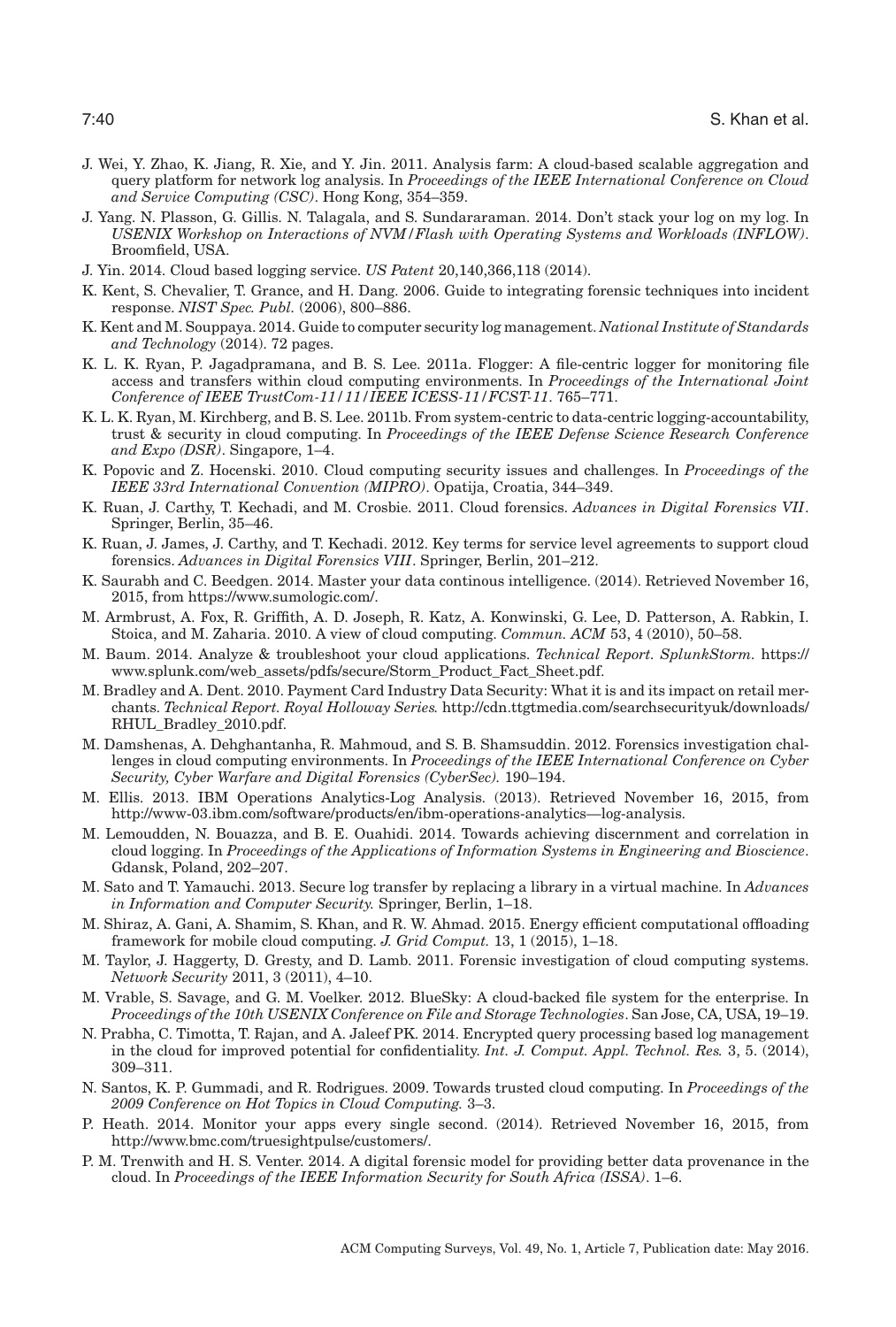J. Wei, Y. Zhao, K. Jiang, R. Xie, and Y. Jin. 2011. Analysis farm: A cloud-based scalable aggregation and query platform for network log analysis. In *Proceedings of the IEEE International Conference on Cloud and Service Computing (CSC)*. Hong Kong, 354–359.

J. Yang. N. Plasson, G. Gillis. N. Talagala, and S. Sundararaman. 2014. Don't stack your log on my log. In *USENIX Workshop on Interactions of NVM/Flash with Operating Systems and Workloads (INFLOW)*. Broomfield, USA.

J. Yin. 2014. Cloud based logging service. *US Patent* 20,140,366,118 (2014).

K. Kent, S. Chevalier, T. Grance, and H. Dang. 2006. Guide to integrating forensic techniques into incident response. *NIST Spec. Publ.* (2006), 800–886.

K. Kent and M. Souppaya. 2014. Guide to computer security log management. *National Institute of Standards and Technology* (2014). 72 pages.

K. L. K. Ryan, P. Jagadpramana, and B. S. Lee. 2011a. Flogger: A file-centric logger for monitoring file access and transfers within cloud computing environments. In *Proceedings of the International Joint Conference of IEEE TrustCom-11/11/IEEE ICESS-11/FCST-11*. 765–771.

K. L. K. Ryan, M. Kirchberg, and B. S. Lee. 2011b. From system-centric to data-centric logging-accountability, trust & security in cloud computing. In *Proceedings of the IEEE Defense Science Research Conference and Expo (DSR)*. Singapore, 1–4.

K. Popovic and Z. Hocenski. 2010. Cloud computing security issues and challenges. In *Proceedings of the IEEE 33rd International Convention (MIPRO)*. Opatija, Croatia, 344–349.

K. Ruan, J. Carthy, T. Kechadi, and M. Crosbie. 2011. Cloud forensics. *Advances in Digital Forensics VII*. Springer, Berlin, 35–46.

K. Ruan, J. James, J. Carthy, and T. Kechadi. 2012. Key terms for service level agreements to support cloud forensics. *Advances in Digital Forensics VIII*. Springer, Berlin, 201–212.

K. Saurabh and C. Beedgen. 2014. Master your data continous intelligence. (2014). Retrieved November 16, 2015, from https://www.sumologic.com/.

M. Armbrust, A. Fox, R. Griffith, A. D. Joseph, R. Katz, A. Konwinski, G. Lee, D. Patterson, A. Rabkin, I. Stoica, and M. Zaharia. 2010. A view of cloud computing. *Commun. ACM* 53, 4 (2010), 50–58.

M. Baum. 2014. Analyze & troubleshoot your cloud applications. *Technical Report. SplunkStorm.* https://www.splunk.com/web_assets/pdfs/secure/Storm_Product_Fact_Sheet.pdf.

M. Bradley and A. Dent. 2010. Payment Card Industry Data Security: What it is and its impact on retail merchants. *Technical Report. Royal Holloway Series.* http://cdn.ttgtmedia.com/searchsecurityuk/downloads/RHUL_Bradley_2010.pdf.

M. Damshenas, A. Dehghantanha, R. Mahmoud, and S. B. Shamsuddin. 2012. Forensics investigation challenges in cloud computing environments. In *Proceedings of the IEEE International Conference on Cyber Security, Cyber Warfare and Digital Forensics (CyberSec).* 190–194.

M. Ellis. 2013. IBM Operations Analytics-Log Analysis. (2013). Retrieved November 16, 2015, from http://www-03.ibm.com/software/products/en/ibm-operations-analytics—log-analysis.

M. Lemoudden, N. Bouazza, and B. E. Ouahidi. 2014. Towards achieving discernment and correlation in cloud logging. In *Proceedings of the Applications of Information Systems in Engineering and Bioscience*. Gdansk, Poland, 202–207.

M. Sato and T. Yamauchi. 2013. Secure log transfer by replacing a library in a virtual machine. In *Advances in Information and Computer Security.* Springer, Berlin, 1–18.

M. Shiraz, A. Gani, A. Shamim, S. Khan, and R. W. Ahmad. 2015. Energy efficient computational offloading framework for mobile cloud computing. *J. Grid Comput.* 13, 1 (2015), 1–18.

M. Taylor, J. Haggerty, D. Gresty, and D. Lamb. 2011. Forensic investigation of cloud computing systems. *Network Security* 2011, 3 (2011), 4–10.

M. Vrable, S. Savage, and G. M. Voelker. 2012. BlueSky: A cloud-backed file system for the enterprise. In *Proceedings of the 10th USENIX Conference on File and Storage Technologies*. San Jose, CA, USA, 19–19.

N. Prabha, C. Timotta, T. Rajan, and A. Jaleef PK. 2014. Encrypted query processing based log management in the cloud for improved potential for confidentiality. *Int. J. Comput. Appl. Technol. Res.* 3, 5. (2014), 309–311.

N. Santos, K. P. Gummadi, and R. Rodrigues. 2009. Towards trusted cloud computing. In *Proceedings of the 2009 Conference on Hot Topics in Cloud Computing.* 3–3.

P. Heath. 2014. Monitor your apps every single second. (2014). Retrieved November 16, 2015, from http://www.bmc.com/truesightpulse/customers/.

P. M. Trenwith and H. S. Venter. 2014. A digital forensic model for providing better data provenance in the cloud. In *Proceedings of the IEEE Information Security for South Africa (ISSA)*. 1–6.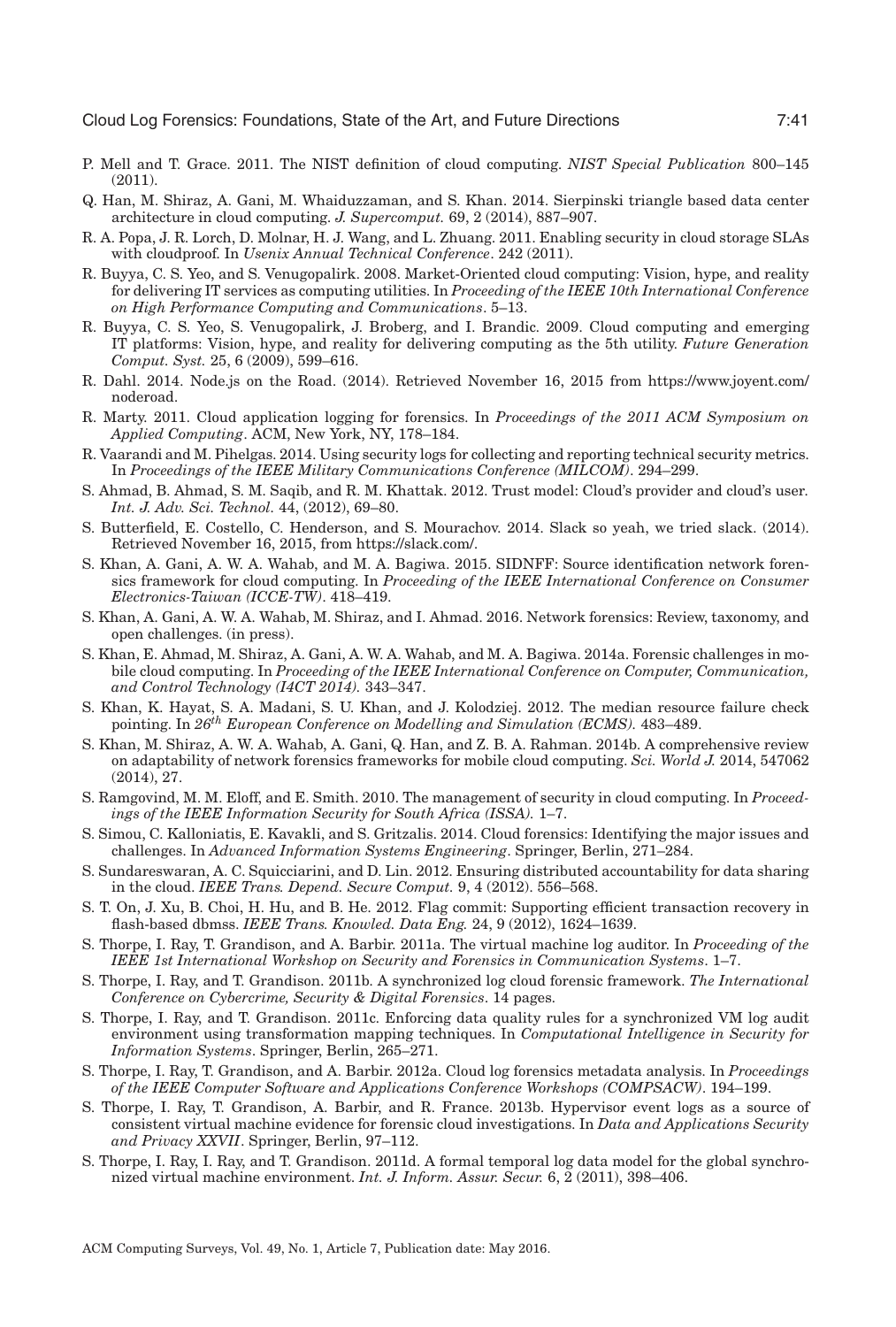P. Mell and T. Grace. 2011. The NIST definition of cloud computing. *NIST Special Publication* 800–145 (2011).

Q. Han, M. Shiraz, A. Gani, M. Whaiduzzaman, and S. Khan. 2014. Sierpinski triangle based data center architecture in cloud computing. *J. Supercomput.* 69, 2 (2014), 887–907.

R. A. Popa, J. R. Lorch, D. Molnar, H. J. Wang, and L. Zhuang. 2011. Enabling security in cloud storage SLAs with cloudproof. In *Usenix Annual Technical Conference*. 242 (2011).

R. Buyya, C. S. Yeo, and S. Venugopalirk. 2008. Market-Oriented cloud computing: Vision, hype, and reality for delivering IT services as computing utilities. In *Proceeding of the IEEE 10th International Conference on High Performance Computing and Communications*. 5–13.

R. Buyya, C. S. Yeo, S. Venugopalirk, J. Broberg, and I. Brandic. 2009. Cloud computing and emerging IT platforms: Vision, hype, and reality for delivering computing as the 5th utility. *Future Generation Comput. Syst.* 25, 6 (2009), 599–616.

R. Dahl. 2014. Node.js on the Road. (2014). Retrieved November 16, 2015 from https://www.joyent.com/noderoad.

R. Marty. 2011. Cloud application logging for forensics. In *Proceedings of the 2011 ACM Symposium on Applied Computing*. ACM, New York, NY, 178–184.

R. Vaarandi and M. Pihelgas. 2014. Using security logs for collecting and reporting technical security metrics. In *Proceedings of the IEEE Military Communications Conference (MILCOM)*. 294–299.

S. Ahmad, B. Ahmad, S. M. Saqib, and R. M. Khattak. 2012. Trust model: Cloud's provider and cloud's user. *Int. J. Adv. Sci. Technol.* 44, (2012), 69–80.

S. Butterfield, E. Costello, C. Henderson, and S. Mourachov. 2014. Slack so yeah, we tried slack. (2014). Retrieved November 16, 2015, from https://slack.com/.

S. Khan, A. Gani, A. W. A. Wahab, and M. A. Bagiwa. 2015. SIDNFF: Source identification network forensics framework for cloud computing. In *Proceeding of the IEEE International Conference on Consumer Electronics-Taiwan (ICCE-TW)*. 418–419.

S. Khan, A. Gani, A. W. A. Wahab, M. Shiraz, and I. Ahmad. 2016. Network forensics: Review, taxonomy, and open challenges. (in press).

S. Khan, E. Ahmad, M. Shiraz, A. Gani, A. W. A. Wahab, and M. A. Bagiwa. 2014a. Forensic challenges in mobile cloud computing. In *Proceeding of the IEEE International Conference on Computer, Communication, and Control Technology (I4CT 2014).* 343–347.

S. Khan, K. Hayat, S. A. Madani, S. U. Khan, and J. Kolodziej. 2012. The median resource failure check pointing. In *26th European Conference on Modelling and Simulation (ECMS).* 483–489.

S. Khan, M. Shiraz, A. W. A. Wahab, A. Gani, Q. Han, and Z. B. A. Rahman. 2014b. A comprehensive review on adaptability of network forensics frameworks for mobile cloud computing. *Sci. World J.* 2014, 547062 (2014), 27.

S. Ramgovind, M. M. Eloff, and E. Smith. 2010. The management of security in cloud computing. In *Proceedings of the IEEE Information Security for South Africa (ISSA).* 1–7.

S. Simou, C. Kalloniatis, E. Kavakli, and S. Gritzalis. 2014. Cloud forensics: Identifying the major issues and challenges. In *Advanced Information Systems Engineering*. Springer, Berlin, 271–284.

S. Sundareswaran, A. C. Squicciarini, and D. Lin. 2012. Ensuring distributed accountability for data sharing in the cloud. *IEEE Trans. Depend. Secure Comput.* 9, 4 (2012). 556–568.

S. T. On, J. Xu, B. Choi, H. Hu, and B. He. 2012. Flag commit: Supporting efficient transaction recovery in flash-based dbmss. *IEEE Trans. Knowled. Data Eng.* 24, 9 (2012), 1624–1639.

S. Thorpe, I. Ray, T. Grandison, and A. Barbir. 2011a. The virtual machine log auditor. In *Proceeding of the IEEE 1st International Workshop on Security and Forensics in Communication Systems*. 1–7.

S. Thorpe, I. Ray, and T. Grandison. 2011b. A synchronized log cloud forensic framework. *The International Conference on Cybercrime, Security & Digital Forensics*. 14 pages.

S. Thorpe, I. Ray, and T. Grandison. 2011c. Enforcing data quality rules for a synchronized VM log audit environment using transformation mapping techniques. In *Computational Intelligence in Security for Information Systems*. Springer, Berlin, 265–271.

S. Thorpe, I. Ray, T. Grandison, and A. Barbir. 2012a. Cloud log forensics metadata analysis. In *Proceedings of the IEEE Computer Software and Applications Conference Workshops (COMPSACW)*. 194–199.

S. Thorpe, I. Ray, T. Grandison, A. Barbir, and R. France. 2013b. Hypervisor event logs as a source of consistent virtual machine evidence for forensic cloud investigations. In *Data and Applications Security and Privacy XXVII*. Springer, Berlin, 97–112.

S. Thorpe, I. Ray, I. Ray, and T. Grandison. 2011d. A formal temporal log data model for the global synchronized virtual machine environment. *Int. J. Inform. Assur. Secur.* 6, 2 (2011), 398–406.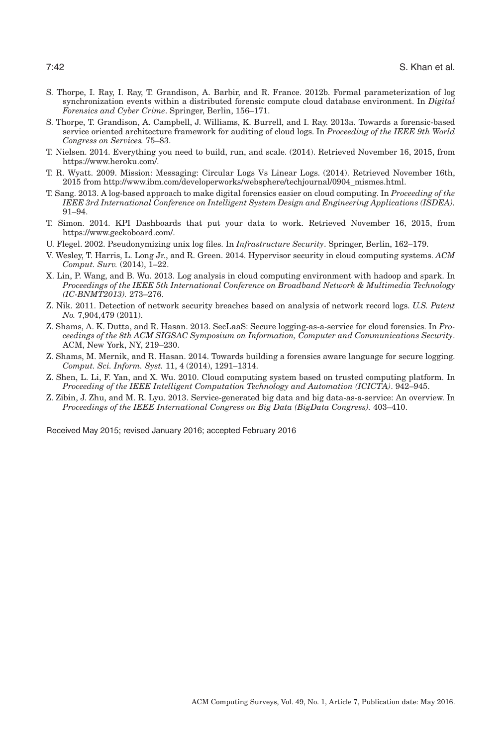S. Thorpe, I. Ray, I. Ray, T. Grandison, A. Barbir, and R. France. 2012b. Formal parameterization of log synchronization events within a distributed forensic compute cloud database environment. In *Digital Forensics and Cyber Crime*. Springer, Berlin, 156–171.

S. Thorpe, T. Grandison, A. Campbell, J. Williams, K. Burrell, and I. Ray. 2013a. Towards a forensic-based service oriented architecture framework for auditing of cloud logs. In *Proceeding of the IEEE 9th World Congress on Services.* 75–83.

T. Nielsen. 2014. Everything you need to build, run, and scale. (2014). Retrieved November 16, 2015, from https://www.heroku.com/.

T. R. Wyatt. 2009. Mission: Messaging: Circular Logs Vs Linear Logs. (2014). Retrieved November 16th, 2015 from http://www.ibm.com/developerworks/websphere/techjournal/0904_mismes.html.

T. Sang. 2013. A log-based approach to make digital forensics easier on cloud computing. In *Proceeding of the IEEE 3rd International Conference on Intelligent System Design and Engineering Applications (ISDEA).* 91–94.

T. Simon. 2014. KPI Dashboards that put your data to work. Retrieved November 16, 2015, from https://www.geckoboard.com/.

U. Flegel. 2002. Pseudonymizing unix log files. In *Infrastructure Security*. Springer, Berlin, 162–179.

V. Wesley, T. Harris, L. Long Jr., and R. Green. 2014. Hypervisor security in cloud computing systems. *ACM Comput. Surv.* (2014), 1–22.

X. Lin, P. Wang, and B. Wu. 2013. Log analysis in cloud computing environment with hadoop and spark. In *Proceedings of the IEEE 5th International Conference on Broadband Network & Multimedia Technology (IC-BNMT2013).* 273–276.

Z. Nik. 2011. Detection of network security breaches based on analysis of network record logs. *U.S. Patent No.* 7,904,479 (2011).

Z. Shams, A. K. Dutta, and R. Hasan. 2013. SecLaaS: Secure logging-as-a-service for cloud forensics. In *Proceedings of the 8th ACM SIGSAC Symposium on Information, Computer and Communications Security*. ACM, New York, NY, 219–230.

Z. Shams, M. Mernik, and R. Hasan. 2014. Towards building a forensics aware language for secure logging. *Comput. Sci. Inform. Syst.* 11, 4 (2014), 1291–1314.

Z. Shen, L. Li, F. Yan, and X. Wu. 2010. Cloud computing system based on trusted computing platform. In *Proceeding of the IEEE Intelligent Computation Technology and Automation (ICICTA)*. 942–945.

Z. Zibin, J. Zhu, and M. R. Lyu. 2013. Service-generated big data and big data-as-a-service: An overview. In *Proceedings of the IEEE International Congress on Big Data (BigData Congress).* 403–410.

Received May 2015; revised January 2016; accepted February 2016